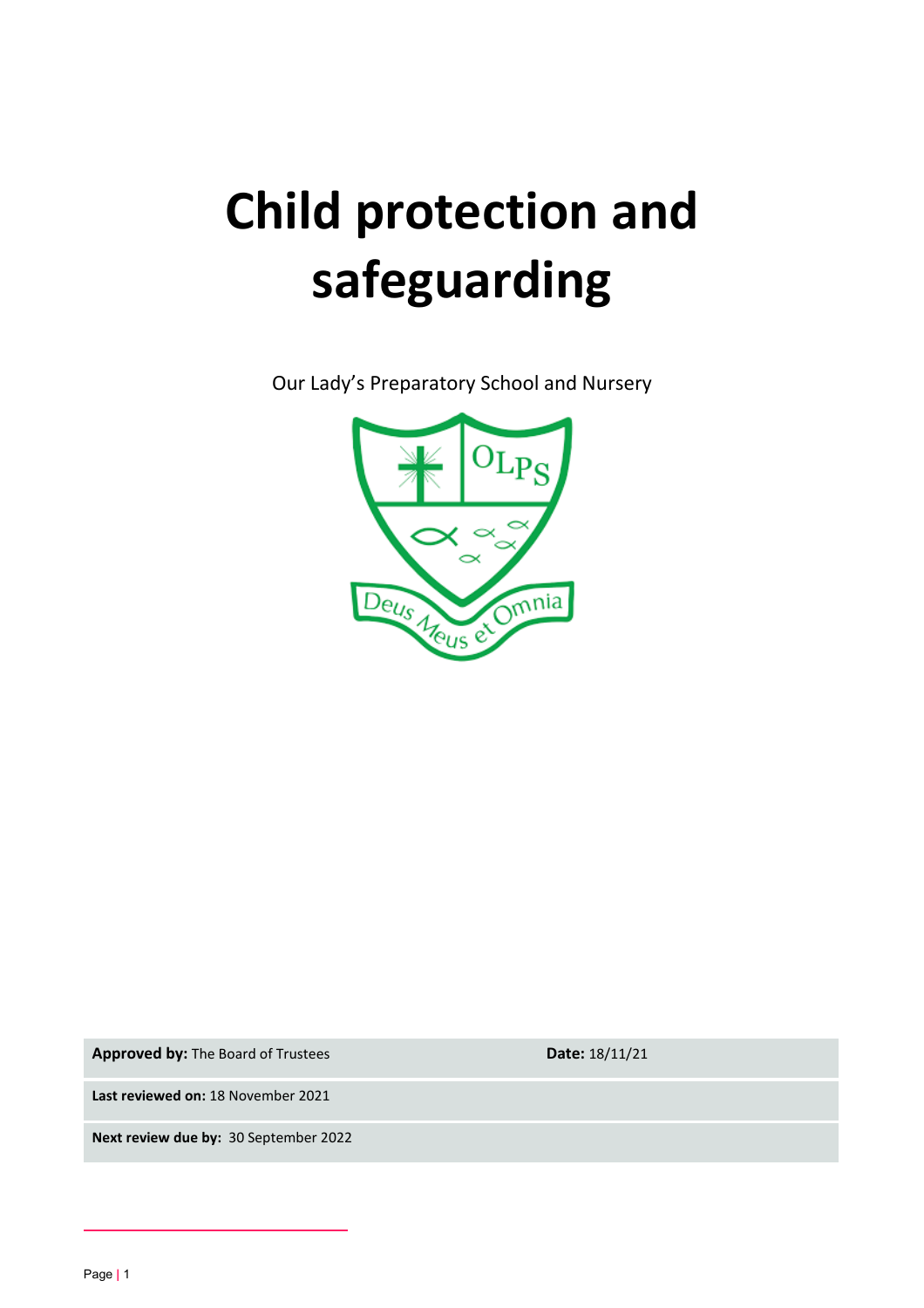# Child protection and safeguarding

Our Lady's Preparatory School and Nursery

| | |
|---|---|
| **Approved by:** The Board of Trustees | **Date:** 18/11/21 |
| **Last reviewed on:** 18 November 2021 | |
| **Next review due by:** 30 September 2022 | |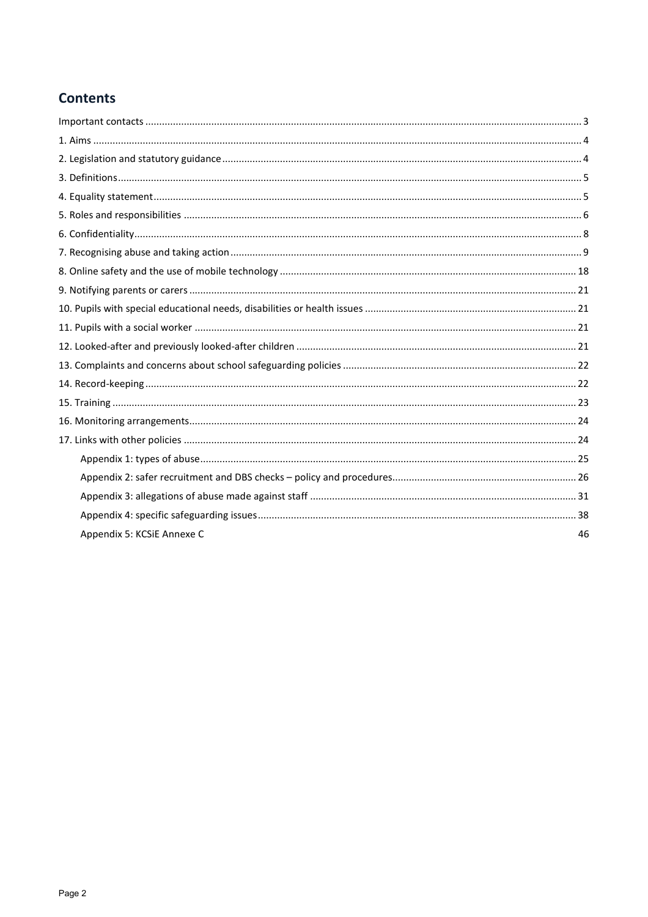## Contents

Important contacts ... 3
1. Aims ... 4
2. Legislation and statutory guidance ... 4
3. Definitions ... 5
4. Equality statement ... 5
5. Roles and responsibilities ... 6
6. Confidentiality ... 8
7. Recognising abuse and taking action ... 9
8. Online safety and the use of mobile technology ... 18
9. Notifying parents or carers ... 21
10. Pupils with special educational needs, disabilities or health issues ... 21
11. Pupils with a social worker ... 21
12. Looked-after and previously looked-after children ... 21
13. Complaints and concerns about school safeguarding policies ... 22
14. Record-keeping ... 22
15. Training ... 23
16. Monitoring arrangements ... 24
17. Links with other policies ... 24

- Appendix 1: types of abuse ... 25
- Appendix 2: safer recruitment and DBS checks – policy and procedures ... 26
- Appendix 3: allegations of abuse made against staff ... 31
- Appendix 4: specific safeguarding issues ... 38
- Appendix 5: KCSiE Annexe C 46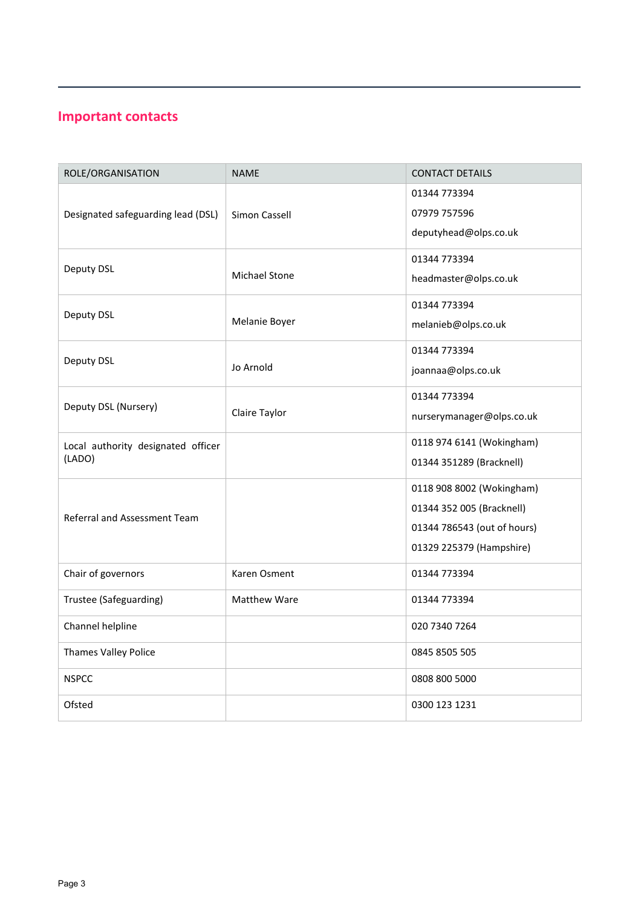## Important contacts

| ROLE/ORGANISATION | NAME | CONTACT DETAILS |
|---|---|---|
| Designated safeguarding lead (DSL) | Simon Cassell | 01344 773394<br>07979 757596<br>deputyhead@olps.co.uk |
| Deputy DSL | Michael Stone | 01344 773394<br>headmaster@olps.co.uk |
| Deputy DSL | Melanie Boyer | 01344 773394<br>melanieb@olps.co.uk |
| Deputy DSL | Jo Arnold | 01344 773394<br>joannaa@olps.co.uk |
| Deputy DSL (Nursery) | Claire Taylor | 01344 773394<br>nurserymanager@olps.co.uk |
| Local authority designated officer (LADO) | | 0118 974 6141 (Wokingham)<br>01344 351289 (Bracknell) |
| Referral and Assessment Team | | 0118 908 8002 (Wokingham)<br>01344 352 005 (Bracknell)<br>01344 786543 (out of hours)<br>01329 225379 (Hampshire) |
| Chair of governors | Karen Osment | 01344 773394 |
| Trustee (Safeguarding) | Matthew Ware | 01344 773394 |
| Channel helpline | | 020 7340 7264 |
| Thames Valley Police | | 0845 8505 505 |
| NSPCC | | 0808 800 5000 |
| Ofsted | | 0300 123 1231 |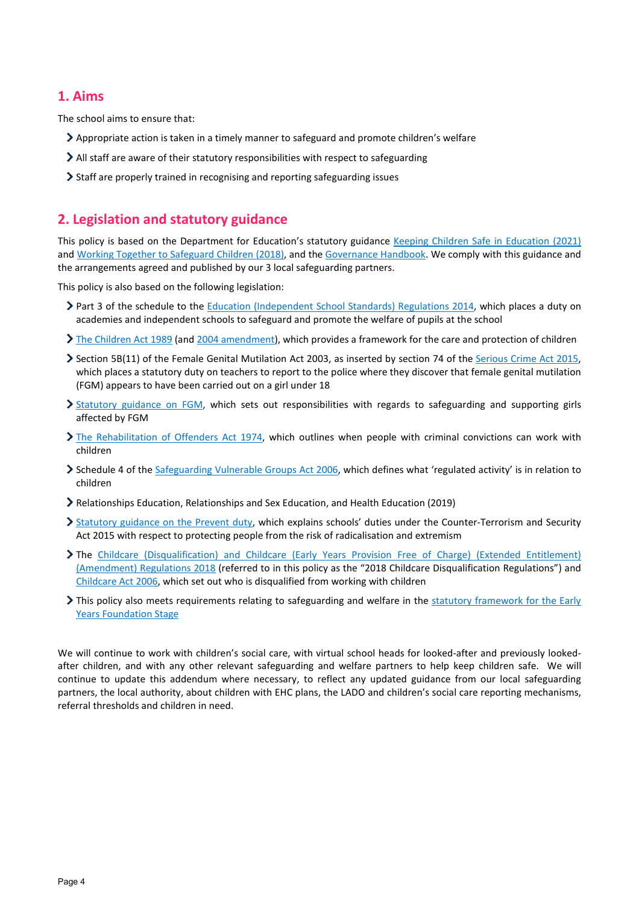## 1. Aims

The school aims to ensure that:

- Appropriate action is taken in a timely manner to safeguard and promote children's welfare
- All staff are aware of their statutory responsibilities with respect to safeguarding
- Staff are properly trained in recognising and reporting safeguarding issues

## 2. Legislation and statutory guidance

This policy is based on the Department for Education's statutory guidance Keeping Children Safe in Education (2021) and Working Together to Safeguard Children (2018), and the Governance Handbook. We comply with this guidance and the arrangements agreed and published by our 3 local safeguarding partners.

This policy is also based on the following legislation:

- Part 3 of the schedule to the Education (Independent School Standards) Regulations 2014, which places a duty on academies and independent schools to safeguard and promote the welfare of pupils at the school
- The Children Act 1989 (and 2004 amendment), which provides a framework for the care and protection of children
- Section 5B(11) of the Female Genital Mutilation Act 2003, as inserted by section 74 of the Serious Crime Act 2015, which places a statutory duty on teachers to report to the police where they discover that female genital mutilation (FGM) appears to have been carried out on a girl under 18
- Statutory guidance on FGM, which sets out responsibilities with regards to safeguarding and supporting girls affected by FGM
- The Rehabilitation of Offenders Act 1974, which outlines when people with criminal convictions can work with children
- Schedule 4 of the Safeguarding Vulnerable Groups Act 2006, which defines what 'regulated activity' is in relation to children
- Relationships Education, Relationships and Sex Education, and Health Education (2019)
- Statutory guidance on the Prevent duty, which explains schools' duties under the Counter-Terrorism and Security Act 2015 with respect to protecting people from the risk of radicalisation and extremism
- The Childcare (Disqualification) and Childcare (Early Years Provision Free of Charge) (Extended Entitlement) (Amendment) Regulations 2018 (referred to in this policy as the "2018 Childcare Disqualification Regulations") and Childcare Act 2006, which set out who is disqualified from working with children
- This policy also meets requirements relating to safeguarding and welfare in the statutory framework for the Early Years Foundation Stage

We will continue to work with children's social care, with virtual school heads for looked-after and previously looked-after children, and with any other relevant safeguarding and welfare partners to help keep children safe. We will continue to update this addendum where necessary, to reflect any updated guidance from our local safeguarding partners, the local authority, about children with EHC plans, the LADO and children's social care reporting mechanisms, referral thresholds and children in need.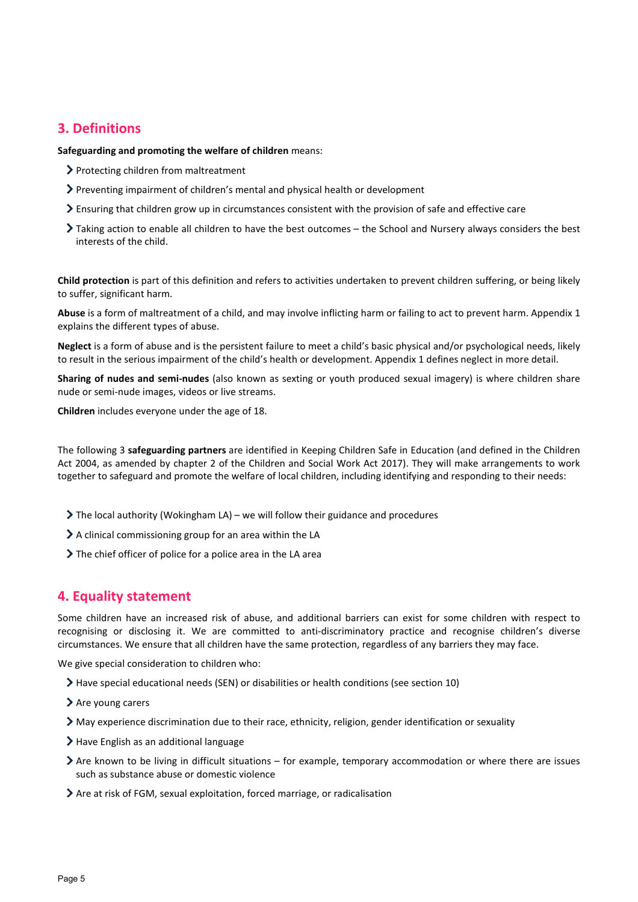## 3. Definitions

**Safeguarding and promoting the welfare of children** means:

- Protecting children from maltreatment
- Preventing impairment of children's mental and physical health or development
- Ensuring that children grow up in circumstances consistent with the provision of safe and effective care
- Taking action to enable all children to have the best outcomes – the School and Nursery always considers the best interests of the child.

**Child protection** is part of this definition and refers to activities undertaken to prevent children suffering, or being likely to suffer, significant harm.

**Abuse** is a form of maltreatment of a child, and may involve inflicting harm or failing to act to prevent harm. Appendix 1 explains the different types of abuse.

**Neglect** is a form of abuse and is the persistent failure to meet a child's basic physical and/or psychological needs, likely to result in the serious impairment of the child's health or development. Appendix 1 defines neglect in more detail.

**Sharing of nudes and semi-nudes** (also known as sexting or youth produced sexual imagery) is where children share nude or semi-nude images, videos or live streams.

**Children** includes everyone under the age of 18.

The following 3 **safeguarding partners** are identified in Keeping Children Safe in Education (and defined in the Children Act 2004, as amended by chapter 2 of the Children and Social Work Act 2017). They will make arrangements to work together to safeguard and promote the welfare of local children, including identifying and responding to their needs:

- The local authority (Wokingham LA) – we will follow their guidance and procedures
- A clinical commissioning group for an area within the LA
- The chief officer of police for a police area in the LA area

## 4. Equality statement

Some children have an increased risk of abuse, and additional barriers can exist for some children with respect to recognising or disclosing it. We are committed to anti-discriminatory practice and recognise children's diverse circumstances. We ensure that all children have the same protection, regardless of any barriers they may face.

We give special consideration to children who:

- Have special educational needs (SEN) or disabilities or health conditions (see section 10)
- Are young carers
- May experience discrimination due to their race, ethnicity, religion, gender identification or sexuality
- Have English as an additional language
- Are known to be living in difficult situations – for example, temporary accommodation or where there are issues such as substance abuse or domestic violence
- Are at risk of FGM, sexual exploitation, forced marriage, or radicalisation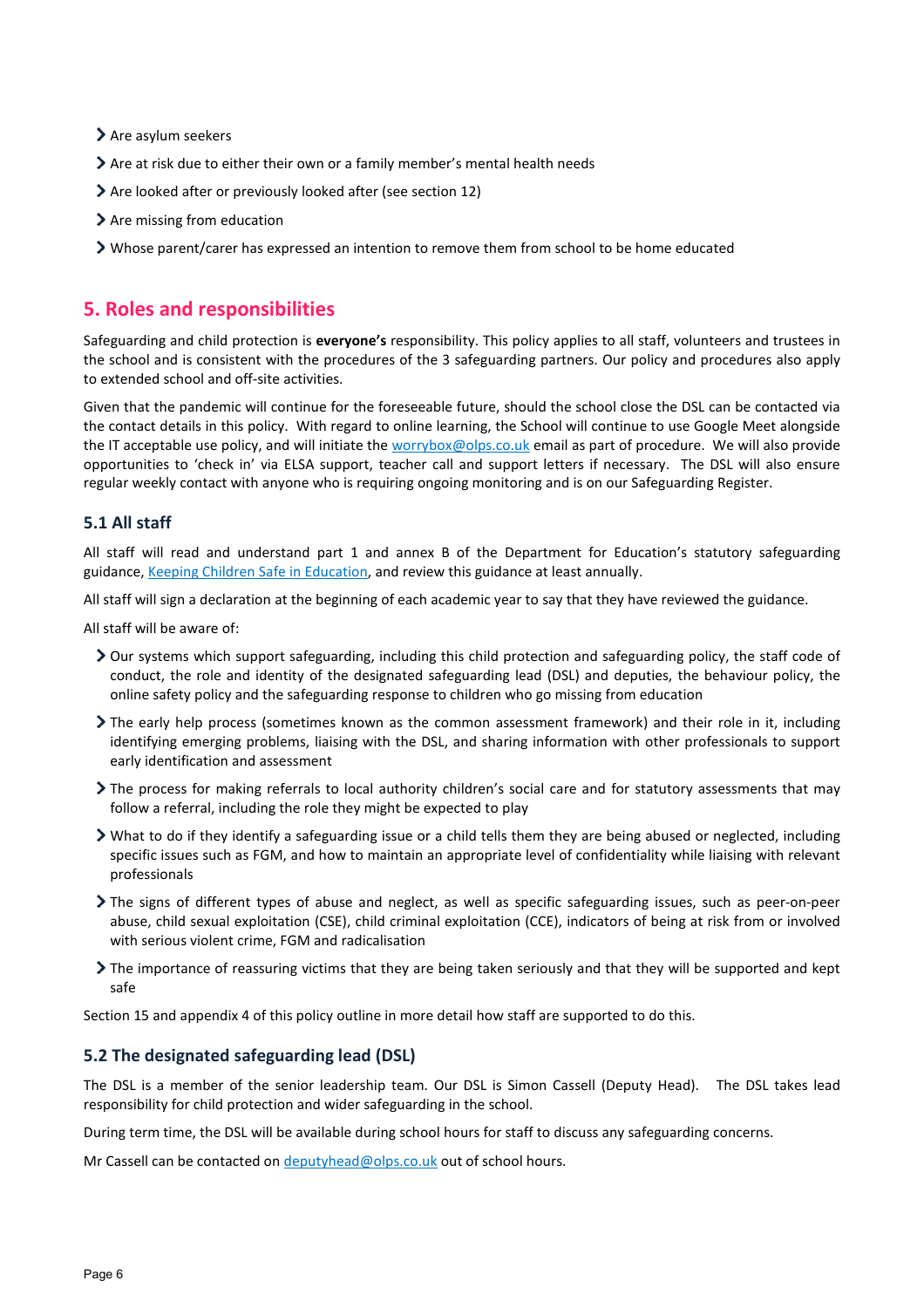- Are asylum seekers
- Are at risk due to either their own or a family member's mental health needs
- Are looked after or previously looked after (see section 12)
- Are missing from education
- Whose parent/carer has expressed an intention to remove them from school to be home educated

## 5. Roles and responsibilities

Safeguarding and child protection is **everyone's** responsibility. This policy applies to all staff, volunteers and trustees in the school and is consistent with the procedures of the 3 safeguarding partners. Our policy and procedures also apply to extended school and off-site activities.

Given that the pandemic will continue for the foreseeable future, should the school close the DSL can be contacted via the contact details in this policy. With regard to online learning, the School will continue to use Google Meet alongside the IT acceptable use policy, and will initiate the worrybox@olps.co.uk email as part of procedure. We will also provide opportunities to 'check in' via ELSA support, teacher call and support letters if necessary. The DSL will also ensure regular weekly contact with anyone who is requiring ongoing monitoring and is on our Safeguarding Register.

### 5.1 All staff

All staff will read and understand part 1 and annex B of the Department for Education's statutory safeguarding guidance, Keeping Children Safe in Education, and review this guidance at least annually.

All staff will sign a declaration at the beginning of each academic year to say that they have reviewed the guidance.

All staff will be aware of:

- Our systems which support safeguarding, including this child protection and safeguarding policy, the staff code of conduct, the role and identity of the designated safeguarding lead (DSL) and deputies, the behaviour policy, the online safety policy and the safeguarding response to children who go missing from education
- The early help process (sometimes known as the common assessment framework) and their role in it, including identifying emerging problems, liaising with the DSL, and sharing information with other professionals to support early identification and assessment
- The process for making referrals to local authority children's social care and for statutory assessments that may follow a referral, including the role they might be expected to play
- What to do if they identify a safeguarding issue or a child tells them they are being abused or neglected, including specific issues such as FGM, and how to maintain an appropriate level of confidentiality while liaising with relevant professionals
- The signs of different types of abuse and neglect, as well as specific safeguarding issues, such as peer-on-peer abuse, child sexual exploitation (CSE), child criminal exploitation (CCE), indicators of being at risk from or involved with serious violent crime, FGM and radicalisation
- The importance of reassuring victims that they are being taken seriously and that they will be supported and kept safe

Section 15 and appendix 4 of this policy outline in more detail how staff are supported to do this.

### 5.2 The designated safeguarding lead (DSL)

The DSL is a member of the senior leadership team. Our DSL is Simon Cassell (Deputy Head). The DSL takes lead responsibility for child protection and wider safeguarding in the school.

During term time, the DSL will be available during school hours for staff to discuss any safeguarding concerns.

Mr Cassell can be contacted on deputyhead@olps.co.uk out of school hours.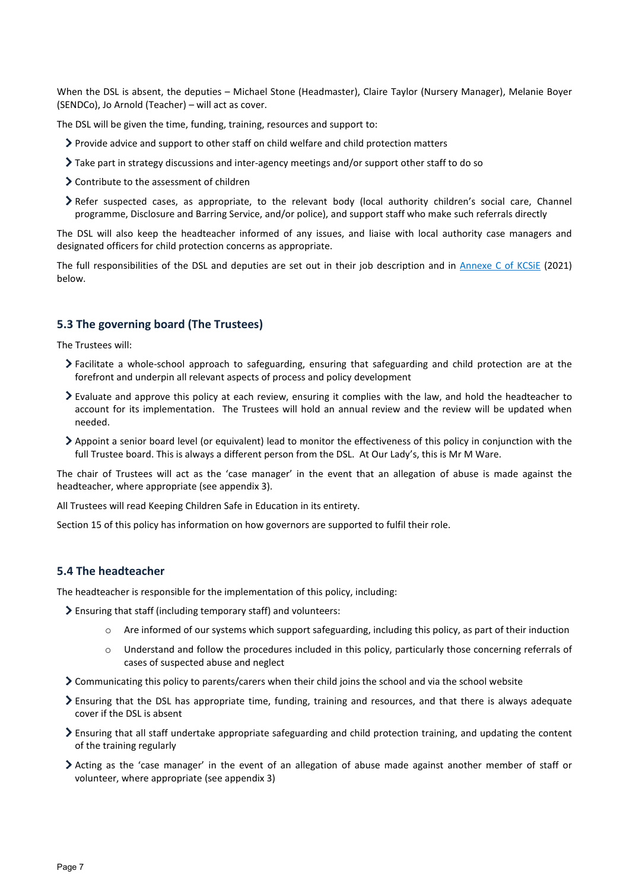When the DSL is absent, the deputies – Michael Stone (Headmaster), Claire Taylor (Nursery Manager), Melanie Boyer (SENDCo), Jo Arnold (Teacher) – will act as cover.

The DSL will be given the time, funding, training, resources and support to:

- Provide advice and support to other staff on child welfare and child protection matters
- Take part in strategy discussions and inter-agency meetings and/or support other staff to do so
- Contribute to the assessment of children
- Refer suspected cases, as appropriate, to the relevant body (local authority children's social care, Channel programme, Disclosure and Barring Service, and/or police), and support staff who make such referrals directly

The DSL will also keep the headteacher informed of any issues, and liaise with local authority case managers and designated officers for child protection concerns as appropriate.

The full responsibilities of the DSL and deputies are set out in their job description and in Annexe C of KCSiE (2021) below.

### 5.3 The governing board (The Trustees)

The Trustees will:

- Facilitate a whole-school approach to safeguarding, ensuring that safeguarding and child protection are at the forefront and underpin all relevant aspects of process and policy development
- Evaluate and approve this policy at each review, ensuring it complies with the law, and hold the headteacher to account for its implementation. The Trustees will hold an annual review and the review will be updated when needed.
- Appoint a senior board level (or equivalent) lead to monitor the effectiveness of this policy in conjunction with the full Trustee board. This is always a different person from the DSL. At Our Lady's, this is Mr M Ware.

The chair of Trustees will act as the 'case manager' in the event that an allegation of abuse is made against the headteacher, where appropriate (see appendix 3).

All Trustees will read Keeping Children Safe in Education in its entirety.

Section 15 of this policy has information on how governors are supported to fulfil their role.

### 5.4 The headteacher

The headteacher is responsible for the implementation of this policy, including:

- Ensuring that staff (including temporary staff) and volunteers:
  - Are informed of our systems which support safeguarding, including this policy, as part of their induction
  - Understand and follow the procedures included in this policy, particularly those concerning referrals of cases of suspected abuse and neglect
- Communicating this policy to parents/carers when their child joins the school and via the school website
- Ensuring that the DSL has appropriate time, funding, training and resources, and that there is always adequate cover if the DSL is absent
- Ensuring that all staff undertake appropriate safeguarding and child protection training, and updating the content of the training regularly
- Acting as the 'case manager' in the event of an allegation of abuse made against another member of staff or volunteer, where appropriate (see appendix 3)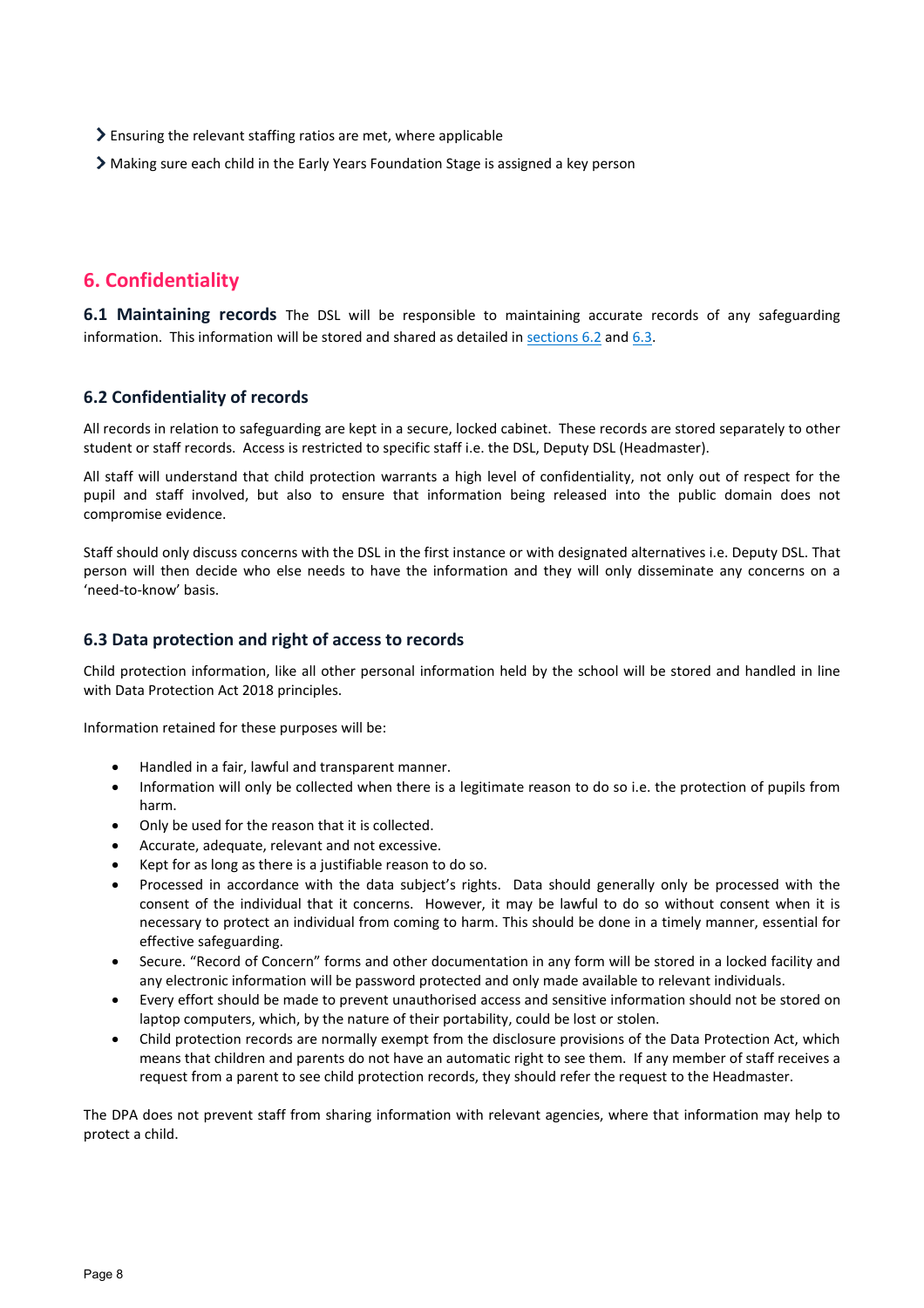- Ensuring the relevant staffing ratios are met, where applicable
- Making sure each child in the Early Years Foundation Stage is assigned a key person

## 6. Confidentiality

**6.1 Maintaining records** The DSL will be responsible to maintaining accurate records of any safeguarding information. This information will be stored and shared as detailed in sections 6.2 and 6.3.

### 6.2 Confidentiality of records

All records in relation to safeguarding are kept in a secure, locked cabinet. These records are stored separately to other student or staff records. Access is restricted to specific staff i.e. the DSL, Deputy DSL (Headmaster).

All staff will understand that child protection warrants a high level of confidentiality, not only out of respect for the pupil and staff involved, but also to ensure that information being released into the public domain does not compromise evidence.

Staff should only discuss concerns with the DSL in the first instance or with designated alternatives i.e. Deputy DSL. That person will then decide who else needs to have the information and they will only disseminate any concerns on a 'need-to-know' basis.

### 6.3 Data protection and right of access to records

Child protection information, like all other personal information held by the school will be stored and handled in line with Data Protection Act 2018 principles.

Information retained for these purposes will be:

- Handled in a fair, lawful and transparent manner.
- Information will only be collected when there is a legitimate reason to do so i.e. the protection of pupils from harm.
- Only be used for the reason that it is collected.
- Accurate, adequate, relevant and not excessive.
- Kept for as long as there is a justifiable reason to do so.
- Processed in accordance with the data subject's rights. Data should generally only be processed with the consent of the individual that it concerns. However, it may be lawful to do so without consent when it is necessary to protect an individual from coming to harm. This should be done in a timely manner, essential for effective safeguarding.
- Secure. "Record of Concern" forms and other documentation in any form will be stored in a locked facility and any electronic information will be password protected and only made available to relevant individuals.
- Every effort should be made to prevent unauthorised access and sensitive information should not be stored on laptop computers, which, by the nature of their portability, could be lost or stolen.
- Child protection records are normally exempt from the disclosure provisions of the Data Protection Act, which means that children and parents do not have an automatic right to see them. If any member of staff receives a request from a parent to see child protection records, they should refer the request to the Headmaster.

The DPA does not prevent staff from sharing information with relevant agencies, where that information may help to protect a child.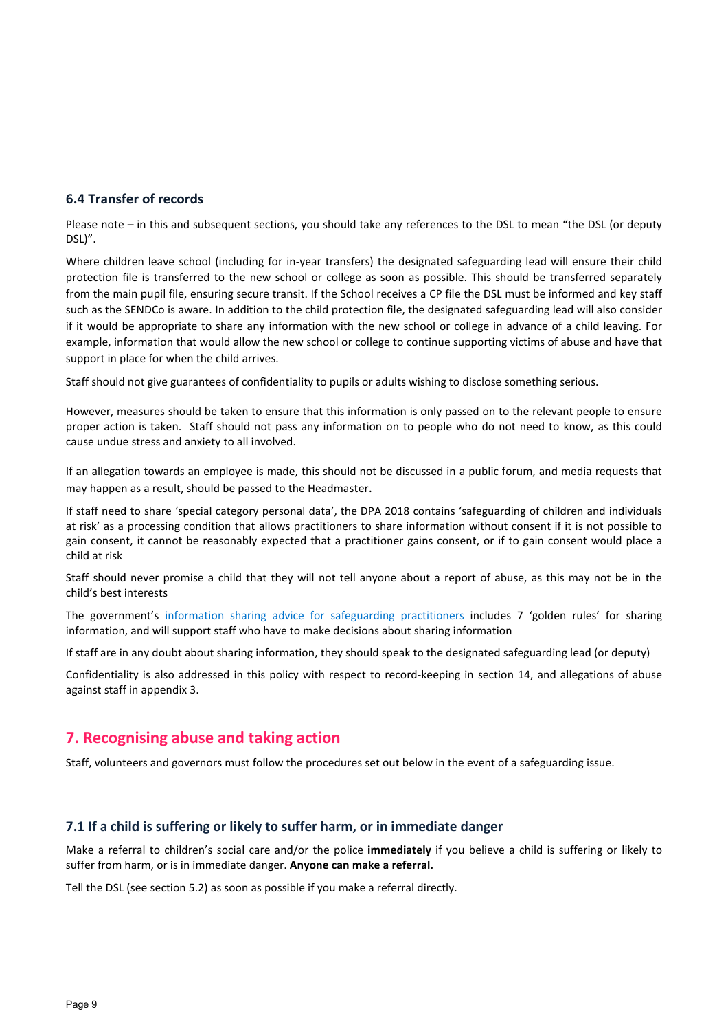### 6.4 Transfer of records

Please note – in this and subsequent sections, you should take any references to the DSL to mean "the DSL (or deputy DSL)".

Where children leave school (including for in-year transfers) the designated safeguarding lead will ensure their child protection file is transferred to the new school or college as soon as possible. This should be transferred separately from the main pupil file, ensuring secure transit. If the School receives a CP file the DSL must be informed and key staff such as the SENDCo is aware. In addition to the child protection file, the designated safeguarding lead will also consider if it would be appropriate to share any information with the new school or college in advance of a child leaving. For example, information that would allow the new school or college to continue supporting victims of abuse and have that support in place for when the child arrives.

Staff should not give guarantees of confidentiality to pupils or adults wishing to disclose something serious.

However, measures should be taken to ensure that this information is only passed on to the relevant people to ensure proper action is taken. Staff should not pass any information on to people who do not need to know, as this could cause undue stress and anxiety to all involved.

If an allegation towards an employee is made, this should not be discussed in a public forum, and media requests that may happen as a result, should be passed to the Headmaster.

If staff need to share 'special category personal data', the DPA 2018 contains 'safeguarding of children and individuals at risk' as a processing condition that allows practitioners to share information without consent if it is not possible to gain consent, it cannot be reasonably expected that a practitioner gains consent, or if to gain consent would place a child at risk

Staff should never promise a child that they will not tell anyone about a report of abuse, as this may not be in the child's best interests

The government's [information sharing advice for safeguarding practitioners]() includes 7 'golden rules' for sharing information, and will support staff who have to make decisions about sharing information

If staff are in any doubt about sharing information, they should speak to the designated safeguarding lead (or deputy)

Confidentiality is also addressed in this policy with respect to record-keeping in section 14, and allegations of abuse against staff in appendix 3.

## 7. Recognising abuse and taking action

Staff, volunteers and governors must follow the procedures set out below in the event of a safeguarding issue.

### 7.1 If a child is suffering or likely to suffer harm, or in immediate danger

Make a referral to children's social care and/or the police **immediately** if you believe a child is suffering or likely to suffer from harm, or is in immediate danger. **Anyone can make a referral.**

Tell the DSL (see section 5.2) as soon as possible if you make a referral directly.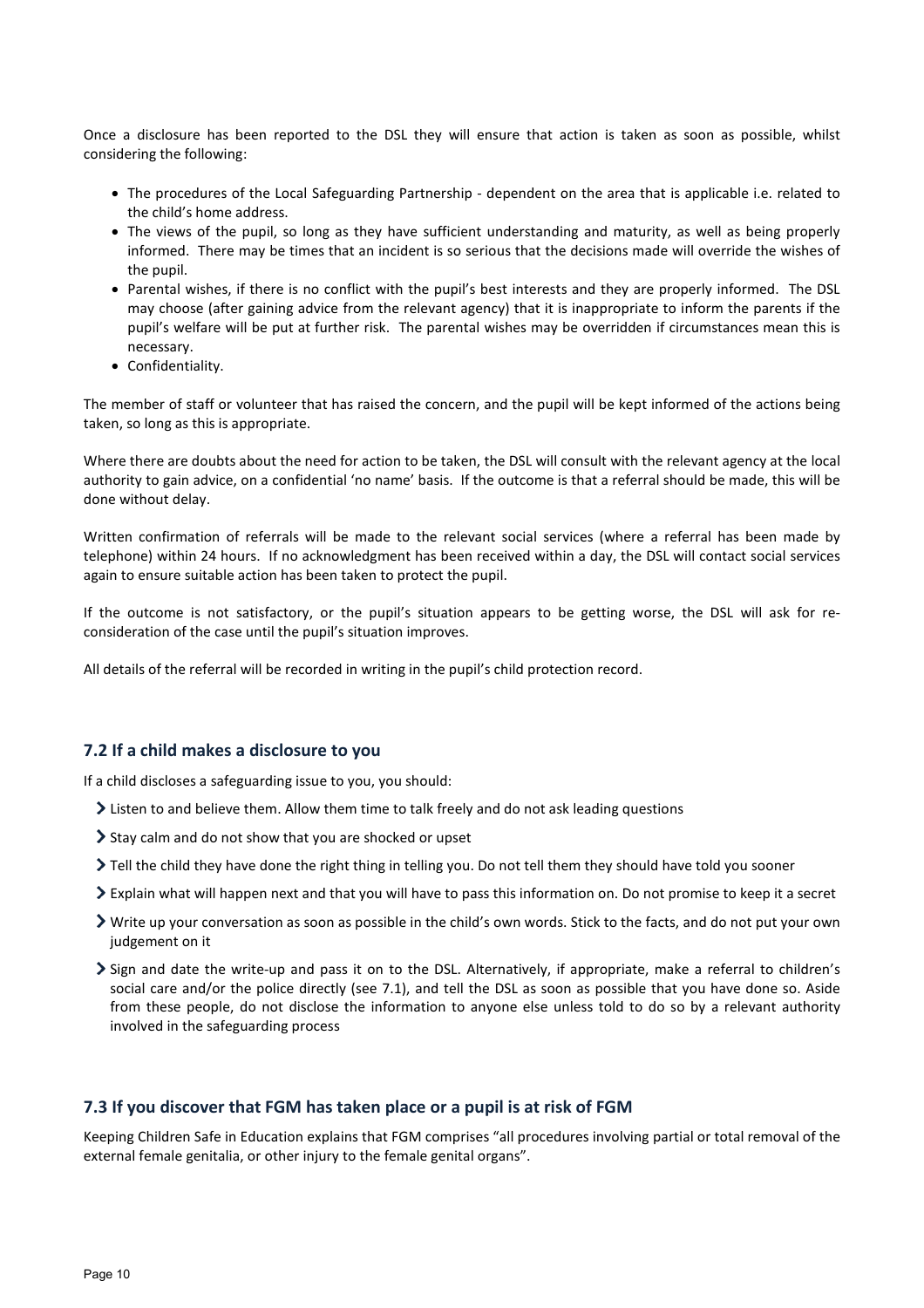Once a disclosure has been reported to the DSL they will ensure that action is taken as soon as possible, whilst considering the following:

- The procedures of the Local Safeguarding Partnership - dependent on the area that is applicable i.e. related to the child's home address.
- The views of the pupil, so long as they have sufficient understanding and maturity, as well as being properly informed. There may be times that an incident is so serious that the decisions made will override the wishes of the pupil.
- Parental wishes, if there is no conflict with the pupil's best interests and they are properly informed. The DSL may choose (after gaining advice from the relevant agency) that it is inappropriate to inform the parents if the pupil's welfare will be put at further risk. The parental wishes may be overridden if circumstances mean this is necessary.
- Confidentiality.

The member of staff or volunteer that has raised the concern, and the pupil will be kept informed of the actions being taken, so long as this is appropriate.

Where there are doubts about the need for action to be taken, the DSL will consult with the relevant agency at the local authority to gain advice, on a confidential 'no name' basis. If the outcome is that a referral should be made, this will be done without delay.

Written confirmation of referrals will be made to the relevant social services (where a referral has been made by telephone) within 24 hours. If no acknowledgment has been received within a day, the DSL will contact social services again to ensure suitable action has been taken to protect the pupil.

If the outcome is not satisfactory, or the pupil's situation appears to be getting worse, the DSL will ask for re-consideration of the case until the pupil's situation improves.

All details of the referral will be recorded in writing in the pupil's child protection record.

### 7.2 If a child makes a disclosure to you

If a child discloses a safeguarding issue to you, you should:

- Listen to and believe them. Allow them time to talk freely and do not ask leading questions
- Stay calm and do not show that you are shocked or upset
- Tell the child they have done the right thing in telling you. Do not tell them they should have told you sooner
- Explain what will happen next and that you will have to pass this information on. Do not promise to keep it a secret
- Write up your conversation as soon as possible in the child's own words. Stick to the facts, and do not put your own judgement on it
- Sign and date the write-up and pass it on to the DSL. Alternatively, if appropriate, make a referral to children's social care and/or the police directly (see 7.1), and tell the DSL as soon as possible that you have done so. Aside from these people, do not disclose the information to anyone else unless told to do so by a relevant authority involved in the safeguarding process

### 7.3 If you discover that FGM has taken place or a pupil is at risk of FGM

Keeping Children Safe in Education explains that FGM comprises "all procedures involving partial or total removal of the external female genitalia, or other injury to the female genital organs".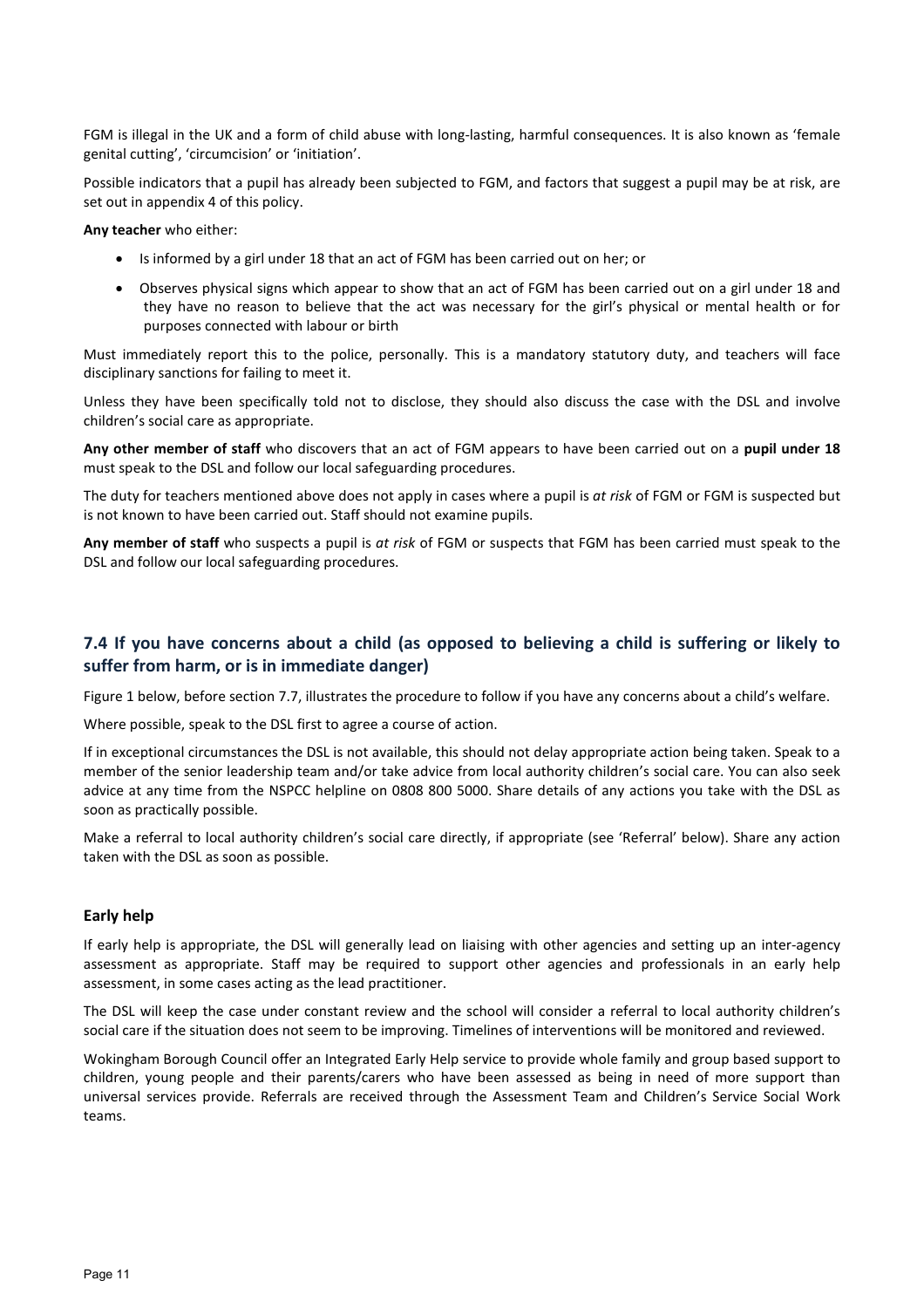FGM is illegal in the UK and a form of child abuse with long-lasting, harmful consequences. It is also known as 'female genital cutting', 'circumcision' or 'initiation'.

Possible indicators that a pupil has already been subjected to FGM, and factors that suggest a pupil may be at risk, are set out in appendix 4 of this policy.

**Any teacher** who either:

- Is informed by a girl under 18 that an act of FGM has been carried out on her; or
- Observes physical signs which appear to show that an act of FGM has been carried out on a girl under 18 and they have no reason to believe that the act was necessary for the girl's physical or mental health or for purposes connected with labour or birth

Must immediately report this to the police, personally. This is a mandatory statutory duty, and teachers will face disciplinary sanctions for failing to meet it.

Unless they have been specifically told not to disclose, they should also discuss the case with the DSL and involve children's social care as appropriate.

**Any other member of staff** who discovers that an act of FGM appears to have been carried out on a **pupil under 18** must speak to the DSL and follow our local safeguarding procedures.

The duty for teachers mentioned above does not apply in cases where a pupil is *at risk* of FGM or FGM is suspected but is not known to have been carried out. Staff should not examine pupils.

**Any member of staff** who suspects a pupil is *at risk* of FGM or suspects that FGM has been carried must speak to the DSL and follow our local safeguarding procedures.

## 7.4 If you have concerns about a child (as opposed to believing a child is suffering or likely to suffer from harm, or is in immediate danger)

Figure 1 below, before section 7.7, illustrates the procedure to follow if you have any concerns about a child's welfare.

Where possible, speak to the DSL first to agree a course of action.

If in exceptional circumstances the DSL is not available, this should not delay appropriate action being taken. Speak to a member of the senior leadership team and/or take advice from local authority children's social care. You can also seek advice at any time from the NSPCC helpline on 0808 800 5000. Share details of any actions you take with the DSL as soon as practically possible.

Make a referral to local authority children's social care directly, if appropriate (see 'Referral' below). Share any action taken with the DSL as soon as possible.

### Early help

If early help is appropriate, the DSL will generally lead on liaising with other agencies and setting up an inter-agency assessment as appropriate. Staff may be required to support other agencies and professionals in an early help assessment, in some cases acting as the lead practitioner.

The DSL will keep the case under constant review and the school will consider a referral to local authority children's social care if the situation does not seem to be improving. Timelines of interventions will be monitored and reviewed.

Wokingham Borough Council offer an Integrated Early Help service to provide whole family and group based support to children, young people and their parents/carers who have been assessed as being in need of more support than universal services provide. Referrals are received through the Assessment Team and Children's Service Social Work teams.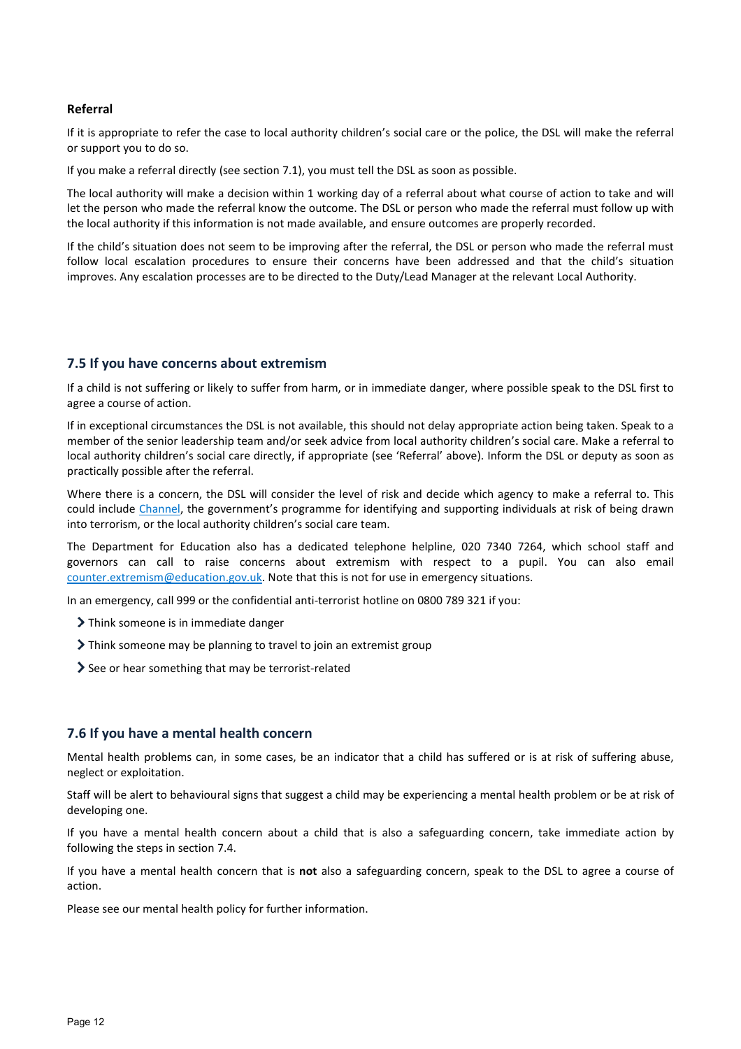**Referral**

If it is appropriate to refer the case to local authority children's social care or the police, the DSL will make the referral or support you to do so.

If you make a referral directly (see section 7.1), you must tell the DSL as soon as possible.

The local authority will make a decision within 1 working day of a referral about what course of action to take and will let the person who made the referral know the outcome. The DSL or person who made the referral must follow up with the local authority if this information is not made available, and ensure outcomes are properly recorded.

If the child's situation does not seem to be improving after the referral, the DSL or person who made the referral must follow local escalation procedures to ensure their concerns have been addressed and that the child's situation improves. Any escalation processes are to be directed to the Duty/Lead Manager at the relevant Local Authority.

## 7.5 If you have concerns about extremism

If a child is not suffering or likely to suffer from harm, or in immediate danger, where possible speak to the DSL first to agree a course of action.

If in exceptional circumstances the DSL is not available, this should not delay appropriate action being taken. Speak to a member of the senior leadership team and/or seek advice from local authority children's social care. Make a referral to local authority children's social care directly, if appropriate (see 'Referral' above). Inform the DSL or deputy as soon as practically possible after the referral.

Where there is a concern, the DSL will consider the level of risk and decide which agency to make a referral to. This could include Channel, the government's programme for identifying and supporting individuals at risk of being drawn into terrorism, or the local authority children's social care team.

The Department for Education also has a dedicated telephone helpline, 020 7340 7264, which school staff and governors can call to raise concerns about extremism with respect to a pupil. You can also email counter.extremism@education.gov.uk. Note that this is not for use in emergency situations.

In an emergency, call 999 or the confidential anti-terrorist hotline on 0800 789 321 if you:

- Think someone is in immediate danger
- Think someone may be planning to travel to join an extremist group
- See or hear something that may be terrorist-related

## 7.6 If you have a mental health concern

Mental health problems can, in some cases, be an indicator that a child has suffered or is at risk of suffering abuse, neglect or exploitation.

Staff will be alert to behavioural signs that suggest a child may be experiencing a mental health problem or be at risk of developing one.

If you have a mental health concern about a child that is also a safeguarding concern, take immediate action by following the steps in section 7.4.

If you have a mental health concern that is **not** also a safeguarding concern, speak to the DSL to agree a course of action.

Please see our mental health policy for further information.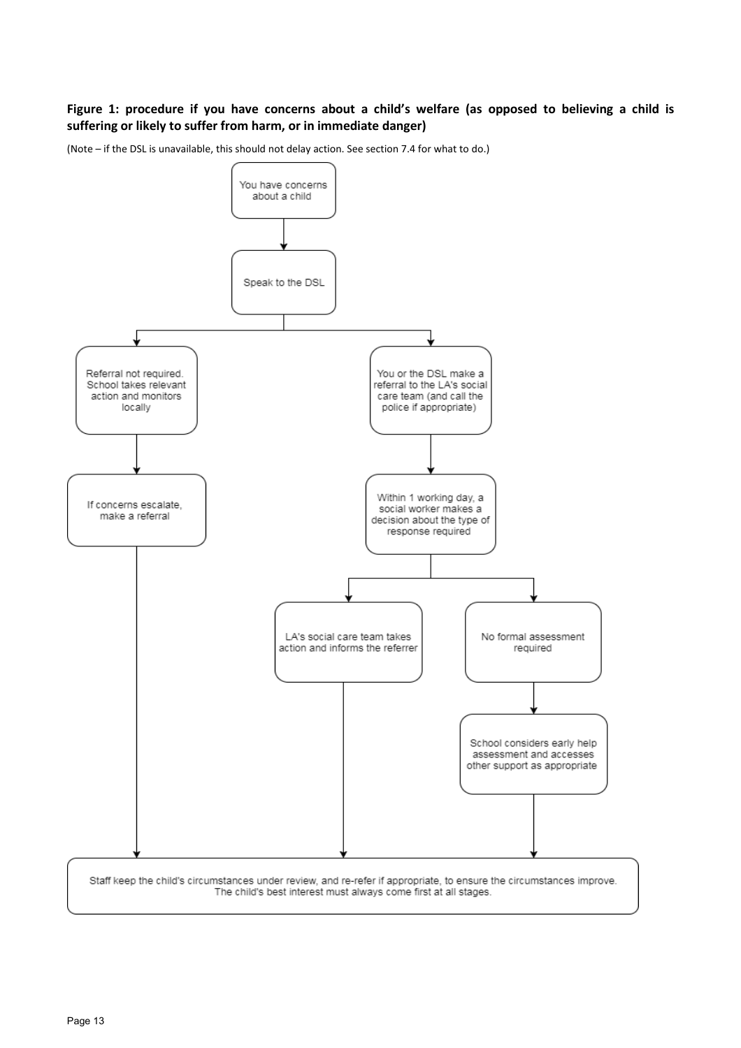**Figure 1: procedure if you have concerns about a child's welfare (as opposed to believing a child is suffering or likely to suffer from harm, or in immediate danger)**

(Note – if the DSL is unavailable, this should not delay action. See section 7.4 for what to do.)

You have concerns about a child

Speak to the DSL

Referral not required. School takes relevant action and monitors locally

If concerns escalate, make a referral

You or the DSL make a referral to the LA's social care team (and call the police if appropriate)

Within 1 working day, a social worker makes a decision about the type of response required

LA's social care team takes action and informs the referrer

No formal assessment required

School considers early help assessment and accesses other support as appropriate

Staff keep the child's circumstances under review, and re-refer if appropriate, to ensure the circumstances improve. The child's best interest must always come first at all stages.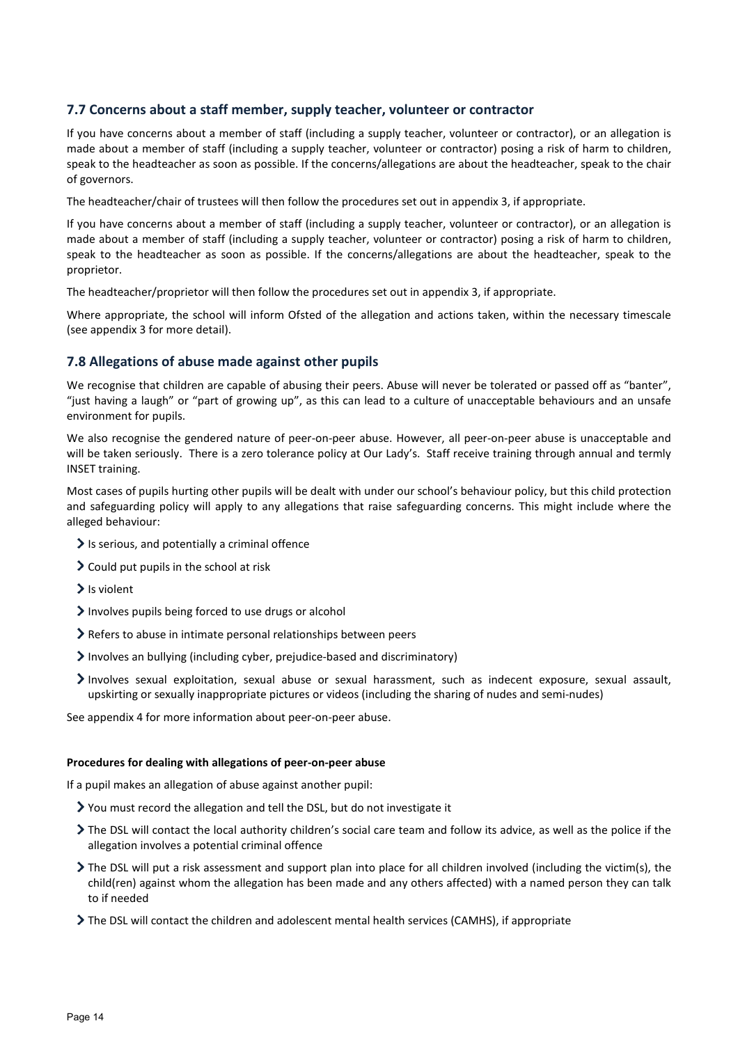### 7.7 Concerns about a staff member, supply teacher, volunteer or contractor

If you have concerns about a member of staff (including a supply teacher, volunteer or contractor), or an allegation is made about a member of staff (including a supply teacher, volunteer or contractor) posing a risk of harm to children, speak to the headteacher as soon as possible. If the concerns/allegations are about the headteacher, speak to the chair of governors.

The headteacher/chair of trustees will then follow the procedures set out in appendix 3, if appropriate.

If you have concerns about a member of staff (including a supply teacher, volunteer or contractor), or an allegation is made about a member of staff (including a supply teacher, volunteer or contractor) posing a risk of harm to children, speak to the headteacher as soon as possible. If the concerns/allegations are about the headteacher, speak to the proprietor.

The headteacher/proprietor will then follow the procedures set out in appendix 3, if appropriate.

Where appropriate, the school will inform Ofsted of the allegation and actions taken, within the necessary timescale (see appendix 3 for more detail).

### 7.8 Allegations of abuse made against other pupils

We recognise that children are capable of abusing their peers. Abuse will never be tolerated or passed off as "banter", "just having a laugh" or "part of growing up", as this can lead to a culture of unacceptable behaviours and an unsafe environment for pupils.

We also recognise the gendered nature of peer-on-peer abuse. However, all peer-on-peer abuse is unacceptable and will be taken seriously. There is a zero tolerance policy at Our Lady's. Staff receive training through annual and termly INSET training.

Most cases of pupils hurting other pupils will be dealt with under our school's behaviour policy, but this child protection and safeguarding policy will apply to any allegations that raise safeguarding concerns. This might include where the alleged behaviour:

- Is serious, and potentially a criminal offence
- Could put pupils in the school at risk
- Is violent
- Involves pupils being forced to use drugs or alcohol
- Refers to abuse in intimate personal relationships between peers
- Involves an bullying (including cyber, prejudice-based and discriminatory)
- Involves sexual exploitation, sexual abuse or sexual harassment, such as indecent exposure, sexual assault, upskirting or sexually inappropriate pictures or videos (including the sharing of nudes and semi-nudes)

See appendix 4 for more information about peer-on-peer abuse.

**Procedures for dealing with allegations of peer-on-peer abuse**

If a pupil makes an allegation of abuse against another pupil:

- You must record the allegation and tell the DSL, but do not investigate it
- The DSL will contact the local authority children's social care team and follow its advice, as well as the police if the allegation involves a potential criminal offence
- The DSL will put a risk assessment and support plan into place for all children involved (including the victim(s), the child(ren) against whom the allegation has been made and any others affected) with a named person they can talk to if needed
- The DSL will contact the children and adolescent mental health services (CAMHS), if appropriate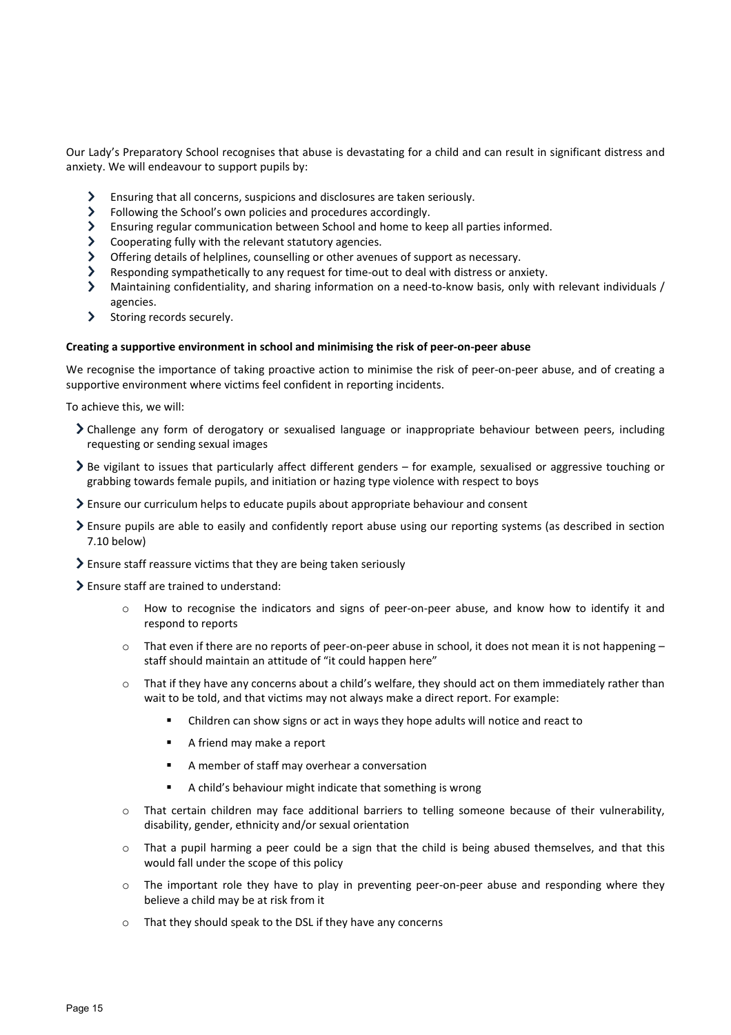Our Lady's Preparatory School recognises that abuse is devastating for a child and can result in significant distress and anxiety. We will endeavour to support pupils by:

- Ensuring that all concerns, suspicions and disclosures are taken seriously.
- Following the School's own policies and procedures accordingly.
- Ensuring regular communication between School and home to keep all parties informed.
- Cooperating fully with the relevant statutory agencies.
- Offering details of helplines, counselling or other avenues of support as necessary.
- Responding sympathetically to any request for time-out to deal with distress or anxiety.
- Maintaining confidentiality, and sharing information on a need-to-know basis, only with relevant individuals / agencies.
- Storing records securely.

**Creating a supportive environment in school and minimising the risk of peer-on-peer abuse**

We recognise the importance of taking proactive action to minimise the risk of peer-on-peer abuse, and of creating a supportive environment where victims feel confident in reporting incidents.

To achieve this, we will:

- Challenge any form of derogatory or sexualised language or inappropriate behaviour between peers, including requesting or sending sexual images
- Be vigilant to issues that particularly affect different genders – for example, sexualised or aggressive touching or grabbing towards female pupils, and initiation or hazing type violence with respect to boys
- Ensure our curriculum helps to educate pupils about appropriate behaviour and consent
- Ensure pupils are able to easily and confidently report abuse using our reporting systems (as described in section 7.10 below)
- Ensure staff reassure victims that they are being taken seriously
- Ensure staff are trained to understand:
  - How to recognise the indicators and signs of peer-on-peer abuse, and know how to identify it and respond to reports
  - That even if there are no reports of peer-on-peer abuse in school, it does not mean it is not happening – staff should maintain an attitude of "it could happen here"
  - That if they have any concerns about a child's welfare, they should act on them immediately rather than wait to be told, and that victims may not always make a direct report. For example:
    - Children can show signs or act in ways they hope adults will notice and react to
    - A friend may make a report
    - A member of staff may overhear a conversation
    - A child's behaviour might indicate that something is wrong
  - That certain children may face additional barriers to telling someone because of their vulnerability, disability, gender, ethnicity and/or sexual orientation
  - That a pupil harming a peer could be a sign that the child is being abused themselves, and that this would fall under the scope of this policy
  - The important role they have to play in preventing peer-on-peer abuse and responding where they believe a child may be at risk from it
  - That they should speak to the DSL if they have any concerns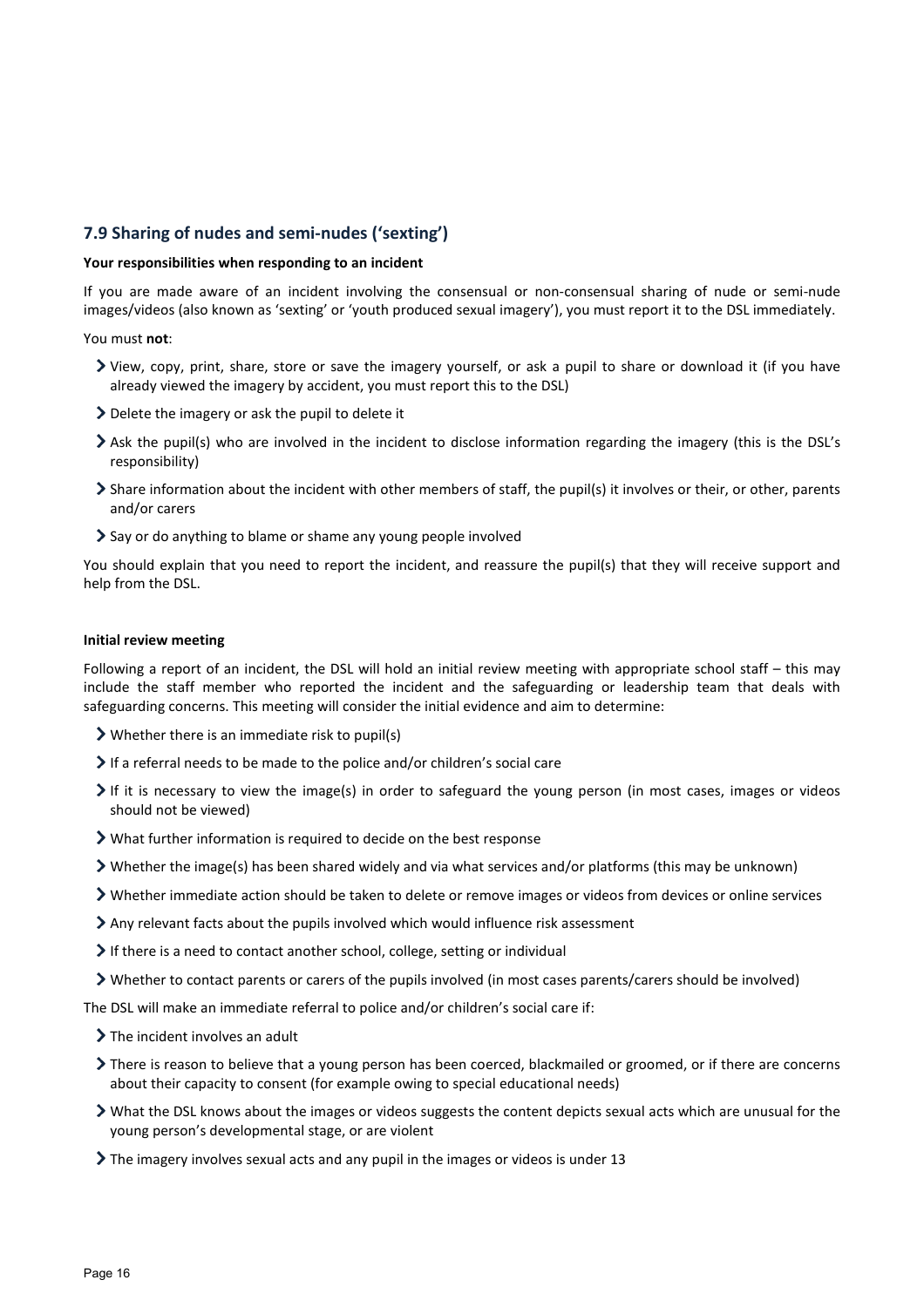## 7.9 Sharing of nudes and semi-nudes ('sexting')

**Your responsibilities when responding to an incident**

If you are made aware of an incident involving the consensual or non-consensual sharing of nude or semi-nude images/videos (also known as 'sexting' or 'youth produced sexual imagery'), you must report it to the DSL immediately.

You must **not**:

- View, copy, print, share, store or save the imagery yourself, or ask a pupil to share or download it (if you have already viewed the imagery by accident, you must report this to the DSL)
- Delete the imagery or ask the pupil to delete it
- Ask the pupil(s) who are involved in the incident to disclose information regarding the imagery (this is the DSL's responsibility)
- Share information about the incident with other members of staff, the pupil(s) it involves or their, or other, parents and/or carers
- Say or do anything to blame or shame any young people involved

You should explain that you need to report the incident, and reassure the pupil(s) that they will receive support and help from the DSL.

**Initial review meeting**

Following a report of an incident, the DSL will hold an initial review meeting with appropriate school staff – this may include the staff member who reported the incident and the safeguarding or leadership team that deals with safeguarding concerns. This meeting will consider the initial evidence and aim to determine:

- Whether there is an immediate risk to pupil(s)
- If a referral needs to be made to the police and/or children's social care
- If it is necessary to view the image(s) in order to safeguard the young person (in most cases, images or videos should not be viewed)
- What further information is required to decide on the best response
- Whether the image(s) has been shared widely and via what services and/or platforms (this may be unknown)
- Whether immediate action should be taken to delete or remove images or videos from devices or online services
- Any relevant facts about the pupils involved which would influence risk assessment
- If there is a need to contact another school, college, setting or individual
- Whether to contact parents or carers of the pupils involved (in most cases parents/carers should be involved)

The DSL will make an immediate referral to police and/or children's social care if:

- The incident involves an adult
- There is reason to believe that a young person has been coerced, blackmailed or groomed, or if there are concerns about their capacity to consent (for example owing to special educational needs)
- What the DSL knows about the images or videos suggests the content depicts sexual acts which are unusual for the young person's developmental stage, or are violent
- The imagery involves sexual acts and any pupil in the images or videos is under 13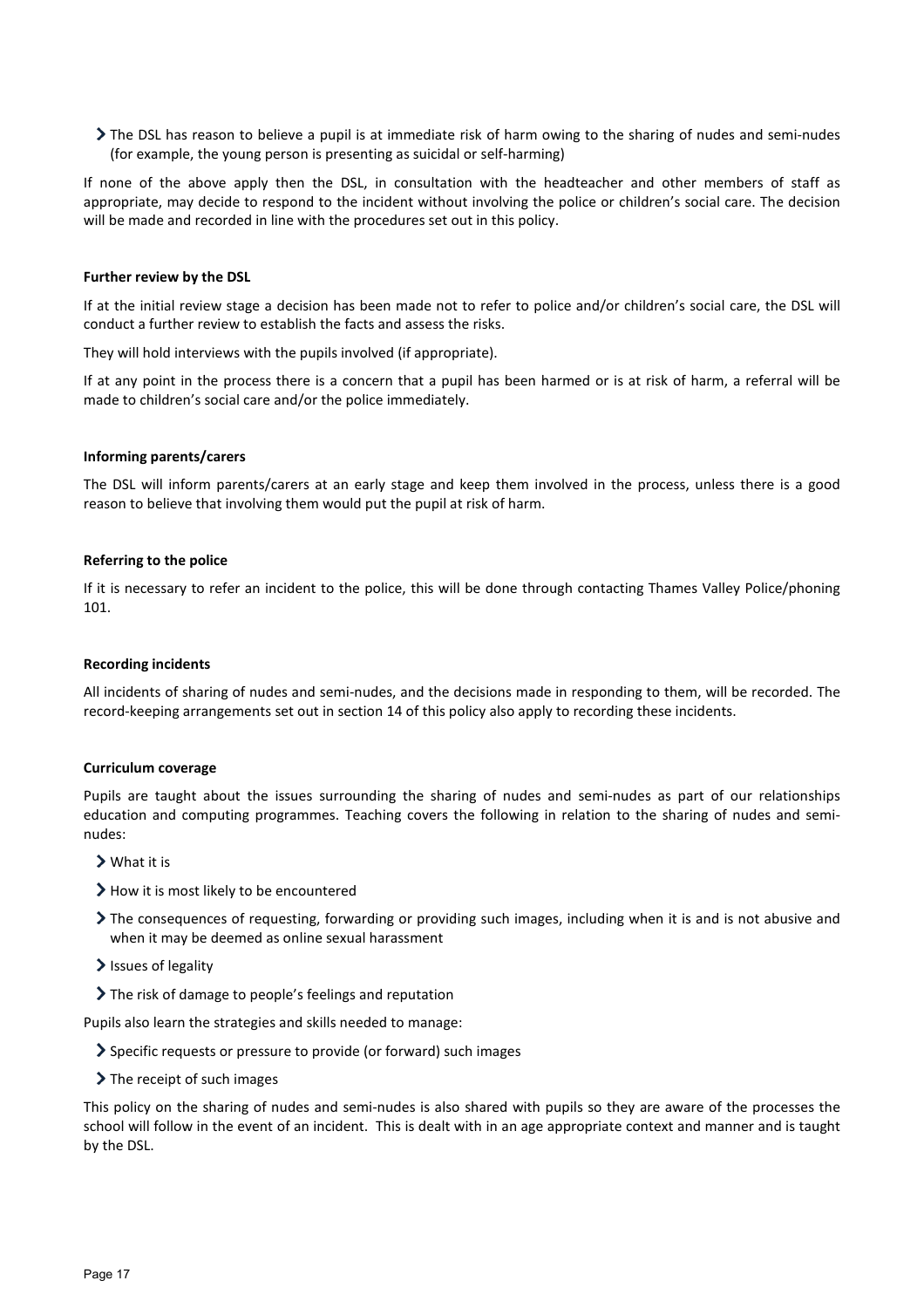- The DSL has reason to believe a pupil is at immediate risk of harm owing to the sharing of nudes and semi-nudes (for example, the young person is presenting as suicidal or self-harming)

If none of the above apply then the DSL, in consultation with the headteacher and other members of staff as appropriate, may decide to respond to the incident without involving the police or children's social care. The decision will be made and recorded in line with the procedures set out in this policy.

**Further review by the DSL**

If at the initial review stage a decision has been made not to refer to police and/or children's social care, the DSL will conduct a further review to establish the facts and assess the risks.

They will hold interviews with the pupils involved (if appropriate).

If at any point in the process there is a concern that a pupil has been harmed or is at risk of harm, a referral will be made to children's social care and/or the police immediately.

**Informing parents/carers**

The DSL will inform parents/carers at an early stage and keep them involved in the process, unless there is a good reason to believe that involving them would put the pupil at risk of harm.

**Referring to the police**

If it is necessary to refer an incident to the police, this will be done through contacting Thames Valley Police/phoning 101.

**Recording incidents**

All incidents of sharing of nudes and semi-nudes, and the decisions made in responding to them, will be recorded. The record-keeping arrangements set out in section 14 of this policy also apply to recording these incidents.

**Curriculum coverage**

Pupils are taught about the issues surrounding the sharing of nudes and semi-nudes as part of our relationships education and computing programmes. Teaching covers the following in relation to the sharing of nudes and semi-nudes:

- What it is
- How it is most likely to be encountered
- The consequences of requesting, forwarding or providing such images, including when it is and is not abusive and when it may be deemed as online sexual harassment
- Issues of legality
- The risk of damage to people's feelings and reputation

Pupils also learn the strategies and skills needed to manage:

- Specific requests or pressure to provide (or forward) such images
- The receipt of such images

This policy on the sharing of nudes and semi-nudes is also shared with pupils so they are aware of the processes the school will follow in the event of an incident. This is dealt with in an age appropriate context and manner and is taught by the DSL.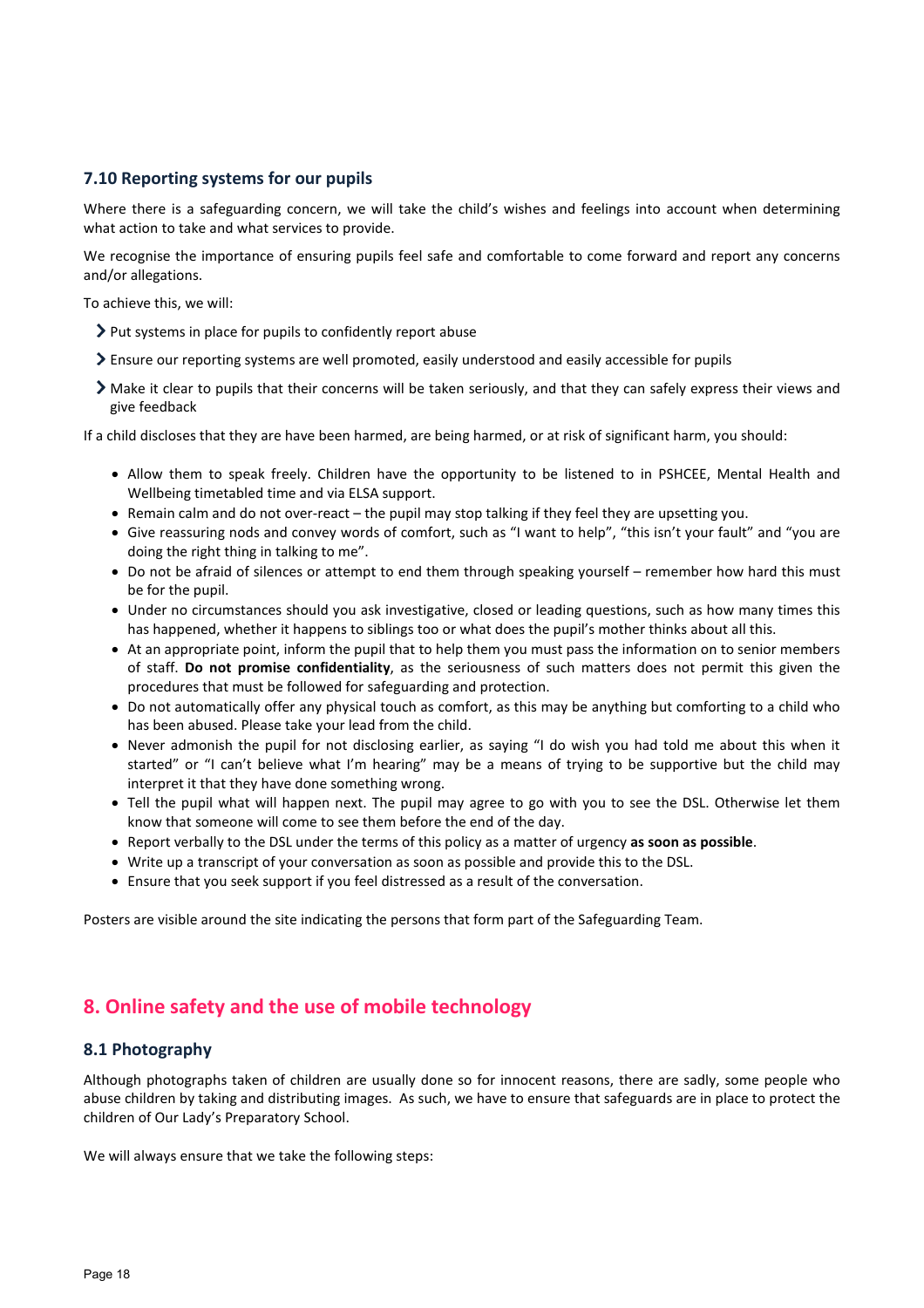### 7.10 Reporting systems for our pupils

Where there is a safeguarding concern, we will take the child's wishes and feelings into account when determining what action to take and what services to provide.

We recognise the importance of ensuring pupils feel safe and comfortable to come forward and report any concerns and/or allegations.

To achieve this, we will:

- Put systems in place for pupils to confidently report abuse
- Ensure our reporting systems are well promoted, easily understood and easily accessible for pupils
- Make it clear to pupils that their concerns will be taken seriously, and that they can safely express their views and give feedback

If a child discloses that they are have been harmed, are being harmed, or at risk of significant harm, you should:

- Allow them to speak freely. Children have the opportunity to be listened to in PSHCEE, Mental Health and Wellbeing timetabled time and via ELSA support.
- Remain calm and do not over-react – the pupil may stop talking if they feel they are upsetting you.
- Give reassuring nods and convey words of comfort, such as "I want to help", "this isn't your fault" and "you are doing the right thing in talking to me".
- Do not be afraid of silences or attempt to end them through speaking yourself – remember how hard this must be for the pupil.
- Under no circumstances should you ask investigative, closed or leading questions, such as how many times this has happened, whether it happens to siblings too or what does the pupil's mother thinks about all this.
- At an appropriate point, inform the pupil that to help them you must pass the information on to senior members of staff. **Do not promise confidentiality**, as the seriousness of such matters does not permit this given the procedures that must be followed for safeguarding and protection.
- Do not automatically offer any physical touch as comfort, as this may be anything but comforting to a child who has been abused. Please take your lead from the child.
- Never admonish the pupil for not disclosing earlier, as saying "I do wish you had told me about this when it started" or "I can't believe what I'm hearing" may be a means of trying to be supportive but the child may interpret it that they have done something wrong.
- Tell the pupil what will happen next. The pupil may agree to go with you to see the DSL. Otherwise let them know that someone will come to see them before the end of the day.
- Report verbally to the DSL under the terms of this policy as a matter of urgency **as soon as possible**.
- Write up a transcript of your conversation as soon as possible and provide this to the DSL.
- Ensure that you seek support if you feel distressed as a result of the conversation.

Posters are visible around the site indicating the persons that form part of the Safeguarding Team.

## 8. Online safety and the use of mobile technology

### 8.1 Photography

Although photographs taken of children are usually done so for innocent reasons, there are sadly, some people who abuse children by taking and distributing images. As such, we have to ensure that safeguards are in place to protect the children of Our Lady's Preparatory School.

We will always ensure that we take the following steps: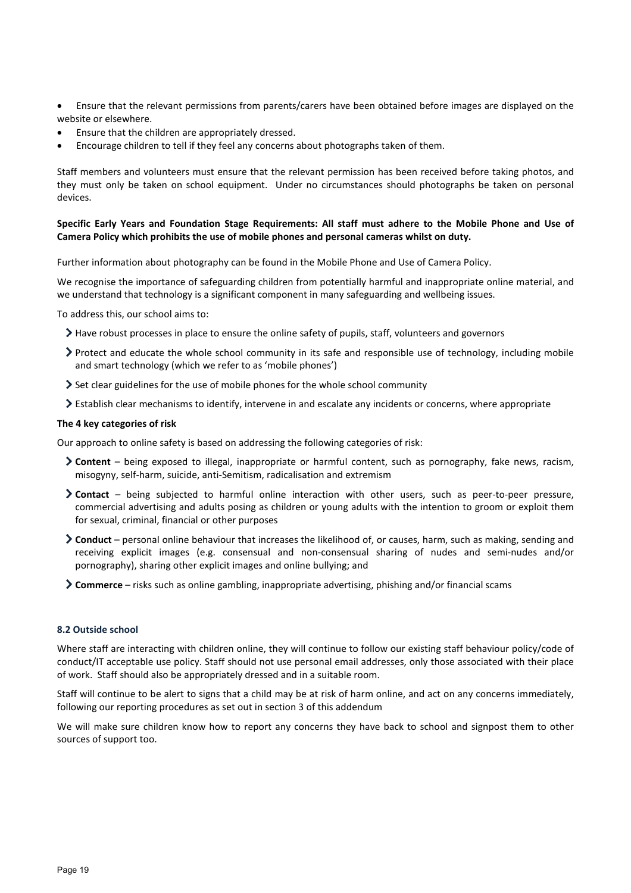- Ensure that the relevant permissions from parents/carers have been obtained before images are displayed on the website or elsewhere.
- Ensure that the children are appropriately dressed.
- Encourage children to tell if they feel any concerns about photographs taken of them.

Staff members and volunteers must ensure that the relevant permission has been received before taking photos, and they must only be taken on school equipment. Under no circumstances should photographs be taken on personal devices.

**Specific Early Years and Foundation Stage Requirements: All staff must adhere to the Mobile Phone and Use of Camera Policy which prohibits the use of mobile phones and personal cameras whilst on duty.**

Further information about photography can be found in the Mobile Phone and Use of Camera Policy.

We recognise the importance of safeguarding children from potentially harmful and inappropriate online material, and we understand that technology is a significant component in many safeguarding and wellbeing issues.

To address this, our school aims to:

- Have robust processes in place to ensure the online safety of pupils, staff, volunteers and governors
- Protect and educate the whole school community in its safe and responsible use of technology, including mobile and smart technology (which we refer to as 'mobile phones')
- Set clear guidelines for the use of mobile phones for the whole school community
- Establish clear mechanisms to identify, intervene in and escalate any incidents or concerns, where appropriate

**The 4 key categories of risk**

Our approach to online safety is based on addressing the following categories of risk:

- **Content** – being exposed to illegal, inappropriate or harmful content, such as pornography, fake news, racism, misogyny, self-harm, suicide, anti-Semitism, radicalisation and extremism
- **Contact** – being subjected to harmful online interaction with other users, such as peer-to-peer pressure, commercial advertising and adults posing as children or young adults with the intention to groom or exploit them for sexual, criminal, financial or other purposes
- **Conduct** – personal online behaviour that increases the likelihood of, or causes, harm, such as making, sending and receiving explicit images (e.g. consensual and non-consensual sharing of nudes and semi-nudes and/or pornography), sharing other explicit images and online bullying; and
- **Commerce** – risks such as online gambling, inappropriate advertising, phishing and/or financial scams

### 8.2 Outside school

Where staff are interacting with children online, they will continue to follow our existing staff behaviour policy/code of conduct/IT acceptable use policy. Staff should not use personal email addresses, only those associated with their place of work. Staff should also be appropriately dressed and in a suitable room.

Staff will continue to be alert to signs that a child may be at risk of harm online, and act on any concerns immediately, following our reporting procedures as set out in section 3 of this addendum

We will make sure children know how to report any concerns they have back to school and signpost them to other sources of support too.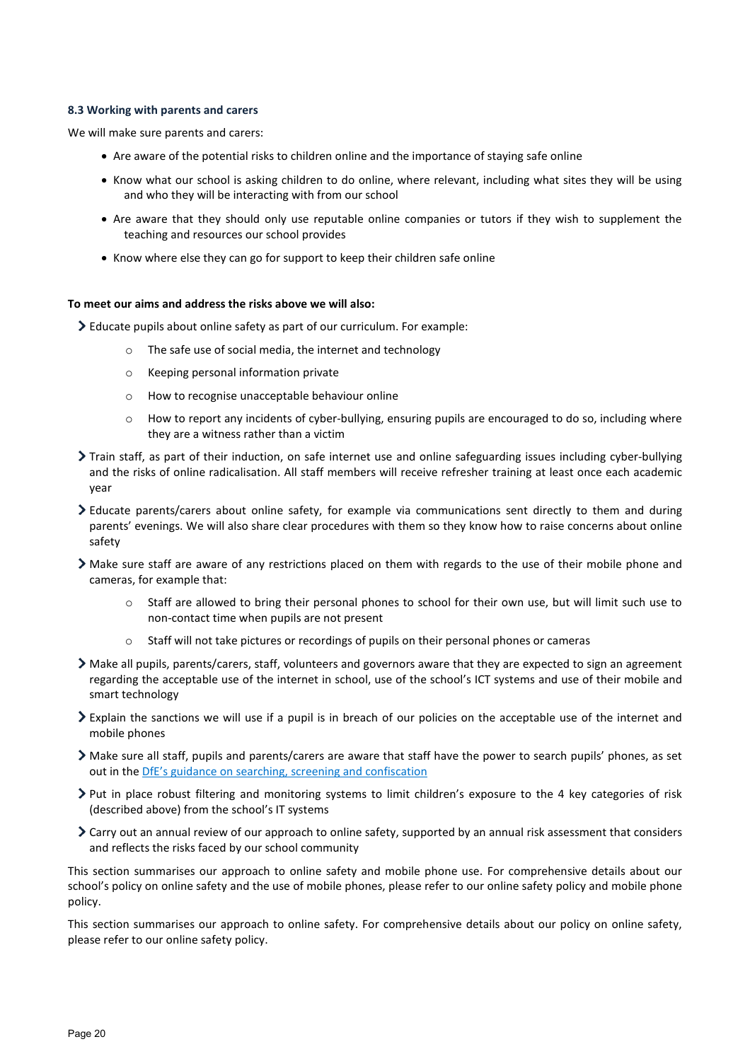### 8.3 Working with parents and carers

We will make sure parents and carers:

- Are aware of the potential risks to children online and the importance of staying safe online
- Know what our school is asking children to do online, where relevant, including what sites they will be using and who they will be interacting with from our school
- Are aware that they should only use reputable online companies or tutors if they wish to supplement the teaching and resources our school provides
- Know where else they can go for support to keep their children safe online

**To meet our aims and address the risks above we will also:**

- Educate pupils about online safety as part of our curriculum. For example:
    - The safe use of social media, the internet and technology
    - Keeping personal information private
    - How to recognise unacceptable behaviour online
    - How to report any incidents of cyber-bullying, ensuring pupils are encouraged to do so, including where they are a witness rather than a victim
- Train staff, as part of their induction, on safe internet use and online safeguarding issues including cyber-bullying and the risks of online radicalisation. All staff members will receive refresher training at least once each academic year
- Educate parents/carers about online safety, for example via communications sent directly to them and during parents' evenings. We will also share clear procedures with them so they know how to raise concerns about online safety
- Make sure staff are aware of any restrictions placed on them with regards to the use of their mobile phone and cameras, for example that:
    - Staff are allowed to bring their personal phones to school for their own use, but will limit such use to non-contact time when pupils are not present
    - Staff will not take pictures or recordings of pupils on their personal phones or cameras
- Make all pupils, parents/carers, staff, volunteers and governors aware that they are expected to sign an agreement regarding the acceptable use of the internet in school, use of the school's ICT systems and use of their mobile and smart technology
- Explain the sanctions we will use if a pupil is in breach of our policies on the acceptable use of the internet and mobile phones
- Make sure all staff, pupils and parents/carers are aware that staff have the power to search pupils' phones, as set out in the DfE's guidance on searching, screening and confiscation
- Put in place robust filtering and monitoring systems to limit children's exposure to the 4 key categories of risk (described above) from the school's IT systems
- Carry out an annual review of our approach to online safety, supported by an annual risk assessment that considers and reflects the risks faced by our school community

This section summarises our approach to online safety and mobile phone use. For comprehensive details about our school's policy on online safety and the use of mobile phones, please refer to our online safety policy and mobile phone policy.

This section summarises our approach to online safety. For comprehensive details about our policy on online safety, please refer to our online safety policy.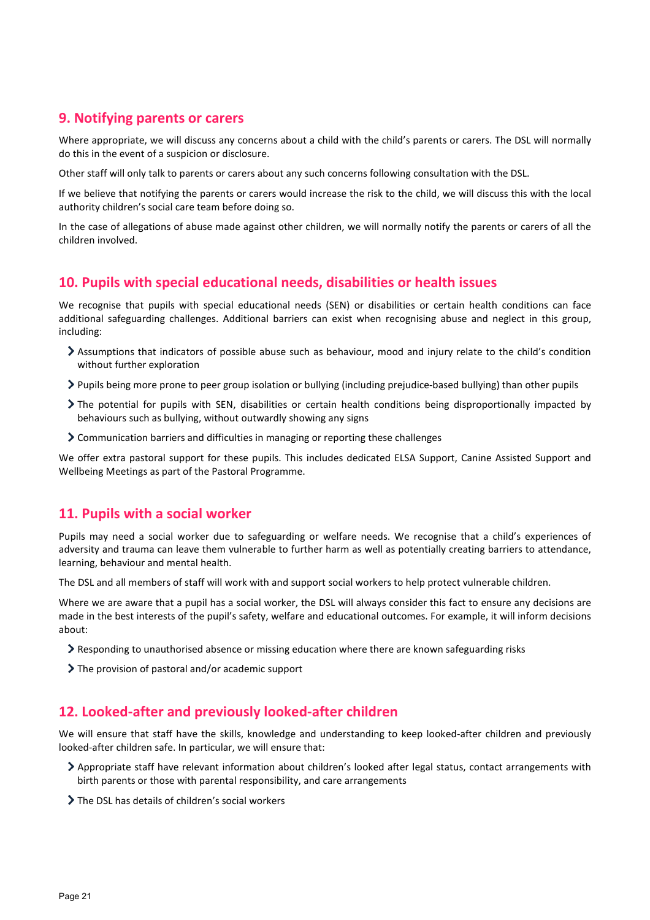## 9. Notifying parents or carers

Where appropriate, we will discuss any concerns about a child with the child's parents or carers. The DSL will normally do this in the event of a suspicion or disclosure.

Other staff will only talk to parents or carers about any such concerns following consultation with the DSL.

If we believe that notifying the parents or carers would increase the risk to the child, we will discuss this with the local authority children's social care team before doing so.

In the case of allegations of abuse made against other children, we will normally notify the parents or carers of all the children involved.

## 10. Pupils with special educational needs, disabilities or health issues

We recognise that pupils with special educational needs (SEN) or disabilities or certain health conditions can face additional safeguarding challenges. Additional barriers can exist when recognising abuse and neglect in this group, including:

- Assumptions that indicators of possible abuse such as behaviour, mood and injury relate to the child's condition without further exploration
- Pupils being more prone to peer group isolation or bullying (including prejudice-based bullying) than other pupils
- The potential for pupils with SEN, disabilities or certain health conditions being disproportionally impacted by behaviours such as bullying, without outwardly showing any signs
- Communication barriers and difficulties in managing or reporting these challenges

We offer extra pastoral support for these pupils. This includes dedicated ELSA Support, Canine Assisted Support and Wellbeing Meetings as part of the Pastoral Programme.

## 11. Pupils with a social worker

Pupils may need a social worker due to safeguarding or welfare needs. We recognise that a child's experiences of adversity and trauma can leave them vulnerable to further harm as well as potentially creating barriers to attendance, learning, behaviour and mental health.

The DSL and all members of staff will work with and support social workers to help protect vulnerable children.

Where we are aware that a pupil has a social worker, the DSL will always consider this fact to ensure any decisions are made in the best interests of the pupil's safety, welfare and educational outcomes. For example, it will inform decisions about:

- Responding to unauthorised absence or missing education where there are known safeguarding risks
- The provision of pastoral and/or academic support

## 12. Looked-after and previously looked-after children

We will ensure that staff have the skills, knowledge and understanding to keep looked-after children and previously looked-after children safe. In particular, we will ensure that:

- Appropriate staff have relevant information about children's looked after legal status, contact arrangements with birth parents or those with parental responsibility, and care arrangements
- The DSL has details of children's social workers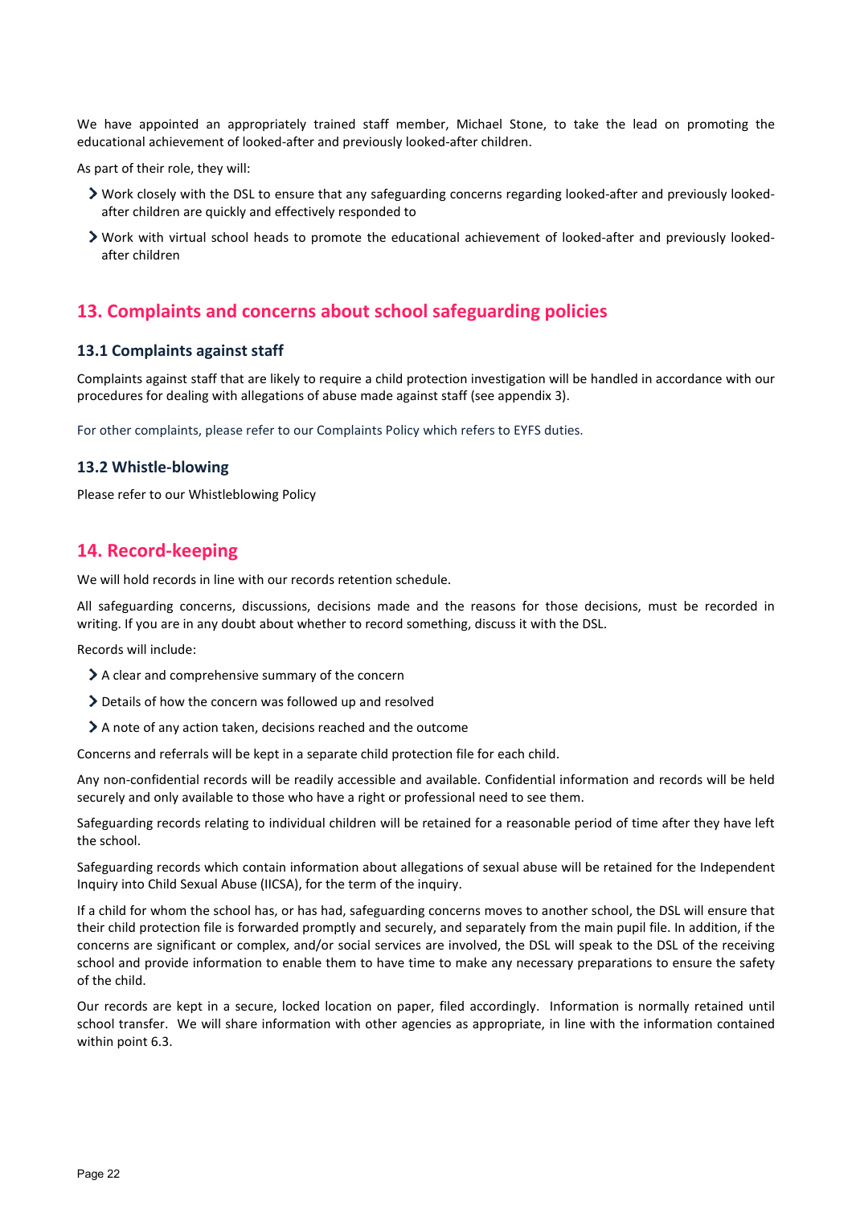We have appointed an appropriately trained staff member, Michael Stone, to take the lead on promoting the educational achievement of looked-after and previously looked-after children.

As part of their role, they will:

- Work closely with the DSL to ensure that any safeguarding concerns regarding looked-after and previously looked-after children are quickly and effectively responded to
- Work with virtual school heads to promote the educational achievement of looked-after and previously looked-after children

## 13. Complaints and concerns about school safeguarding policies

### 13.1 Complaints against staff

Complaints against staff that are likely to require a child protection investigation will be handled in accordance with our procedures for dealing with allegations of abuse made against staff (see appendix 3).

For other complaints, please refer to our Complaints Policy which refers to EYFS duties.

### 13.2 Whistle-blowing

Please refer to our Whistleblowing Policy

## 14. Record-keeping

We will hold records in line with our records retention schedule.

All safeguarding concerns, discussions, decisions made and the reasons for those decisions, must be recorded in writing. If you are in any doubt about whether to record something, discuss it with the DSL.

Records will include:

- A clear and comprehensive summary of the concern
- Details of how the concern was followed up and resolved
- A note of any action taken, decisions reached and the outcome

Concerns and referrals will be kept in a separate child protection file for each child.

Any non-confidential records will be readily accessible and available. Confidential information and records will be held securely and only available to those who have a right or professional need to see them.

Safeguarding records relating to individual children will be retained for a reasonable period of time after they have left the school.

Safeguarding records which contain information about allegations of sexual abuse will be retained for the Independent Inquiry into Child Sexual Abuse (IICSA), for the term of the inquiry.

If a child for whom the school has, or has had, safeguarding concerns moves to another school, the DSL will ensure that their child protection file is forwarded promptly and securely, and separately from the main pupil file. In addition, if the concerns are significant or complex, and/or social services are involved, the DSL will speak to the DSL of the receiving school and provide information to enable them to have time to make any necessary preparations to ensure the safety of the child.

Our records are kept in a secure, locked location on paper, filed accordingly. Information is normally retained until school transfer. We will share information with other agencies as appropriate, in line with the information contained within point 6.3.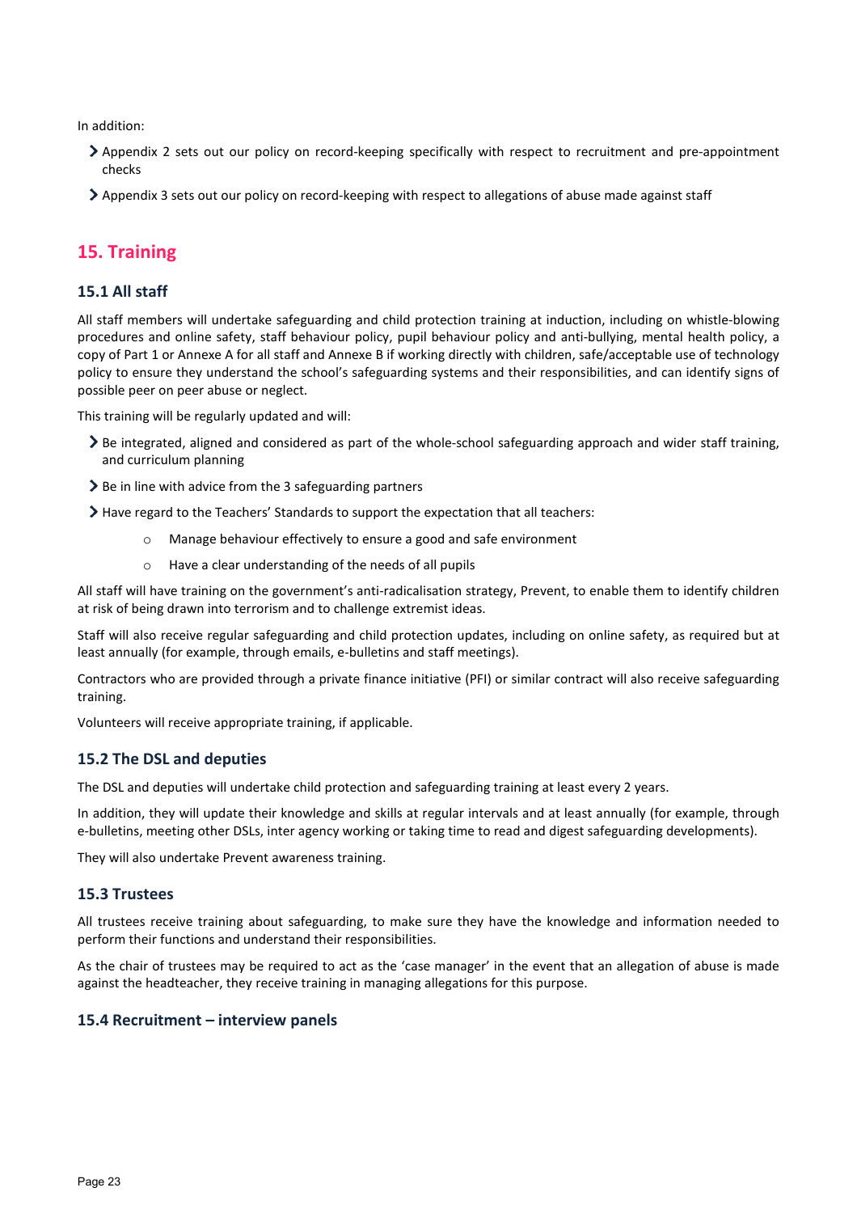In addition:

- Appendix 2 sets out our policy on record-keeping specifically with respect to recruitment and pre-appointment checks
- Appendix 3 sets out our policy on record-keeping with respect to allegations of abuse made against staff

## 15. Training

### 15.1 All staff

All staff members will undertake safeguarding and child protection training at induction, including on whistle-blowing procedures and online safety, staff behaviour policy, pupil behaviour policy and anti-bullying, mental health policy, a copy of Part 1 or Annexe A for all staff and Annexe B if working directly with children, safe/acceptable use of technology policy to ensure they understand the school's safeguarding systems and their responsibilities, and can identify signs of possible peer on peer abuse or neglect.

This training will be regularly updated and will:

- Be integrated, aligned and considered as part of the whole-school safeguarding approach and wider staff training, and curriculum planning
- Be in line with advice from the 3 safeguarding partners
- Have regard to the Teachers' Standards to support the expectation that all teachers:
  - Manage behaviour effectively to ensure a good and safe environment
  - Have a clear understanding of the needs of all pupils

All staff will have training on the government's anti-radicalisation strategy, Prevent, to enable them to identify children at risk of being drawn into terrorism and to challenge extremist ideas.

Staff will also receive regular safeguarding and child protection updates, including on online safety, as required but at least annually (for example, through emails, e-bulletins and staff meetings).

Contractors who are provided through a private finance initiative (PFI) or similar contract will also receive safeguarding training.

Volunteers will receive appropriate training, if applicable.

### 15.2 The DSL and deputies

The DSL and deputies will undertake child protection and safeguarding training at least every 2 years.

In addition, they will update their knowledge and skills at regular intervals and at least annually (for example, through e-bulletins, meeting other DSLs, inter agency working or taking time to read and digest safeguarding developments).

They will also undertake Prevent awareness training.

### 15.3 Trustees

All trustees receive training about safeguarding, to make sure they have the knowledge and information needed to perform their functions and understand their responsibilities.

As the chair of trustees may be required to act as the 'case manager' in the event that an allegation of abuse is made against the headteacher, they receive training in managing allegations for this purpose.

### 15.4 Recruitment – interview panels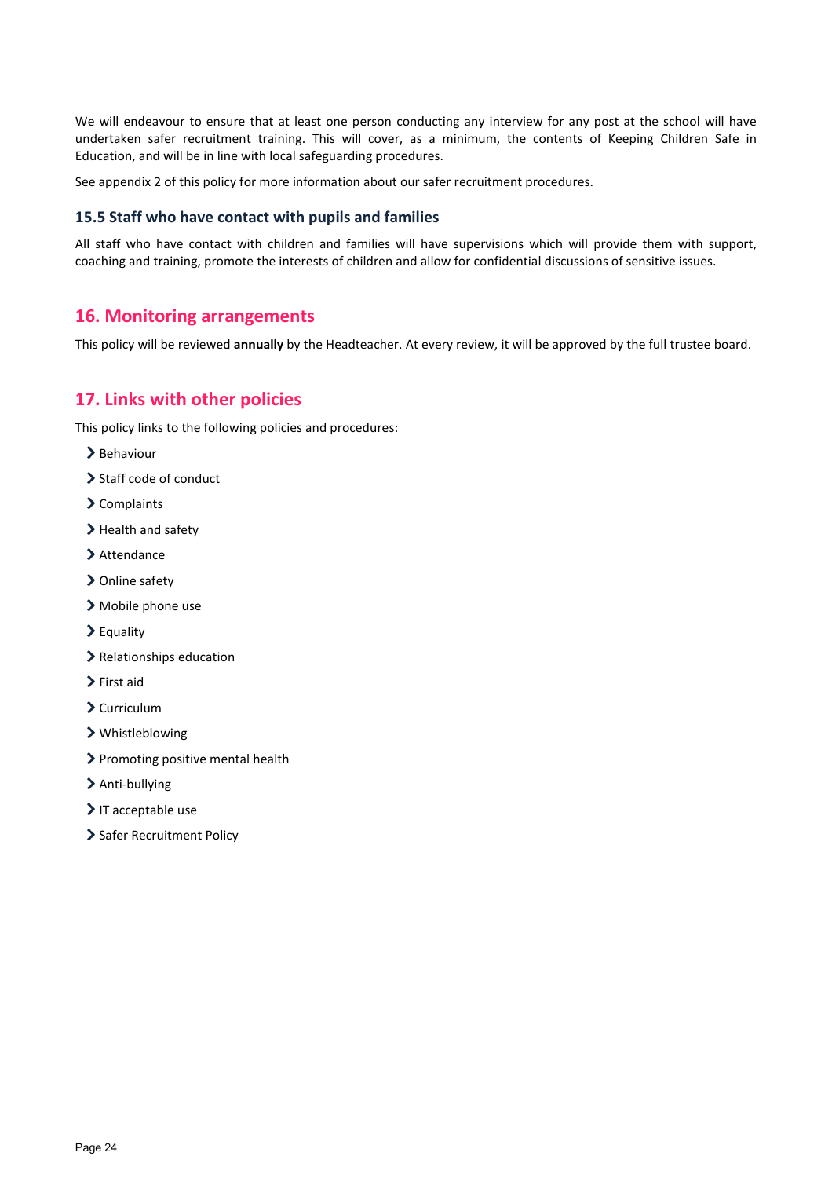We will endeavour to ensure that at least one person conducting any interview for any post at the school will have undertaken safer recruitment training. This will cover, as a minimum, the contents of Keeping Children Safe in Education, and will be in line with local safeguarding procedures.

See appendix 2 of this policy for more information about our safer recruitment procedures.

### 15.5 Staff who have contact with pupils and families

All staff who have contact with children and families will have supervisions which will provide them with support, coaching and training, promote the interests of children and allow for confidential discussions of sensitive issues.

## 16. Monitoring arrangements

This policy will be reviewed **annually** by the Headteacher. At every review, it will be approved by the full trustee board.

## 17. Links with other policies

This policy links to the following policies and procedures:

- Behaviour
- Staff code of conduct
- Complaints
- Health and safety
- Attendance
- Online safety
- Mobile phone use
- Equality
- Relationships education
- First aid
- Curriculum
- Whistleblowing
- Promoting positive mental health
- Anti-bullying
- IT acceptable use
- Safer Recruitment Policy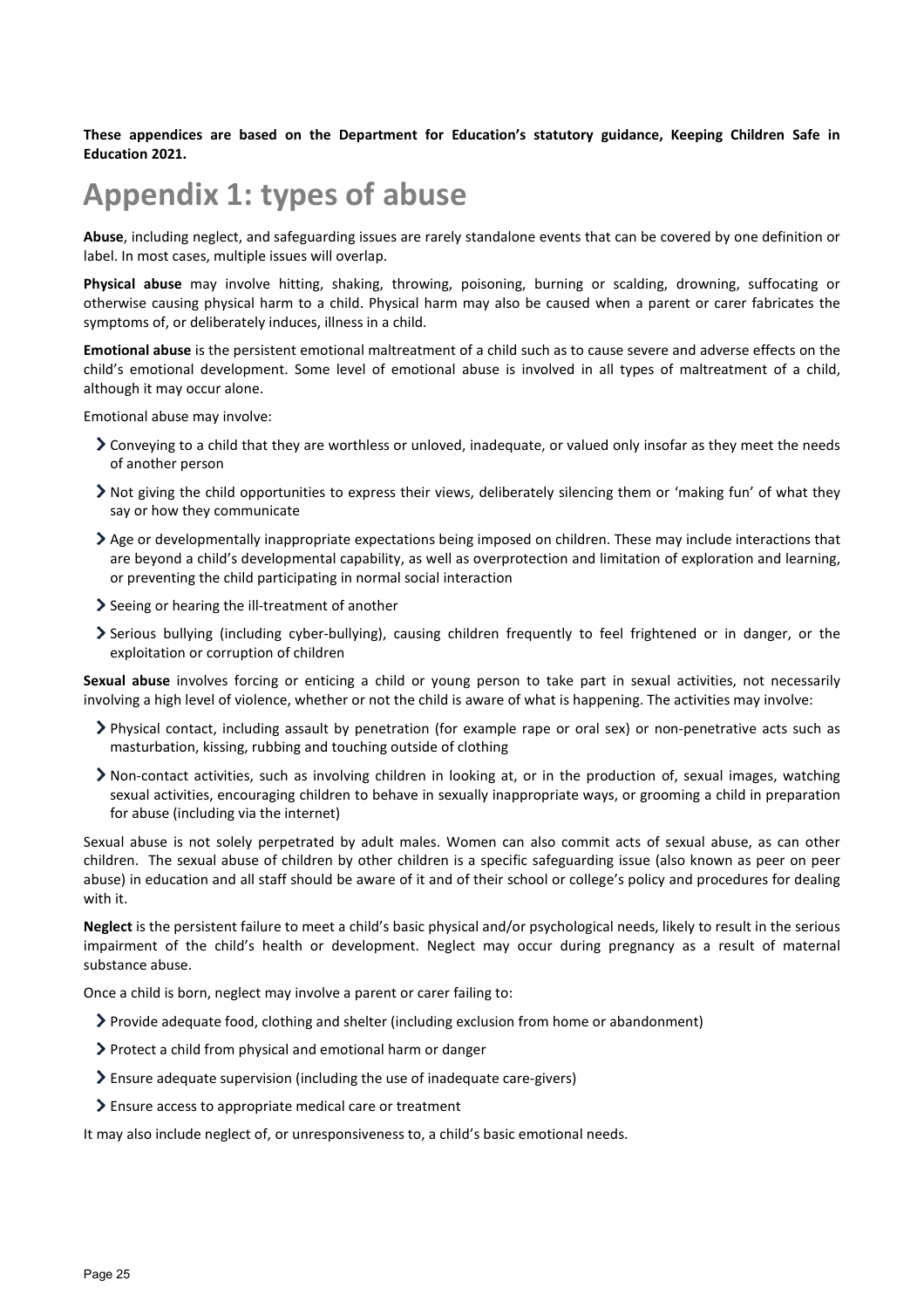**These appendices are based on the Department for Education's statutory guidance, Keeping Children Safe in Education 2021.**

# Appendix 1: types of abuse

**Abuse**, including neglect, and safeguarding issues are rarely standalone events that can be covered by one definition or label. In most cases, multiple issues will overlap.

**Physical abuse** may involve hitting, shaking, throwing, poisoning, burning or scalding, drowning, suffocating or otherwise causing physical harm to a child. Physical harm may also be caused when a parent or carer fabricates the symptoms of, or deliberately induces, illness in a child.

**Emotional abuse** is the persistent emotional maltreatment of a child such as to cause severe and adverse effects on the child's emotional development. Some level of emotional abuse is involved in all types of maltreatment of a child, although it may occur alone.

Emotional abuse may involve:

- Conveying to a child that they are worthless or unloved, inadequate, or valued only insofar as they meet the needs of another person
- Not giving the child opportunities to express their views, deliberately silencing them or 'making fun' of what they say or how they communicate
- Age or developmentally inappropriate expectations being imposed on children. These may include interactions that are beyond a child's developmental capability, as well as overprotection and limitation of exploration and learning, or preventing the child participating in normal social interaction
- Seeing or hearing the ill-treatment of another
- Serious bullying (including cyber-bullying), causing children frequently to feel frightened or in danger, or the exploitation or corruption of children

**Sexual abuse** involves forcing or enticing a child or young person to take part in sexual activities, not necessarily involving a high level of violence, whether or not the child is aware of what is happening. The activities may involve:

- Physical contact, including assault by penetration (for example rape or oral sex) or non-penetrative acts such as masturbation, kissing, rubbing and touching outside of clothing
- Non-contact activities, such as involving children in looking at, or in the production of, sexual images, watching sexual activities, encouraging children to behave in sexually inappropriate ways, or grooming a child in preparation for abuse (including via the internet)

Sexual abuse is not solely perpetrated by adult males. Women can also commit acts of sexual abuse, as can other children. The sexual abuse of children by other children is a specific safeguarding issue (also known as peer on peer abuse) in education and all staff should be aware of it and of their school or college's policy and procedures for dealing with it.

**Neglect** is the persistent failure to meet a child's basic physical and/or psychological needs, likely to result in the serious impairment of the child's health or development. Neglect may occur during pregnancy as a result of maternal substance abuse.

Once a child is born, neglect may involve a parent or carer failing to:

- Provide adequate food, clothing and shelter (including exclusion from home or abandonment)
- Protect a child from physical and emotional harm or danger
- Ensure adequate supervision (including the use of inadequate care-givers)
- Ensure access to appropriate medical care or treatment

It may also include neglect of, or unresponsiveness to, a child's basic emotional needs.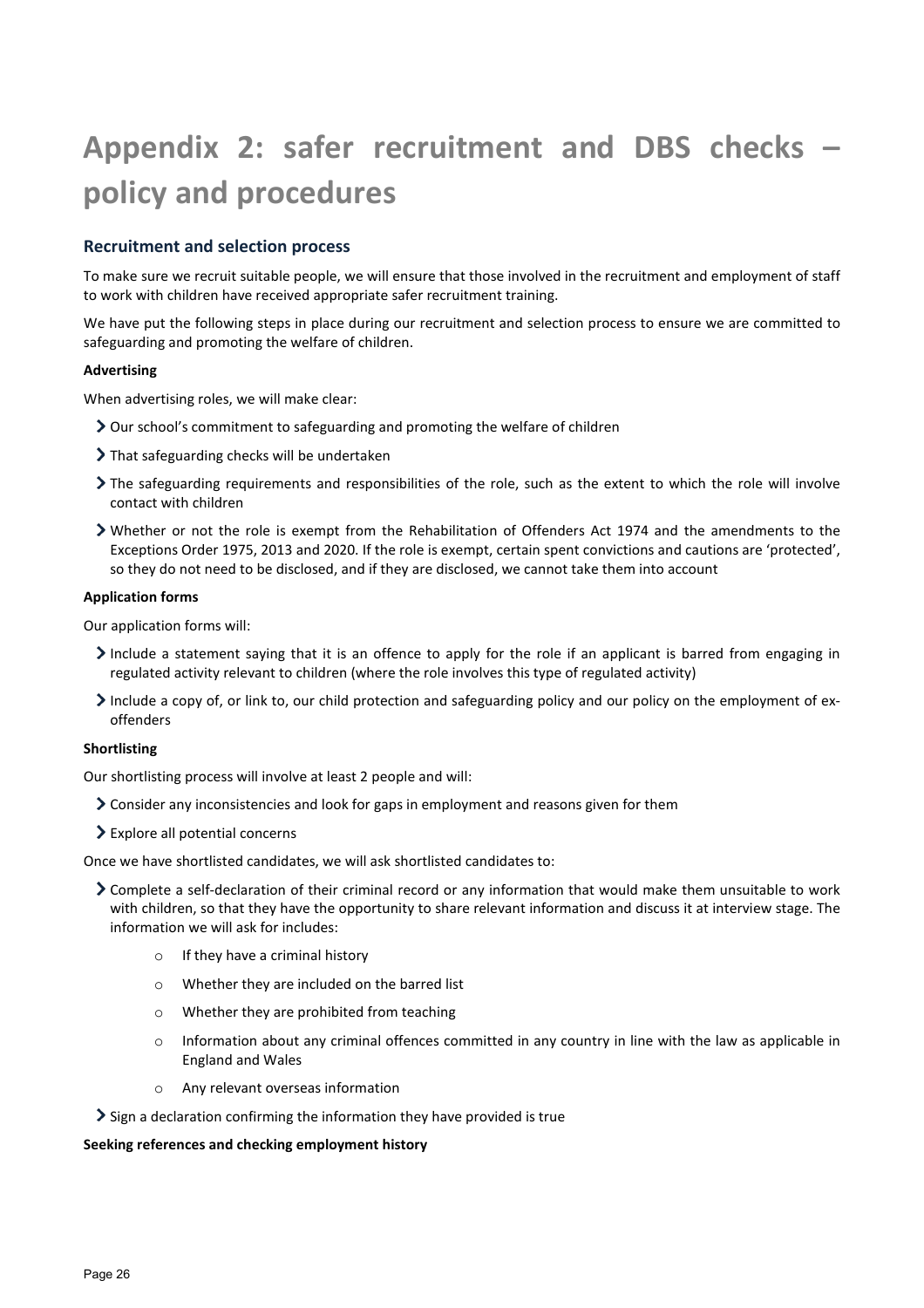# Appendix 2: safer recruitment and DBS checks – policy and procedures

## Recruitment and selection process

To make sure we recruit suitable people, we will ensure that those involved in the recruitment and employment of staff to work with children have received appropriate safer recruitment training.

We have put the following steps in place during our recruitment and selection process to ensure we are committed to safeguarding and promoting the welfare of children.

**Advertising**

When advertising roles, we will make clear:

- Our school's commitment to safeguarding and promoting the welfare of children
- That safeguarding checks will be undertaken
- The safeguarding requirements and responsibilities of the role, such as the extent to which the role will involve contact with children
- Whether or not the role is exempt from the Rehabilitation of Offenders Act 1974 and the amendments to the Exceptions Order 1975, 2013 and 2020. If the role is exempt, certain spent convictions and cautions are 'protected', so they do not need to be disclosed, and if they are disclosed, we cannot take them into account

**Application forms**

Our application forms will:

- Include a statement saying that it is an offence to apply for the role if an applicant is barred from engaging in regulated activity relevant to children (where the role involves this type of regulated activity)
- Include a copy of, or link to, our child protection and safeguarding policy and our policy on the employment of ex-offenders

**Shortlisting**

Our shortlisting process will involve at least 2 people and will:

- Consider any inconsistencies and look for gaps in employment and reasons given for them
- Explore all potential concerns

Once we have shortlisted candidates, we will ask shortlisted candidates to:

- Complete a self-declaration of their criminal record or any information that would make them unsuitable to work with children, so that they have the opportunity to share relevant information and discuss it at interview stage. The information we will ask for includes:
    - If they have a criminal history
    - Whether they are included on the barred list
    - Whether they are prohibited from teaching
    - Information about any criminal offences committed in any country in line with the law as applicable in England and Wales
    - Any relevant overseas information
- Sign a declaration confirming the information they have provided is true

**Seeking references and checking employment history**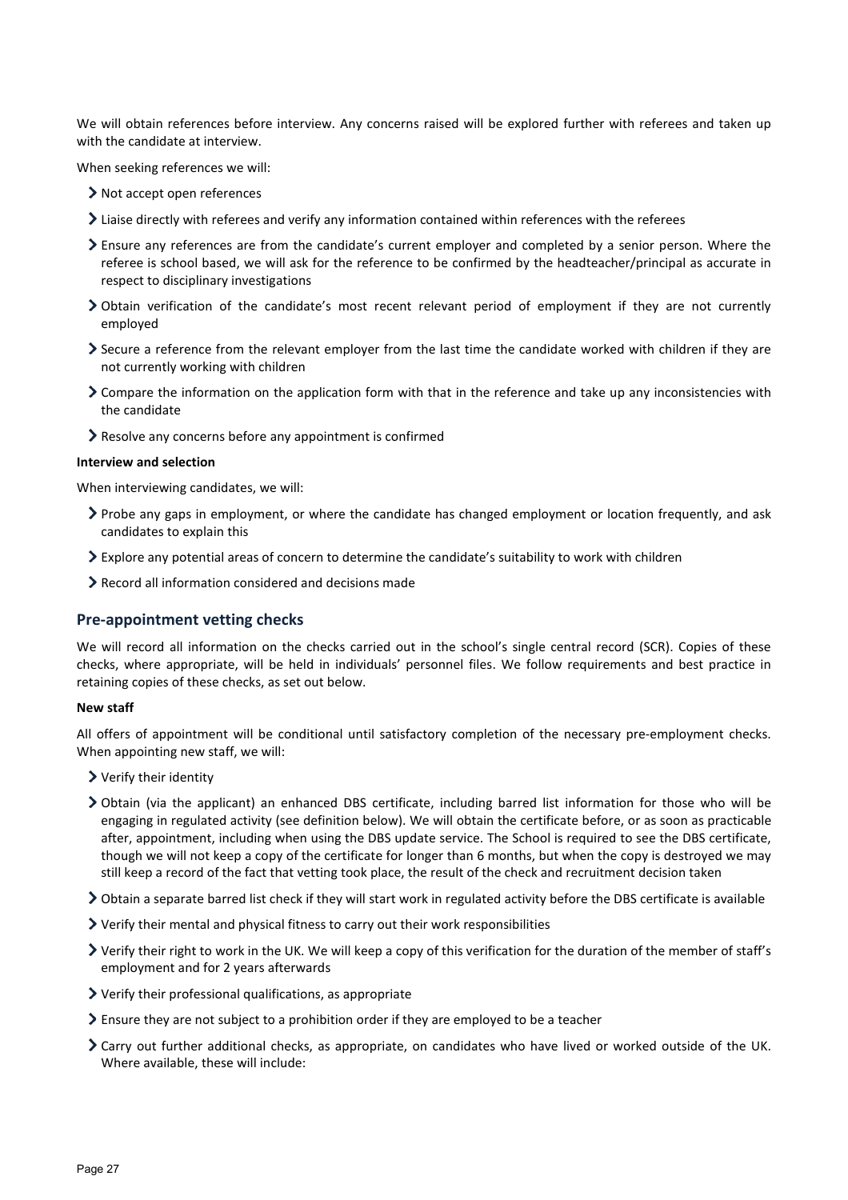We will obtain references before interview. Any concerns raised will be explored further with referees and taken up with the candidate at interview.

When seeking references we will:

- Not accept open references
- Liaise directly with referees and verify any information contained within references with the referees
- Ensure any references are from the candidate's current employer and completed by a senior person. Where the referee is school based, we will ask for the reference to be confirmed by the headteacher/principal as accurate in respect to disciplinary investigations
- Obtain verification of the candidate's most recent relevant period of employment if they are not currently employed
- Secure a reference from the relevant employer from the last time the candidate worked with children if they are not currently working with children
- Compare the information on the application form with that in the reference and take up any inconsistencies with the candidate
- Resolve any concerns before any appointment is confirmed

**Interview and selection**

When interviewing candidates, we will:

- Probe any gaps in employment, or where the candidate has changed employment or location frequently, and ask candidates to explain this
- Explore any potential areas of concern to determine the candidate's suitability to work with children
- Record all information considered and decisions made

## Pre-appointment vetting checks

We will record all information on the checks carried out in the school's single central record (SCR). Copies of these checks, where appropriate, will be held in individuals' personnel files. We follow requirements and best practice in retaining copies of these checks, as set out below.

**New staff**

All offers of appointment will be conditional until satisfactory completion of the necessary pre-employment checks. When appointing new staff, we will:

- Verify their identity
- Obtain (via the applicant) an enhanced DBS certificate, including barred list information for those who will be engaging in regulated activity (see definition below). We will obtain the certificate before, or as soon as practicable after, appointment, including when using the DBS update service. The School is required to see the DBS certificate, though we will not keep a copy of the certificate for longer than 6 months, but when the copy is destroyed we may still keep a record of the fact that vetting took place, the result of the check and recruitment decision taken
- Obtain a separate barred list check if they will start work in regulated activity before the DBS certificate is available
- Verify their mental and physical fitness to carry out their work responsibilities
- Verify their right to work in the UK. We will keep a copy of this verification for the duration of the member of staff's employment and for 2 years afterwards
- Verify their professional qualifications, as appropriate
- Ensure they are not subject to a prohibition order if they are employed to be a teacher
- Carry out further additional checks, as appropriate, on candidates who have lived or worked outside of the UK. Where available, these will include: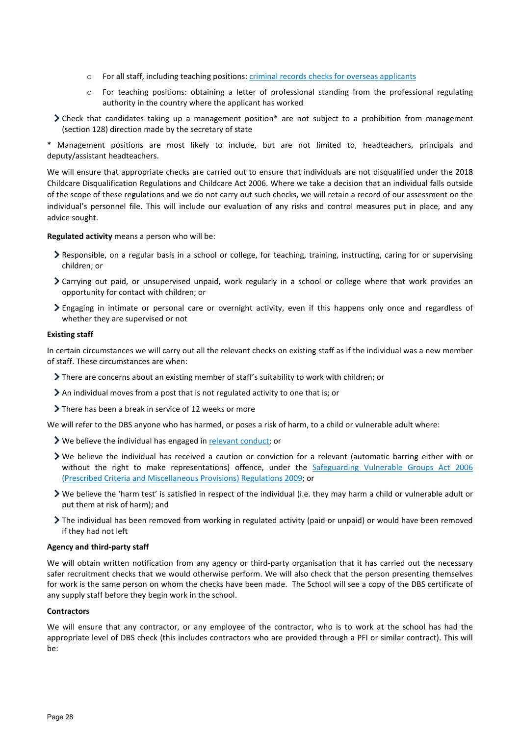- For all staff, including teaching positions: [criminal records checks for overseas applicants]
  - For teaching positions: obtaining a letter of professional standing from the professional regulating authority in the country where the applicant has worked

- Check that candidates taking up a management position* are not subject to a prohibition from management (section 128) direction made by the secretary of state

* Management positions are most likely to include, but are not limited to, headteachers, principals and deputy/assistant headteachers.

We will ensure that appropriate checks are carried out to ensure that individuals are not disqualified under the 2018 Childcare Disqualification Regulations and Childcare Act 2006. Where we take a decision that an individual falls outside of the scope of these regulations and we do not carry out such checks, we will retain a record of our assessment on the individual's personnel file. This will include our evaluation of any risks and control measures put in place, and any advice sought.

**Regulated activity** means a person who will be:

- Responsible, on a regular basis in a school or college, for teaching, training, instructing, caring for or supervising children; or
- Carrying out paid, or unsupervised unpaid, work regularly in a school or college where that work provides an opportunity for contact with children; or
- Engaging in intimate or personal care or overnight activity, even if this happens only once and regardless of whether they are supervised or not

**Existing staff**

In certain circumstances we will carry out all the relevant checks on existing staff as if the individual was a new member of staff. These circumstances are when:

- There are concerns about an existing member of staff's suitability to work with children; or
- An individual moves from a post that is not regulated activity to one that is; or
- There has been a break in service of 12 weeks or more

We will refer to the DBS anyone who has harmed, or poses a risk of harm, to a child or vulnerable adult where:

- We believe the individual has engaged in [relevant conduct]; or
- We believe the individual has received a caution or conviction for a relevant (automatic barring either with or without the right to make representations) offence, under the [Safeguarding Vulnerable Groups Act 2006 (Prescribed Criteria and Miscellaneous Provisions) Regulations 2009]; or
- We believe the 'harm test' is satisfied in respect of the individual (i.e. they may harm a child or vulnerable adult or put them at risk of harm); and
- The individual has been removed from working in regulated activity (paid or unpaid) or would have been removed if they had not left

**Agency and third-party staff**

We will obtain written notification from any agency or third-party organisation that it has carried out the necessary safer recruitment checks that we would otherwise perform. We will also check that the person presenting themselves for work is the same person on whom the checks have been made. The School will see a copy of the DBS certificate of any supply staff before they begin work in the school.

**Contractors**

We will ensure that any contractor, or any employee of the contractor, who is to work at the school has had the appropriate level of DBS check (this includes contractors who are provided through a PFI or similar contract). This will be: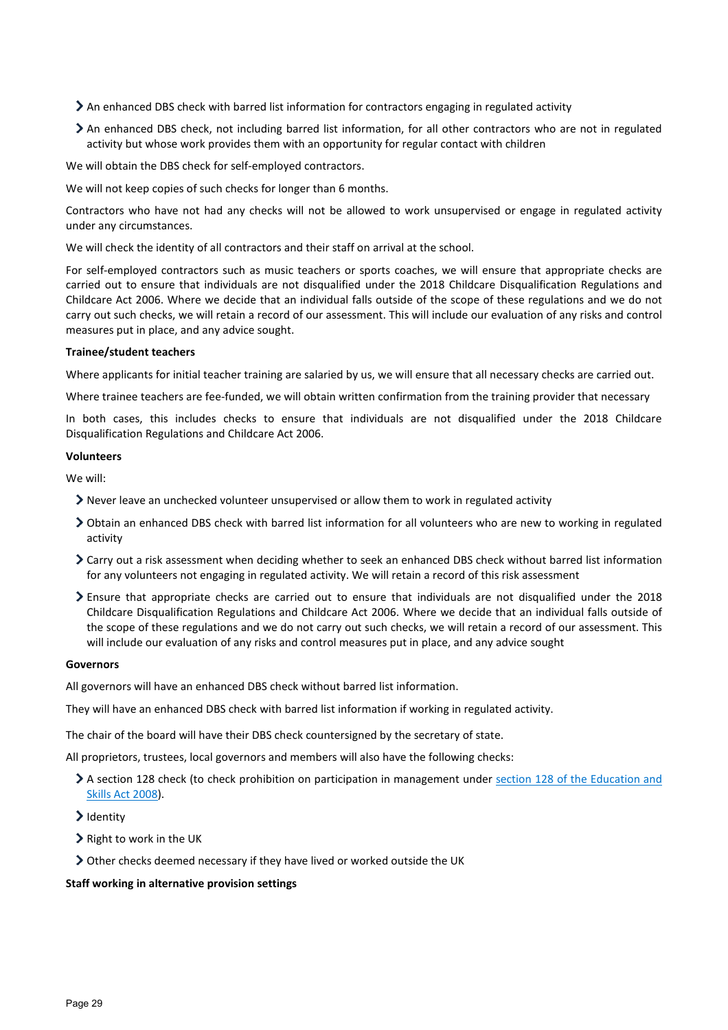- An enhanced DBS check with barred list information for contractors engaging in regulated activity
- An enhanced DBS check, not including barred list information, for all other contractors who are not in regulated activity but whose work provides them with an opportunity for regular contact with children

We will obtain the DBS check for self-employed contractors.

We will not keep copies of such checks for longer than 6 months.

Contractors who have not had any checks will not be allowed to work unsupervised or engage in regulated activity under any circumstances.

We will check the identity of all contractors and their staff on arrival at the school.

For self-employed contractors such as music teachers or sports coaches, we will ensure that appropriate checks are carried out to ensure that individuals are not disqualified under the 2018 Childcare Disqualification Regulations and Childcare Act 2006. Where we decide that an individual falls outside of the scope of these regulations and we do not carry out such checks, we will retain a record of our assessment. This will include our evaluation of any risks and control measures put in place, and any advice sought.

**Trainee/student teachers**

Where applicants for initial teacher training are salaried by us, we will ensure that all necessary checks are carried out.

Where trainee teachers are fee-funded, we will obtain written confirmation from the training provider that necessary

In both cases, this includes checks to ensure that individuals are not disqualified under the 2018 Childcare Disqualification Regulations and Childcare Act 2006.

**Volunteers**

We will:

- Never leave an unchecked volunteer unsupervised or allow them to work in regulated activity
- Obtain an enhanced DBS check with barred list information for all volunteers who are new to working in regulated activity
- Carry out a risk assessment when deciding whether to seek an enhanced DBS check without barred list information for any volunteers not engaging in regulated activity. We will retain a record of this risk assessment
- Ensure that appropriate checks are carried out to ensure that individuals are not disqualified under the 2018 Childcare Disqualification Regulations and Childcare Act 2006. Where we decide that an individual falls outside of the scope of these regulations and we do not carry out such checks, we will retain a record of our assessment. This will include our evaluation of any risks and control measures put in place, and any advice sought

**Governors**

All governors will have an enhanced DBS check without barred list information.

They will have an enhanced DBS check with barred list information if working in regulated activity.

The chair of the board will have their DBS check countersigned by the secretary of state.

All proprietors, trustees, local governors and members will also have the following checks:

- A section 128 check (to check prohibition on participation in management under [section 128 of the Education and Skills Act 2008](#)).
- Identity
- Right to work in the UK
- Other checks deemed necessary if they have lived or worked outside the UK

**Staff working in alternative provision settings**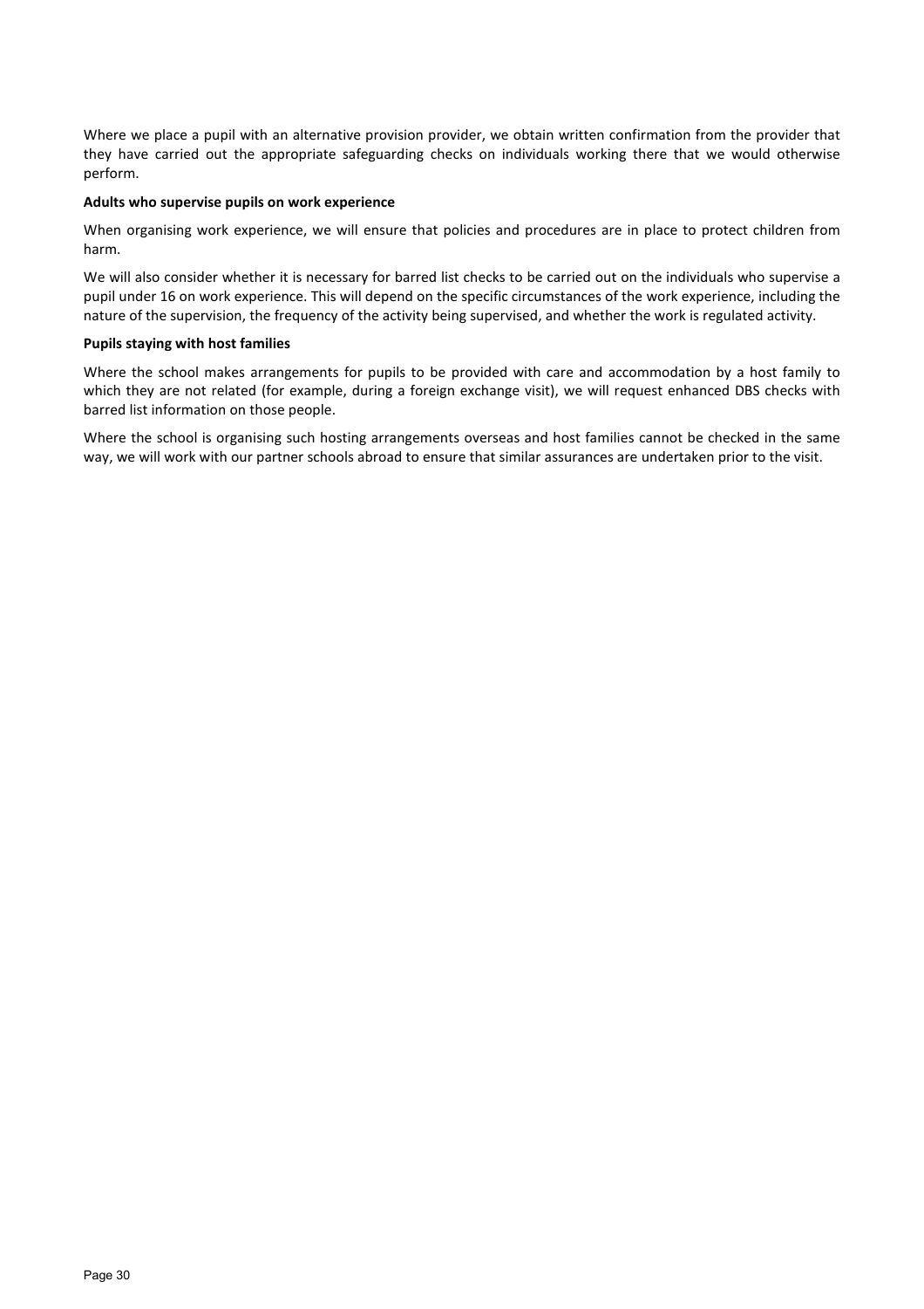Where we place a pupil with an alternative provision provider, we obtain written confirmation from the provider that they have carried out the appropriate safeguarding checks on individuals working there that we would otherwise perform.

**Adults who supervise pupils on work experience**

When organising work experience, we will ensure that policies and procedures are in place to protect children from harm.

We will also consider whether it is necessary for barred list checks to be carried out on the individuals who supervise a pupil under 16 on work experience. This will depend on the specific circumstances of the work experience, including the nature of the supervision, the frequency of the activity being supervised, and whether the work is regulated activity.

**Pupils staying with host families**

Where the school makes arrangements for pupils to be provided with care and accommodation by a host family to which they are not related (for example, during a foreign exchange visit), we will request enhanced DBS checks with barred list information on those people.

Where the school is organising such hosting arrangements overseas and host families cannot be checked in the same way, we will work with our partner schools abroad to ensure that similar assurances are undertaken prior to the visit.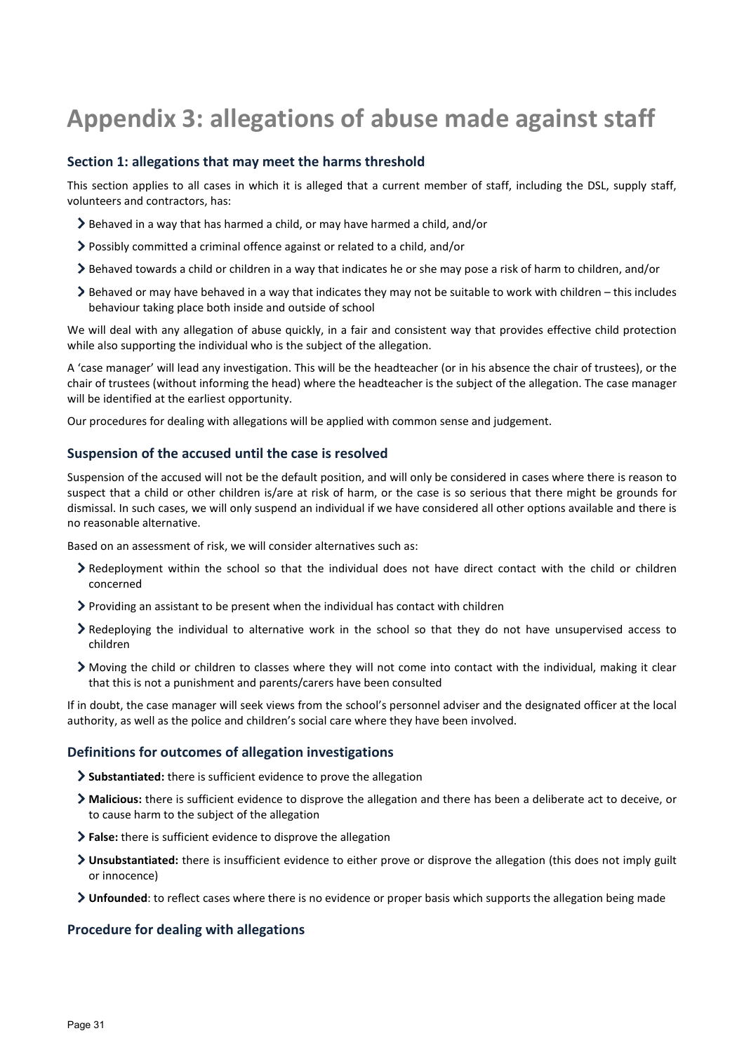# Appendix 3: allegations of abuse made against staff

### Section 1: allegations that may meet the harms threshold

This section applies to all cases in which it is alleged that a current member of staff, including the DSL, supply staff, volunteers and contractors, has:

- Behaved in a way that has harmed a child, or may have harmed a child, and/or
- Possibly committed a criminal offence against or related to a child, and/or
- Behaved towards a child or children in a way that indicates he or she may pose a risk of harm to children, and/or
- Behaved or may have behaved in a way that indicates they may not be suitable to work with children – this includes behaviour taking place both inside and outside of school

We will deal with any allegation of abuse quickly, in a fair and consistent way that provides effective child protection while also supporting the individual who is the subject of the allegation.

A 'case manager' will lead any investigation. This will be the headteacher (or in his absence the chair of trustees), or the chair of trustees (without informing the head) where the headteacher is the subject of the allegation. The case manager will be identified at the earliest opportunity.

Our procedures for dealing with allegations will be applied with common sense and judgement.

### Suspension of the accused until the case is resolved

Suspension of the accused will not be the default position, and will only be considered in cases where there is reason to suspect that a child or other children is/are at risk of harm, or the case is so serious that there might be grounds for dismissal. In such cases, we will only suspend an individual if we have considered all other options available and there is no reasonable alternative.

Based on an assessment of risk, we will consider alternatives such as:

- Redeployment within the school so that the individual does not have direct contact with the child or children concerned
- Providing an assistant to be present when the individual has contact with children
- Redeploying the individual to alternative work in the school so that they do not have unsupervised access to children
- Moving the child or children to classes where they will not come into contact with the individual, making it clear that this is not a punishment and parents/carers have been consulted

If in doubt, the case manager will seek views from the school's personnel adviser and the designated officer at the local authority, as well as the police and children's social care where they have been involved.

### Definitions for outcomes of allegation investigations

- **Substantiated:** there is sufficient evidence to prove the allegation
- **Malicious:** there is sufficient evidence to disprove the allegation and there has been a deliberate act to deceive, or to cause harm to the subject of the allegation
- **False:** there is sufficient evidence to disprove the allegation
- **Unsubstantiated:** there is insufficient evidence to either prove or disprove the allegation (this does not imply guilt or innocence)
- **Unfounded**: to reflect cases where there is no evidence or proper basis which supports the allegation being made

### Procedure for dealing with allegations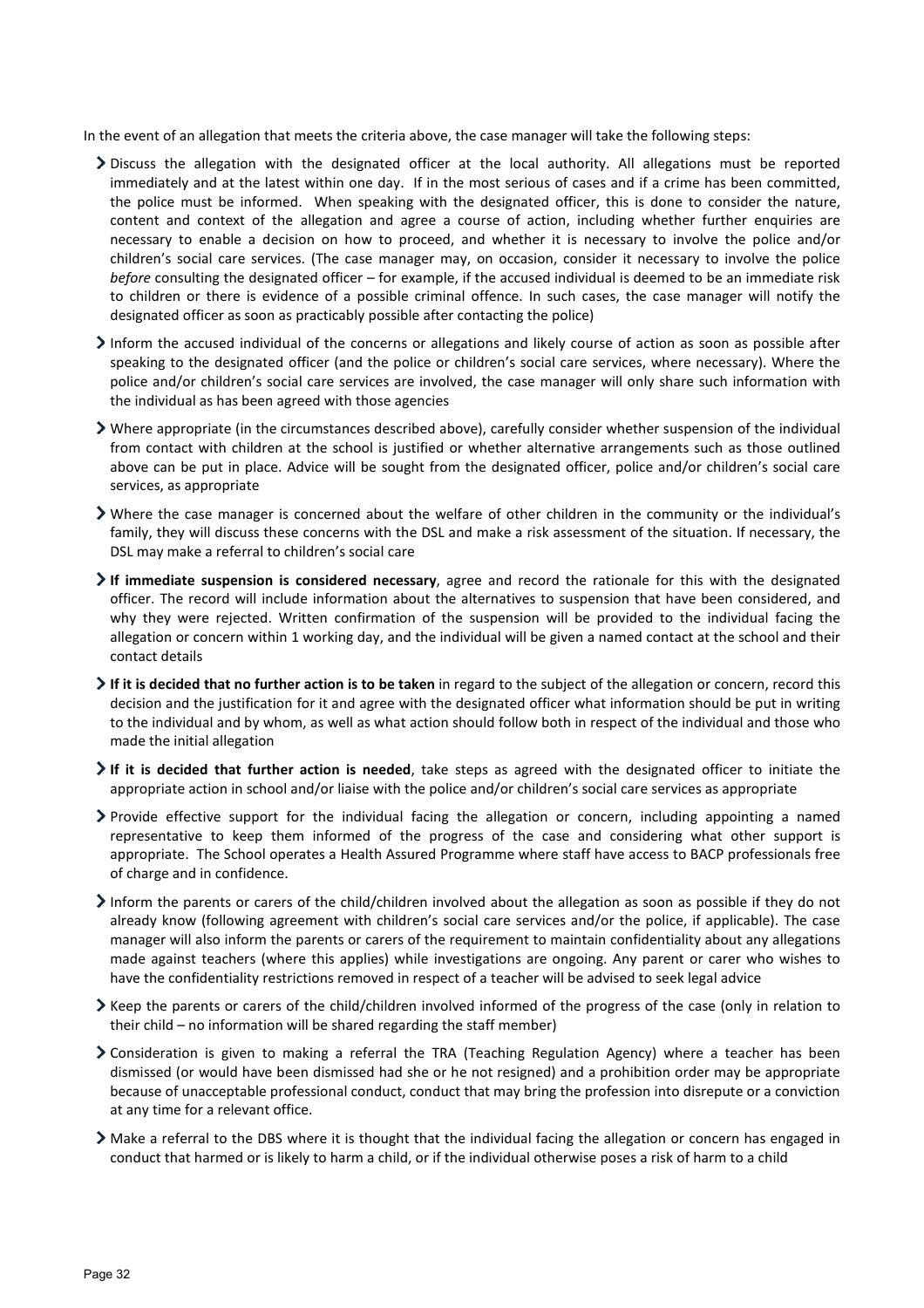In the event of an allegation that meets the criteria above, the case manager will take the following steps:

- Discuss the allegation with the designated officer at the local authority. All allegations must be reported immediately and at the latest within one day. If in the most serious of cases and if a crime has been committed, the police must be informed. When speaking with the designated officer, this is done to consider the nature, content and context of the allegation and agree a course of action, including whether further enquiries are necessary to enable a decision on how to proceed, and whether it is necessary to involve the police and/or children's social care services. (The case manager may, on occasion, consider it necessary to involve the police *before* consulting the designated officer – for example, if the accused individual is deemed to be an immediate risk to children or there is evidence of a possible criminal offence. In such cases, the case manager will notify the designated officer as soon as practicably possible after contacting the police)
- Inform the accused individual of the concerns or allegations and likely course of action as soon as possible after speaking to the designated officer (and the police or children's social care services, where necessary). Where the police and/or children's social care services are involved, the case manager will only share such information with the individual as has been agreed with those agencies
- Where appropriate (in the circumstances described above), carefully consider whether suspension of the individual from contact with children at the school is justified or whether alternative arrangements such as those outlined above can be put in place. Advice will be sought from the designated officer, police and/or children's social care services, as appropriate
- Where the case manager is concerned about the welfare of other children in the community or the individual's family, they will discuss these concerns with the DSL and make a risk assessment of the situation. If necessary, the DSL may make a referral to children's social care
- **If immediate suspension is considered necessary**, agree and record the rationale for this with the designated officer. The record will include information about the alternatives to suspension that have been considered, and why they were rejected. Written confirmation of the suspension will be provided to the individual facing the allegation or concern within 1 working day, and the individual will be given a named contact at the school and their contact details
- **If it is decided that no further action is to be taken** in regard to the subject of the allegation or concern, record this decision and the justification for it and agree with the designated officer what information should be put in writing to the individual and by whom, as well as what action should follow both in respect of the individual and those who made the initial allegation
- **If it is decided that further action is needed**, take steps as agreed with the designated officer to initiate the appropriate action in school and/or liaise with the police and/or children's social care services as appropriate
- Provide effective support for the individual facing the allegation or concern, including appointing a named representative to keep them informed of the progress of the case and considering what other support is appropriate. The School operates a Health Assured Programme where staff have access to BACP professionals free of charge and in confidence.
- Inform the parents or carers of the child/children involved about the allegation as soon as possible if they do not already know (following agreement with children's social care services and/or the police, if applicable). The case manager will also inform the parents or carers of the requirement to maintain confidentiality about any allegations made against teachers (where this applies) while investigations are ongoing. Any parent or carer who wishes to have the confidentiality restrictions removed in respect of a teacher will be advised to seek legal advice
- Keep the parents or carers of the child/children involved informed of the progress of the case (only in relation to their child – no information will be shared regarding the staff member)
- Consideration is given to making a referral the TRA (Teaching Regulation Agency) where a teacher has been dismissed (or would have been dismissed had she or he not resigned) and a prohibition order may be appropriate because of unacceptable professional conduct, conduct that may bring the profession into disrepute or a conviction at any time for a relevant office.
- Make a referral to the DBS where it is thought that the individual facing the allegation or concern has engaged in conduct that harmed or is likely to harm a child, or if the individual otherwise poses a risk of harm to a child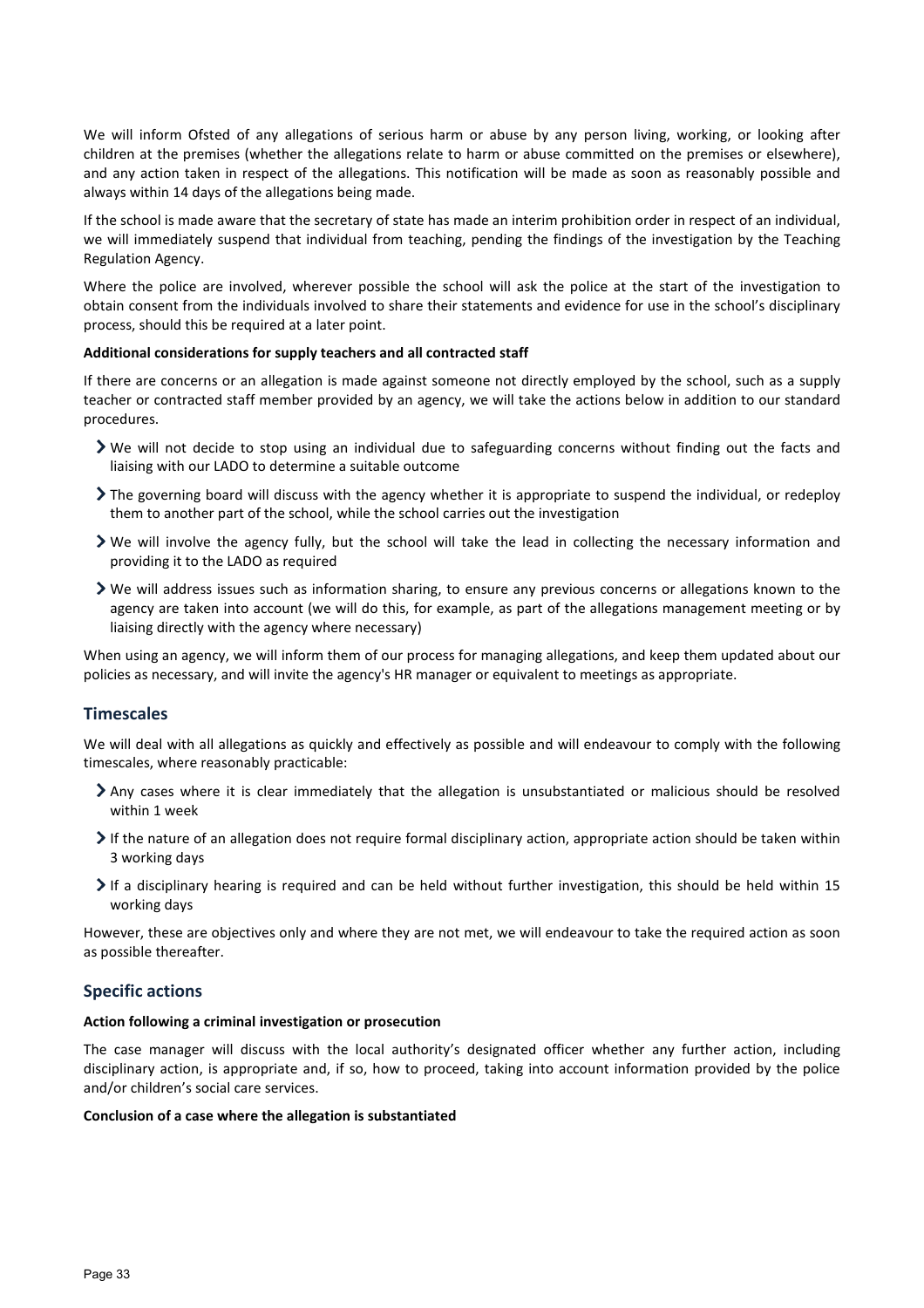We will inform Ofsted of any allegations of serious harm or abuse by any person living, working, or looking after children at the premises (whether the allegations relate to harm or abuse committed on the premises or elsewhere), and any action taken in respect of the allegations. This notification will be made as soon as reasonably possible and always within 14 days of the allegations being made.

If the school is made aware that the secretary of state has made an interim prohibition order in respect of an individual, we will immediately suspend that individual from teaching, pending the findings of the investigation by the Teaching Regulation Agency.

Where the police are involved, wherever possible the school will ask the police at the start of the investigation to obtain consent from the individuals involved to share their statements and evidence for use in the school's disciplinary process, should this be required at a later point.

**Additional considerations for supply teachers and all contracted staff**

If there are concerns or an allegation is made against someone not directly employed by the school, such as a supply teacher or contracted staff member provided by an agency, we will take the actions below in addition to our standard procedures.

- We will not decide to stop using an individual due to safeguarding concerns without finding out the facts and liaising with our LADO to determine a suitable outcome
- The governing board will discuss with the agency whether it is appropriate to suspend the individual, or redeploy them to another part of the school, while the school carries out the investigation
- We will involve the agency fully, but the school will take the lead in collecting the necessary information and providing it to the LADO as required
- We will address issues such as information sharing, to ensure any previous concerns or allegations known to the agency are taken into account (we will do this, for example, as part of the allegations management meeting or by liaising directly with the agency where necessary)

When using an agency, we will inform them of our process for managing allegations, and keep them updated about our policies as necessary, and will invite the agency's HR manager or equivalent to meetings as appropriate.

## Timescales

We will deal with all allegations as quickly and effectively as possible and will endeavour to comply with the following timescales, where reasonably practicable:

- Any cases where it is clear immediately that the allegation is unsubstantiated or malicious should be resolved within 1 week
- If the nature of an allegation does not require formal disciplinary action, appropriate action should be taken within 3 working days
- If a disciplinary hearing is required and can be held without further investigation, this should be held within 15 working days

However, these are objectives only and where they are not met, we will endeavour to take the required action as soon as possible thereafter.

## Specific actions

**Action following a criminal investigation or prosecution**

The case manager will discuss with the local authority's designated officer whether any further action, including disciplinary action, is appropriate and, if so, how to proceed, taking into account information provided by the police and/or children's social care services.

**Conclusion of a case where the allegation is substantiated**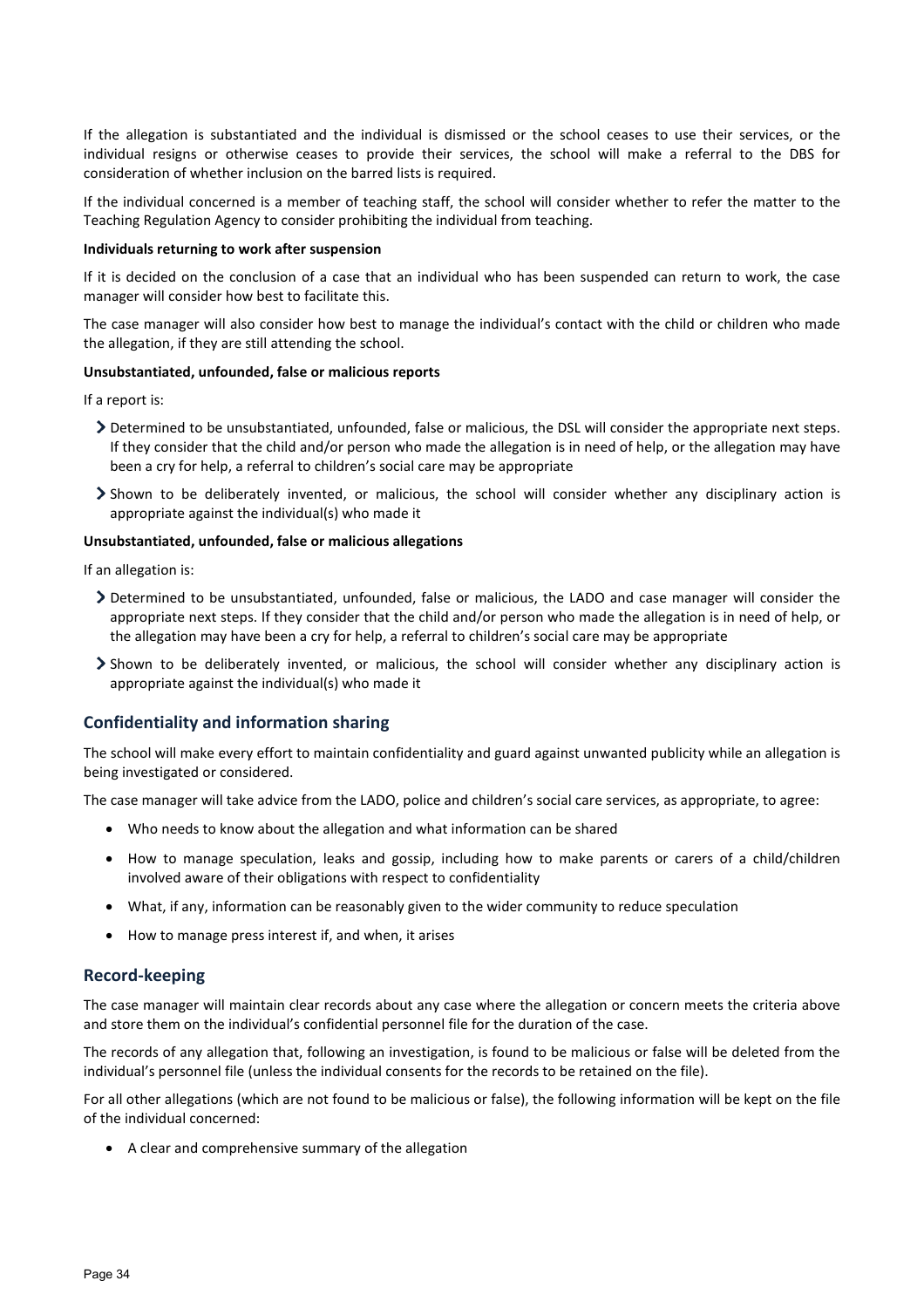If the allegation is substantiated and the individual is dismissed or the school ceases to use their services, or the individual resigns or otherwise ceases to provide their services, the school will make a referral to the DBS for consideration of whether inclusion on the barred lists is required.

If the individual concerned is a member of teaching staff, the school will consider whether to refer the matter to the Teaching Regulation Agency to consider prohibiting the individual from teaching.

**Individuals returning to work after suspension**

If it is decided on the conclusion of a case that an individual who has been suspended can return to work, the case manager will consider how best to facilitate this.

The case manager will also consider how best to manage the individual's contact with the child or children who made the allegation, if they are still attending the school.

**Unsubstantiated, unfounded, false or malicious reports**

If a report is:

- Determined to be unsubstantiated, unfounded, false or malicious, the DSL will consider the appropriate next steps. If they consider that the child and/or person who made the allegation is in need of help, or the allegation may have been a cry for help, a referral to children's social care may be appropriate
- Shown to be deliberately invented, or malicious, the school will consider whether any disciplinary action is appropriate against the individual(s) who made it

**Unsubstantiated, unfounded, false or malicious allegations**

If an allegation is:

- Determined to be unsubstantiated, unfounded, false or malicious, the LADO and case manager will consider the appropriate next steps. If they consider that the child and/or person who made the allegation is in need of help, or the allegation may have been a cry for help, a referral to children's social care may be appropriate
- Shown to be deliberately invented, or malicious, the school will consider whether any disciplinary action is appropriate against the individual(s) who made it

## Confidentiality and information sharing

The school will make every effort to maintain confidentiality and guard against unwanted publicity while an allegation is being investigated or considered.

The case manager will take advice from the LADO, police and children's social care services, as appropriate, to agree:

- Who needs to know about the allegation and what information can be shared
- How to manage speculation, leaks and gossip, including how to make parents or carers of a child/children involved aware of their obligations with respect to confidentiality
- What, if any, information can be reasonably given to the wider community to reduce speculation
- How to manage press interest if, and when, it arises

## Record-keeping

The case manager will maintain clear records about any case where the allegation or concern meets the criteria above and store them on the individual's confidential personnel file for the duration of the case.

The records of any allegation that, following an investigation, is found to be malicious or false will be deleted from the individual's personnel file (unless the individual consents for the records to be retained on the file).

For all other allegations (which are not found to be malicious or false), the following information will be kept on the file of the individual concerned:

- A clear and comprehensive summary of the allegation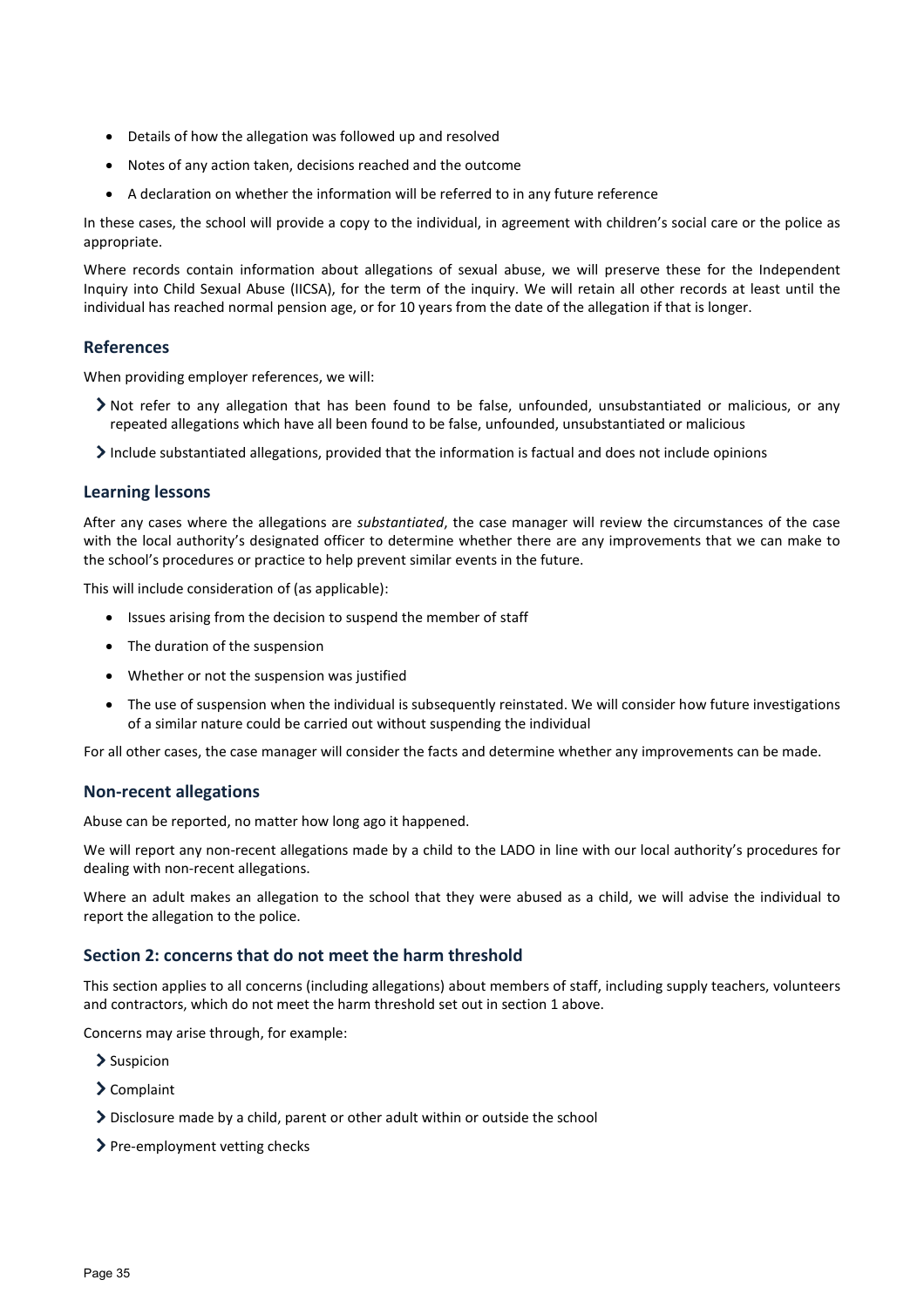- Details of how the allegation was followed up and resolved
- Notes of any action taken, decisions reached and the outcome
- A declaration on whether the information will be referred to in any future reference

In these cases, the school will provide a copy to the individual, in agreement with children's social care or the police as appropriate.

Where records contain information about allegations of sexual abuse, we will preserve these for the Independent Inquiry into Child Sexual Abuse (IICSA), for the term of the inquiry. We will retain all other records at least until the individual has reached normal pension age, or for 10 years from the date of the allegation if that is longer.

### References

When providing employer references, we will:

- Not refer to any allegation that has been found to be false, unfounded, unsubstantiated or malicious, or any repeated allegations which have all been found to be false, unfounded, unsubstantiated or malicious
- Include substantiated allegations, provided that the information is factual and does not include opinions

### Learning lessons

After any cases where the allegations are *substantiated*, the case manager will review the circumstances of the case with the local authority's designated officer to determine whether there are any improvements that we can make to the school's procedures or practice to help prevent similar events in the future.

This will include consideration of (as applicable):

- Issues arising from the decision to suspend the member of staff
- The duration of the suspension
- Whether or not the suspension was justified
- The use of suspension when the individual is subsequently reinstated. We will consider how future investigations of a similar nature could be carried out without suspending the individual

For all other cases, the case manager will consider the facts and determine whether any improvements can be made.

### Non-recent allegations

Abuse can be reported, no matter how long ago it happened.

We will report any non-recent allegations made by a child to the LADO in line with our local authority's procedures for dealing with non-recent allegations.

Where an adult makes an allegation to the school that they were abused as a child, we will advise the individual to report the allegation to the police.

### Section 2: concerns that do not meet the harm threshold

This section applies to all concerns (including allegations) about members of staff, including supply teachers, volunteers and contractors, which do not meet the harm threshold set out in section 1 above.

Concerns may arise through, for example:

- Suspicion
- Complaint
- Disclosure made by a child, parent or other adult within or outside the school
- Pre-employment vetting checks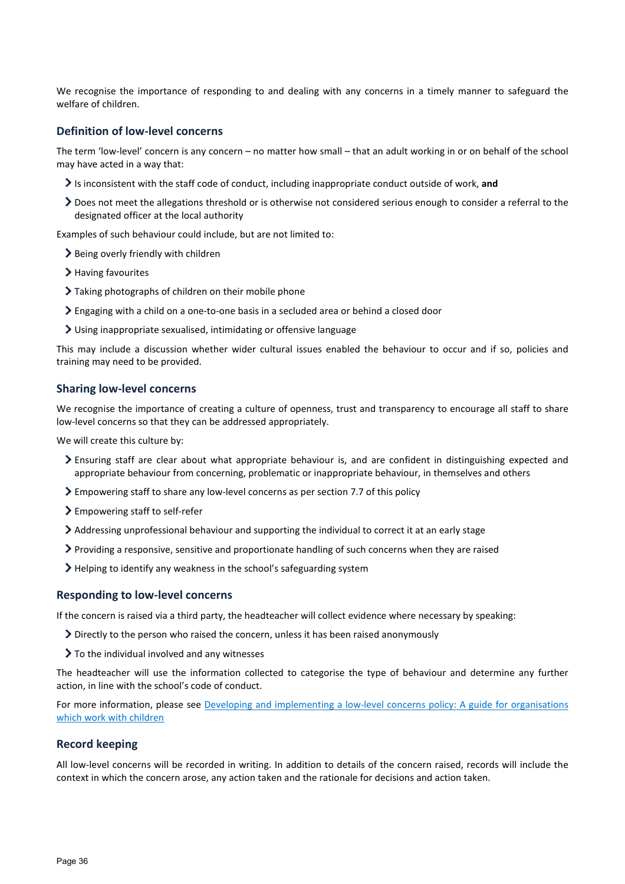We recognise the importance of responding to and dealing with any concerns in a timely manner to safeguard the welfare of children.

### Definition of low-level concerns

The term 'low-level' concern is any concern – no matter how small – that an adult working in or on behalf of the school may have acted in a way that:

- Is inconsistent with the staff code of conduct, including inappropriate conduct outside of work, **and**
- Does not meet the allegations threshold or is otherwise not considered serious enough to consider a referral to the designated officer at the local authority

Examples of such behaviour could include, but are not limited to:

- Being overly friendly with children
- Having favourites
- Taking photographs of children on their mobile phone
- Engaging with a child on a one-to-one basis in a secluded area or behind a closed door
- Using inappropriate sexualised, intimidating or offensive language

This may include a discussion whether wider cultural issues enabled the behaviour to occur and if so, policies and training may need to be provided.

### Sharing low-level concerns

We recognise the importance of creating a culture of openness, trust and transparency to encourage all staff to share low-level concerns so that they can be addressed appropriately.

We will create this culture by:

- Ensuring staff are clear about what appropriate behaviour is, and are confident in distinguishing expected and appropriate behaviour from concerning, problematic or inappropriate behaviour, in themselves and others
- Empowering staff to share any low-level concerns as per section 7.7 of this policy
- Empowering staff to self-refer
- Addressing unprofessional behaviour and supporting the individual to correct it at an early stage
- Providing a responsive, sensitive and proportionate handling of such concerns when they are raised
- Helping to identify any weakness in the school's safeguarding system

### Responding to low-level concerns

If the concern is raised via a third party, the headteacher will collect evidence where necessary by speaking:

- Directly to the person who raised the concern, unless it has been raised anonymously
- To the individual involved and any witnesses

The headteacher will use the information collected to categorise the type of behaviour and determine any further action, in line with the school's code of conduct.

For more information, please see Developing and implementing a low-level concerns policy: A guide for organisations which work with children

### Record keeping

All low-level concerns will be recorded in writing. In addition to details of the concern raised, records will include the context in which the concern arose, any action taken and the rationale for decisions and action taken.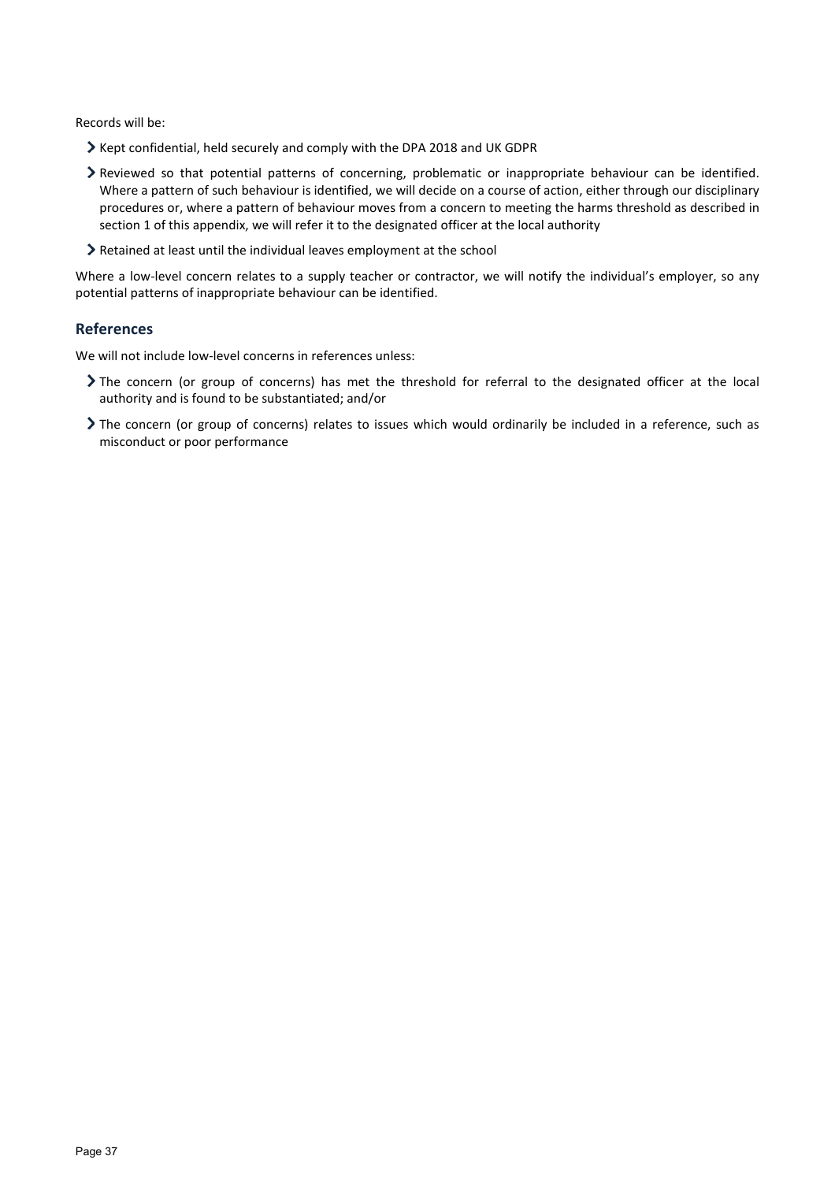Records will be:

- Kept confidential, held securely and comply with the DPA 2018 and UK GDPR
- Reviewed so that potential patterns of concerning, problematic or inappropriate behaviour can be identified. Where a pattern of such behaviour is identified, we will decide on a course of action, either through our disciplinary procedures or, where a pattern of behaviour moves from a concern to meeting the harms threshold as described in section 1 of this appendix, we will refer it to the designated officer at the local authority
- Retained at least until the individual leaves employment at the school

Where a low-level concern relates to a supply teacher or contractor, we will notify the individual's employer, so any potential patterns of inappropriate behaviour can be identified.

## References

We will not include low-level concerns in references unless:

- The concern (or group of concerns) has met the threshold for referral to the designated officer at the local authority and is found to be substantiated; and/or
- The concern (or group of concerns) relates to issues which would ordinarily be included in a reference, such as misconduct or poor performance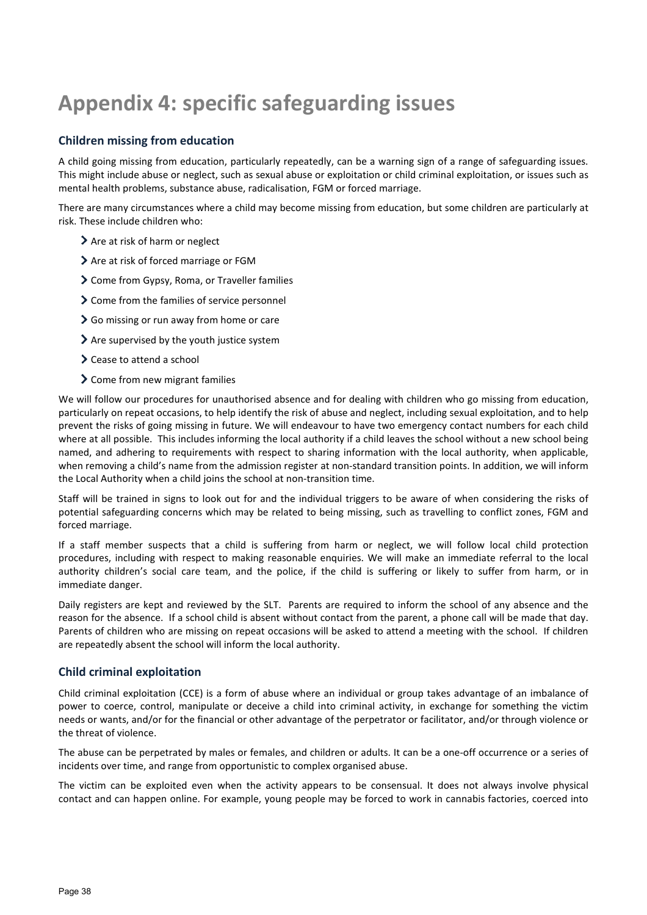# Appendix 4: specific safeguarding issues

## Children missing from education

A child going missing from education, particularly repeatedly, can be a warning sign of a range of safeguarding issues. This might include abuse or neglect, such as sexual abuse or exploitation or child criminal exploitation, or issues such as mental health problems, substance abuse, radicalisation, FGM or forced marriage.

There are many circumstances where a child may become missing from education, but some children are particularly at risk. These include children who:

- Are at risk of harm or neglect
- Are at risk of forced marriage or FGM
- Come from Gypsy, Roma, or Traveller families
- Come from the families of service personnel
- Go missing or run away from home or care
- Are supervised by the youth justice system
- Cease to attend a school
- Come from new migrant families

We will follow our procedures for unauthorised absence and for dealing with children who go missing from education, particularly on repeat occasions, to help identify the risk of abuse and neglect, including sexual exploitation, and to help prevent the risks of going missing in future. We will endeavour to have two emergency contact numbers for each child where at all possible. This includes informing the local authority if a child leaves the school without a new school being named, and adhering to requirements with respect to sharing information with the local authority, when applicable, when removing a child's name from the admission register at non-standard transition points. In addition, we will inform the Local Authority when a child joins the school at non-transition time.

Staff will be trained in signs to look out for and the individual triggers to be aware of when considering the risks of potential safeguarding concerns which may be related to being missing, such as travelling to conflict zones, FGM and forced marriage.

If a staff member suspects that a child is suffering from harm or neglect, we will follow local child protection procedures, including with respect to making reasonable enquiries. We will make an immediate referral to the local authority children's social care team, and the police, if the child is suffering or likely to suffer from harm, or in immediate danger.

Daily registers are kept and reviewed by the SLT. Parents are required to inform the school of any absence and the reason for the absence. If a school child is absent without contact from the parent, a phone call will be made that day. Parents of children who are missing on repeat occasions will be asked to attend a meeting with the school. If children are repeatedly absent the school will inform the local authority.

## Child criminal exploitation

Child criminal exploitation (CCE) is a form of abuse where an individual or group takes advantage of an imbalance of power to coerce, control, manipulate or deceive a child into criminal activity, in exchange for something the victim needs or wants, and/or for the financial or other advantage of the perpetrator or facilitator, and/or through violence or the threat of violence.

The abuse can be perpetrated by males or females, and children or adults. It can be a one-off occurrence or a series of incidents over time, and range from opportunistic to complex organised abuse.

The victim can be exploited even when the activity appears to be consensual. It does not always involve physical contact and can happen online. For example, young people may be forced to work in cannabis factories, coerced into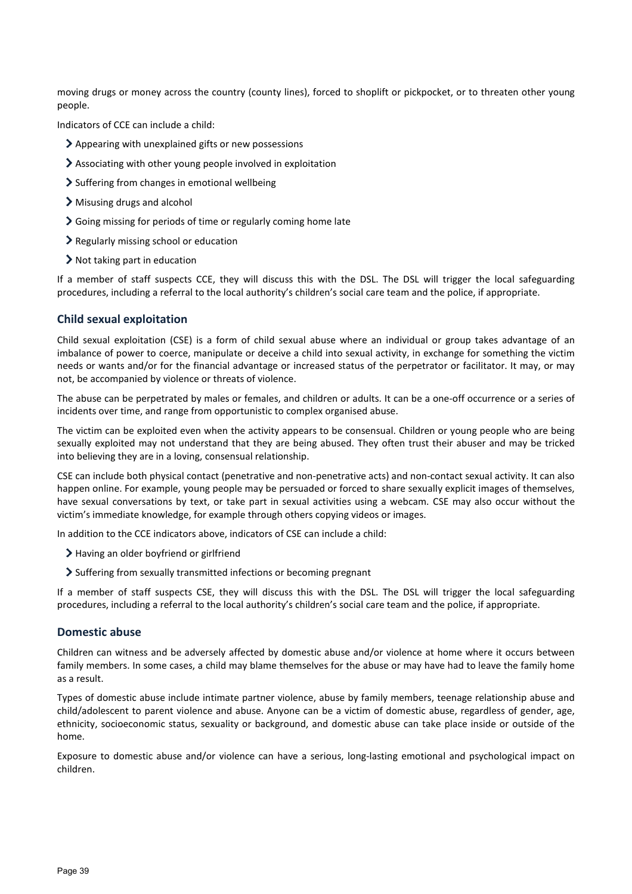moving drugs or money across the country (county lines), forced to shoplift or pickpocket, or to threaten other young people.

Indicators of CCE can include a child:

- Appearing with unexplained gifts or new possessions
- Associating with other young people involved in exploitation
- Suffering from changes in emotional wellbeing
- Misusing drugs and alcohol
- Going missing for periods of time or regularly coming home late
- Regularly missing school or education
- Not taking part in education

If a member of staff suspects CCE, they will discuss this with the DSL. The DSL will trigger the local safeguarding procedures, including a referral to the local authority's children's social care team and the police, if appropriate.

### Child sexual exploitation

Child sexual exploitation (CSE) is a form of child sexual abuse where an individual or group takes advantage of an imbalance of power to coerce, manipulate or deceive a child into sexual activity, in exchange for something the victim needs or wants and/or for the financial advantage or increased status of the perpetrator or facilitator. It may, or may not, be accompanied by violence or threats of violence.

The abuse can be perpetrated by males or females, and children or adults. It can be a one-off occurrence or a series of incidents over time, and range from opportunistic to complex organised abuse.

The victim can be exploited even when the activity appears to be consensual. Children or young people who are being sexually exploited may not understand that they are being abused. They often trust their abuser and may be tricked into believing they are in a loving, consensual relationship.

CSE can include both physical contact (penetrative and non-penetrative acts) and non-contact sexual activity. It can also happen online. For example, young people may be persuaded or forced to share sexually explicit images of themselves, have sexual conversations by text, or take part in sexual activities using a webcam. CSE may also occur without the victim's immediate knowledge, for example through others copying videos or images.

In addition to the CCE indicators above, indicators of CSE can include a child:

- Having an older boyfriend or girlfriend
- Suffering from sexually transmitted infections or becoming pregnant

If a member of staff suspects CSE, they will discuss this with the DSL. The DSL will trigger the local safeguarding procedures, including a referral to the local authority's children's social care team and the police, if appropriate.

### Domestic abuse

Children can witness and be adversely affected by domestic abuse and/or violence at home where it occurs between family members. In some cases, a child may blame themselves for the abuse or may have had to leave the family home as a result.

Types of domestic abuse include intimate partner violence, abuse by family members, teenage relationship abuse and child/adolescent to parent violence and abuse. Anyone can be a victim of domestic abuse, regardless of gender, age, ethnicity, socioeconomic status, sexuality or background, and domestic abuse can take place inside or outside of the home.

Exposure to domestic abuse and/or violence can have a serious, long-lasting emotional and psychological impact on children.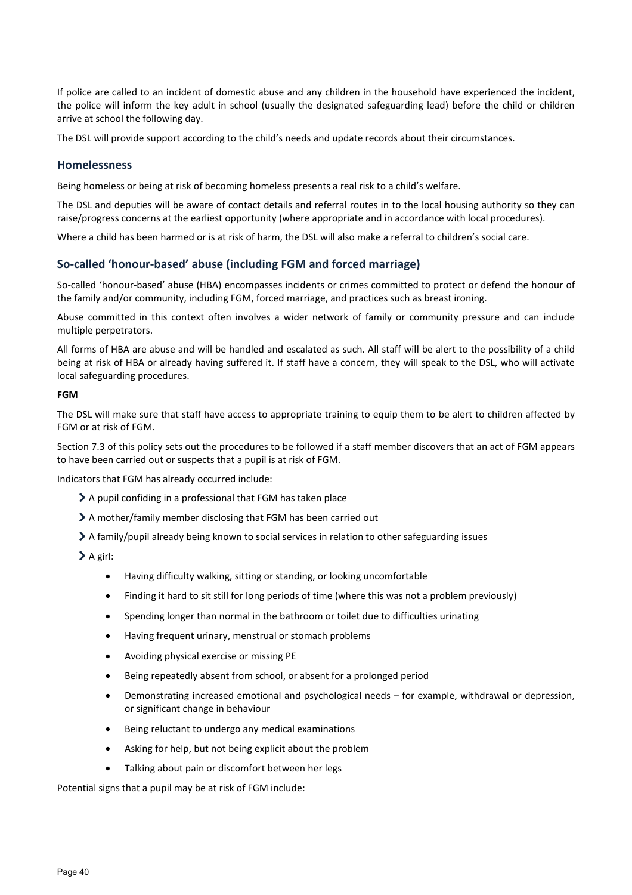If police are called to an incident of domestic abuse and any children in the household have experienced the incident, the police will inform the key adult in school (usually the designated safeguarding lead) before the child or children arrive at school the following day.

The DSL will provide support according to the child's needs and update records about their circumstances.

### Homelessness

Being homeless or being at risk of becoming homeless presents a real risk to a child's welfare.

The DSL and deputies will be aware of contact details and referral routes in to the local housing authority so they can raise/progress concerns at the earliest opportunity (where appropriate and in accordance with local procedures).

Where a child has been harmed or is at risk of harm, the DSL will also make a referral to children's social care.

### So-called 'honour-based' abuse (including FGM and forced marriage)

So-called 'honour-based' abuse (HBA) encompasses incidents or crimes committed to protect or defend the honour of the family and/or community, including FGM, forced marriage, and practices such as breast ironing.

Abuse committed in this context often involves a wider network of family or community pressure and can include multiple perpetrators.

All forms of HBA are abuse and will be handled and escalated as such. All staff will be alert to the possibility of a child being at risk of HBA or already having suffered it. If staff have a concern, they will speak to the DSL, who will activate local safeguarding procedures.

**FGM**

The DSL will make sure that staff have access to appropriate training to equip them to be alert to children affected by FGM or at risk of FGM.

Section 7.3 of this policy sets out the procedures to be followed if a staff member discovers that an act of FGM appears to have been carried out or suspects that a pupil is at risk of FGM.

Indicators that FGM has already occurred include:

- A pupil confiding in a professional that FGM has taken place
- A mother/family member disclosing that FGM has been carried out
- A family/pupil already being known to social services in relation to other safeguarding issues
- A girl:
  - Having difficulty walking, sitting or standing, or looking uncomfortable
  - Finding it hard to sit still for long periods of time (where this was not a problem previously)
  - Spending longer than normal in the bathroom or toilet due to difficulties urinating
  - Having frequent urinary, menstrual or stomach problems
  - Avoiding physical exercise or missing PE
  - Being repeatedly absent from school, or absent for a prolonged period
  - Demonstrating increased emotional and psychological needs – for example, withdrawal or depression, or significant change in behaviour
  - Being reluctant to undergo any medical examinations
  - Asking for help, but not being explicit about the problem
  - Talking about pain or discomfort between her legs

Potential signs that a pupil may be at risk of FGM include: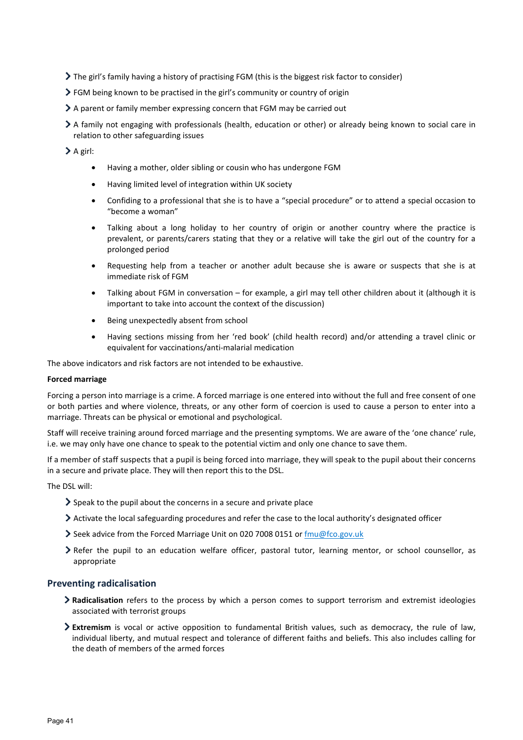- The girl's family having a history of practising FGM (this is the biggest risk factor to consider)
- FGM being known to be practised in the girl's community or country of origin
- A parent or family member expressing concern that FGM may be carried out
- A family not engaging with professionals (health, education or other) or already being known to social care in relation to other safeguarding issues
- A girl:
    - Having a mother, older sibling or cousin who has undergone FGM
    - Having limited level of integration within UK society
    - Confiding to a professional that she is to have a "special procedure" or to attend a special occasion to "become a woman"
    - Talking about a long holiday to her country of origin or another country where the practice is prevalent, or parents/carers stating that they or a relative will take the girl out of the country for a prolonged period
    - Requesting help from a teacher or another adult because she is aware or suspects that she is at immediate risk of FGM
    - Talking about FGM in conversation – for example, a girl may tell other children about it (although it is important to take into account the context of the discussion)
    - Being unexpectedly absent from school
    - Having sections missing from her 'red book' (child health record) and/or attending a travel clinic or equivalent for vaccinations/anti-malarial medication

The above indicators and risk factors are not intended to be exhaustive.

**Forced marriage**

Forcing a person into marriage is a crime. A forced marriage is one entered into without the full and free consent of one or both parties and where violence, threats, or any other form of coercion is used to cause a person to enter into a marriage. Threats can be physical or emotional and psychological.

Staff will receive training around forced marriage and the presenting symptoms. We are aware of the 'one chance' rule, i.e. we may only have one chance to speak to the potential victim and only one chance to save them.

If a member of staff suspects that a pupil is being forced into marriage, they will speak to the pupil about their concerns in a secure and private place. They will then report this to the DSL.

The DSL will:

- Speak to the pupil about the concerns in a secure and private place
- Activate the local safeguarding procedures and refer the case to the local authority's designated officer
- Seek advice from the Forced Marriage Unit on 020 7008 0151 or [fmu@fco.gov.uk](mailto:fmu@fco.gov.uk)
- Refer the pupil to an education welfare officer, pastoral tutor, learning mentor, or school counsellor, as appropriate

## Preventing radicalisation

- **Radicalisation** refers to the process by which a person comes to support terrorism and extremist ideologies associated with terrorist groups
- **Extremism** is vocal or active opposition to fundamental British values, such as democracy, the rule of law, individual liberty, and mutual respect and tolerance of different faiths and beliefs. This also includes calling for the death of members of the armed forces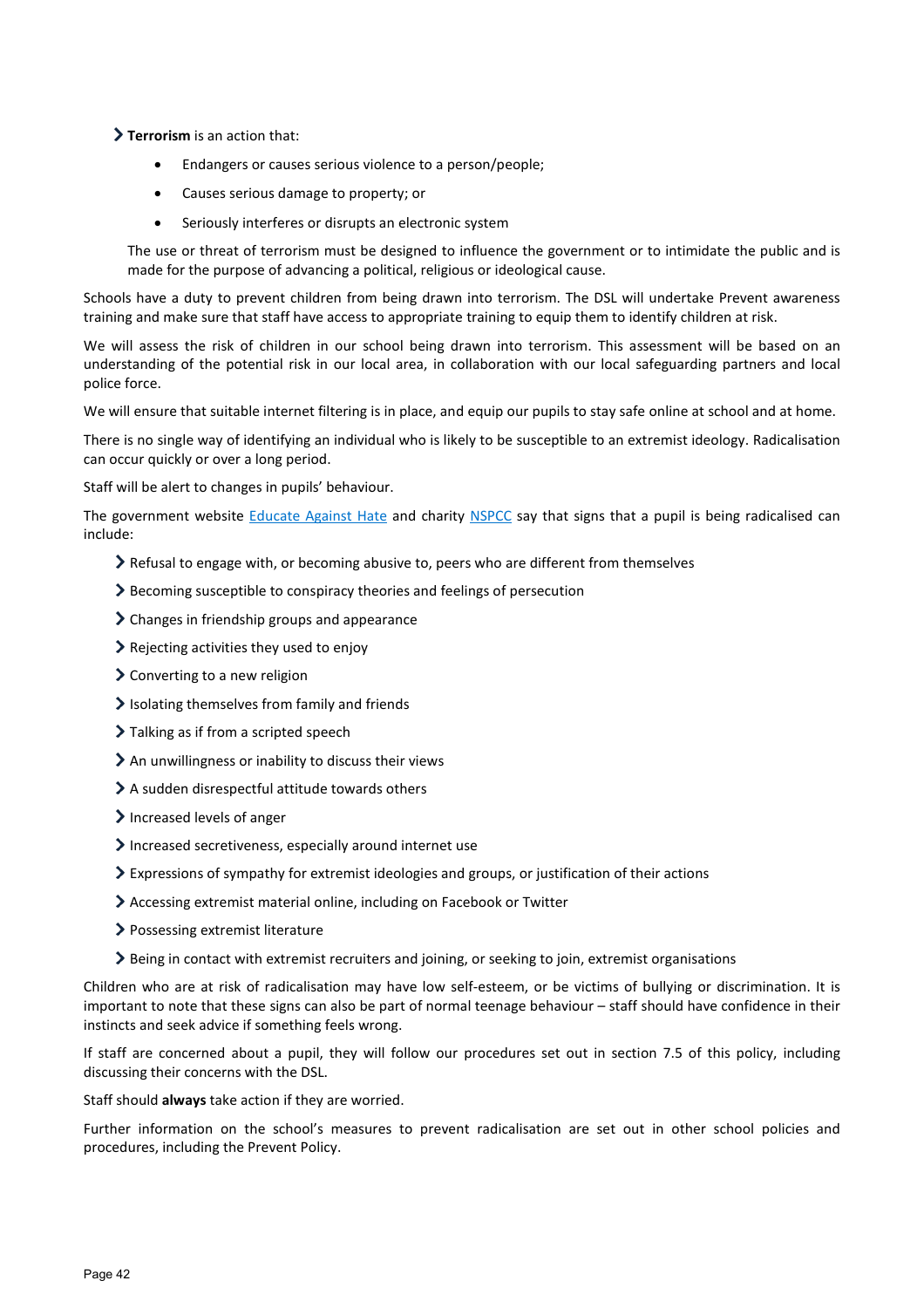- **Terrorism** is an action that:
    - Endangers or causes serious violence to a person/people;
    - Causes serious damage to property; or
    - Seriously interferes or disrupts an electronic system

  The use or threat of terrorism must be designed to influence the government or to intimidate the public and is made for the purpose of advancing a political, religious or ideological cause.

Schools have a duty to prevent children from being drawn into terrorism. The DSL will undertake Prevent awareness training and make sure that staff have access to appropriate training to equip them to identify children at risk.

We will assess the risk of children in our school being drawn into terrorism. This assessment will be based on an understanding of the potential risk in our local area, in collaboration with our local safeguarding partners and local police force.

We will ensure that suitable internet filtering is in place, and equip our pupils to stay safe online at school and at home.

There is no single way of identifying an individual who is likely to be susceptible to an extremist ideology. Radicalisation can occur quickly or over a long period.

Staff will be alert to changes in pupils' behaviour.

The government website Educate Against Hate and charity NSPCC say that signs that a pupil is being radicalised can include:

- Refusal to engage with, or becoming abusive to, peers who are different from themselves
- Becoming susceptible to conspiracy theories and feelings of persecution
- Changes in friendship groups and appearance
- Rejecting activities they used to enjoy
- Converting to a new religion
- Isolating themselves from family and friends
- Talking as if from a scripted speech
- An unwillingness or inability to discuss their views
- A sudden disrespectful attitude towards others
- Increased levels of anger
- Increased secretiveness, especially around internet use
- Expressions of sympathy for extremist ideologies and groups, or justification of their actions
- Accessing extremist material online, including on Facebook or Twitter
- Possessing extremist literature
- Being in contact with extremist recruiters and joining, or seeking to join, extremist organisations

Children who are at risk of radicalisation may have low self-esteem, or be victims of bullying or discrimination. It is important to note that these signs can also be part of normal teenage behaviour – staff should have confidence in their instincts and seek advice if something feels wrong.

If staff are concerned about a pupil, they will follow our procedures set out in section 7.5 of this policy, including discussing their concerns with the DSL.

Staff should **always** take action if they are worried.

Further information on the school's measures to prevent radicalisation are set out in other school policies and procedures, including the Prevent Policy.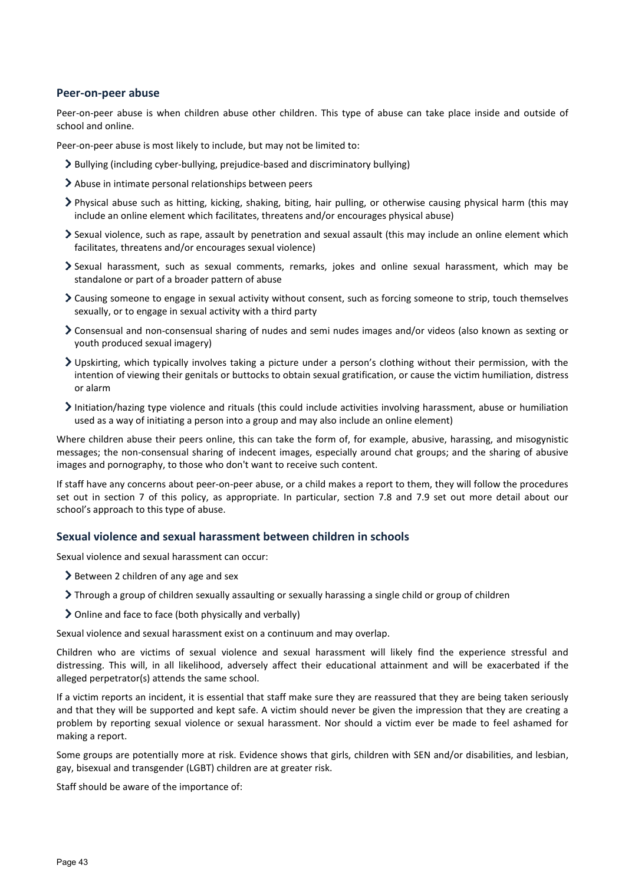### Peer-on-peer abuse

Peer-on-peer abuse is when children abuse other children. This type of abuse can take place inside and outside of school and online.

Peer-on-peer abuse is most likely to include, but may not be limited to:

- Bullying (including cyber-bullying, prejudice-based and discriminatory bullying)
- Abuse in intimate personal relationships between peers
- Physical abuse such as hitting, kicking, shaking, biting, hair pulling, or otherwise causing physical harm (this may include an online element which facilitates, threatens and/or encourages physical abuse)
- Sexual violence, such as rape, assault by penetration and sexual assault (this may include an online element which facilitates, threatens and/or encourages sexual violence)
- Sexual harassment, such as sexual comments, remarks, jokes and online sexual harassment, which may be standalone or part of a broader pattern of abuse
- Causing someone to engage in sexual activity without consent, such as forcing someone to strip, touch themselves sexually, or to engage in sexual activity with a third party
- Consensual and non-consensual sharing of nudes and semi nudes images and/or videos (also known as sexting or youth produced sexual imagery)
- Upskirting, which typically involves taking a picture under a person's clothing without their permission, with the intention of viewing their genitals or buttocks to obtain sexual gratification, or cause the victim humiliation, distress or alarm
- Initiation/hazing type violence and rituals (this could include activities involving harassment, abuse or humiliation used as a way of initiating a person into a group and may also include an online element)

Where children abuse their peers online, this can take the form of, for example, abusive, harassing, and misogynistic messages; the non-consensual sharing of indecent images, especially around chat groups; and the sharing of abusive images and pornography, to those who don't want to receive such content.

If staff have any concerns about peer-on-peer abuse, or a child makes a report to them, they will follow the procedures set out in section 7 of this policy, as appropriate. In particular, section 7.8 and 7.9 set out more detail about our school's approach to this type of abuse.

### Sexual violence and sexual harassment between children in schools

Sexual violence and sexual harassment can occur:

- Between 2 children of any age and sex
- Through a group of children sexually assaulting or sexually harassing a single child or group of children
- Online and face to face (both physically and verbally)

Sexual violence and sexual harassment exist on a continuum and may overlap.

Children who are victims of sexual violence and sexual harassment will likely find the experience stressful and distressing. This will, in all likelihood, adversely affect their educational attainment and will be exacerbated if the alleged perpetrator(s) attends the same school.

If a victim reports an incident, it is essential that staff make sure they are reassured that they are being taken seriously and that they will be supported and kept safe. A victim should never be given the impression that they are creating a problem by reporting sexual violence or sexual harassment. Nor should a victim ever be made to feel ashamed for making a report.

Some groups are potentially more at risk. Evidence shows that girls, children with SEN and/or disabilities, and lesbian, gay, bisexual and transgender (LGBT) children are at greater risk.

Staff should be aware of the importance of: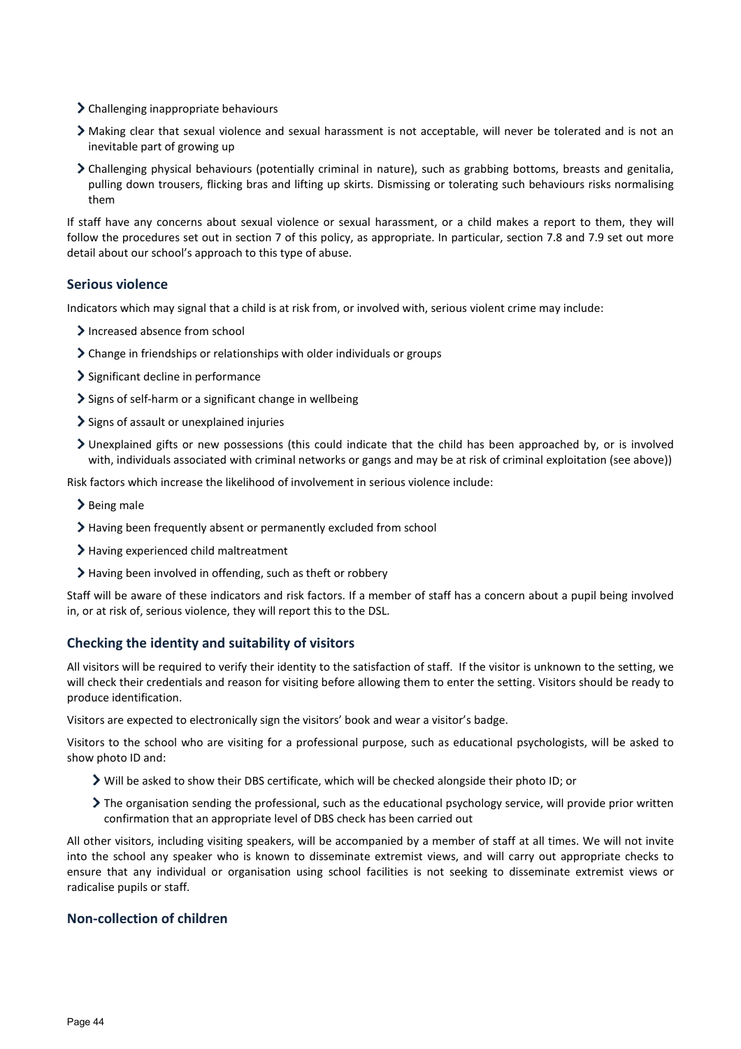- Challenging inappropriate behaviours
- Making clear that sexual violence and sexual harassment is not acceptable, will never be tolerated and is not an inevitable part of growing up
- Challenging physical behaviours (potentially criminal in nature), such as grabbing bottoms, breasts and genitalia, pulling down trousers, flicking bras and lifting up skirts. Dismissing or tolerating such behaviours risks normalising them

If staff have any concerns about sexual violence or sexual harassment, or a child makes a report to them, they will follow the procedures set out in section 7 of this policy, as appropriate. In particular, section 7.8 and 7.9 set out more detail about our school's approach to this type of abuse.

### Serious violence

Indicators which may signal that a child is at risk from, or involved with, serious violent crime may include:

- Increased absence from school
- Change in friendships or relationships with older individuals or groups
- Significant decline in performance
- Signs of self-harm or a significant change in wellbeing
- Signs of assault or unexplained injuries
- Unexplained gifts or new possessions (this could indicate that the child has been approached by, or is involved with, individuals associated with criminal networks or gangs and may be at risk of criminal exploitation (see above))

Risk factors which increase the likelihood of involvement in serious violence include:

- Being male
- Having been frequently absent or permanently excluded from school
- Having experienced child maltreatment
- Having been involved in offending, such as theft or robbery

Staff will be aware of these indicators and risk factors. If a member of staff has a concern about a pupil being involved in, or at risk of, serious violence, they will report this to the DSL.

### Checking the identity and suitability of visitors

All visitors will be required to verify their identity to the satisfaction of staff. If the visitor is unknown to the setting, we will check their credentials and reason for visiting before allowing them to enter the setting. Visitors should be ready to produce identification.

Visitors are expected to electronically sign the visitors' book and wear a visitor's badge.

Visitors to the school who are visiting for a professional purpose, such as educational psychologists, will be asked to show photo ID and:

- Will be asked to show their DBS certificate, which will be checked alongside their photo ID; or
- The organisation sending the professional, such as the educational psychology service, will provide prior written confirmation that an appropriate level of DBS check has been carried out

All other visitors, including visiting speakers, will be accompanied by a member of staff at all times. We will not invite into the school any speaker who is known to disseminate extremist views, and will carry out appropriate checks to ensure that any individual or organisation using school facilities is not seeking to disseminate extremist views or radicalise pupils or staff.

### Non-collection of children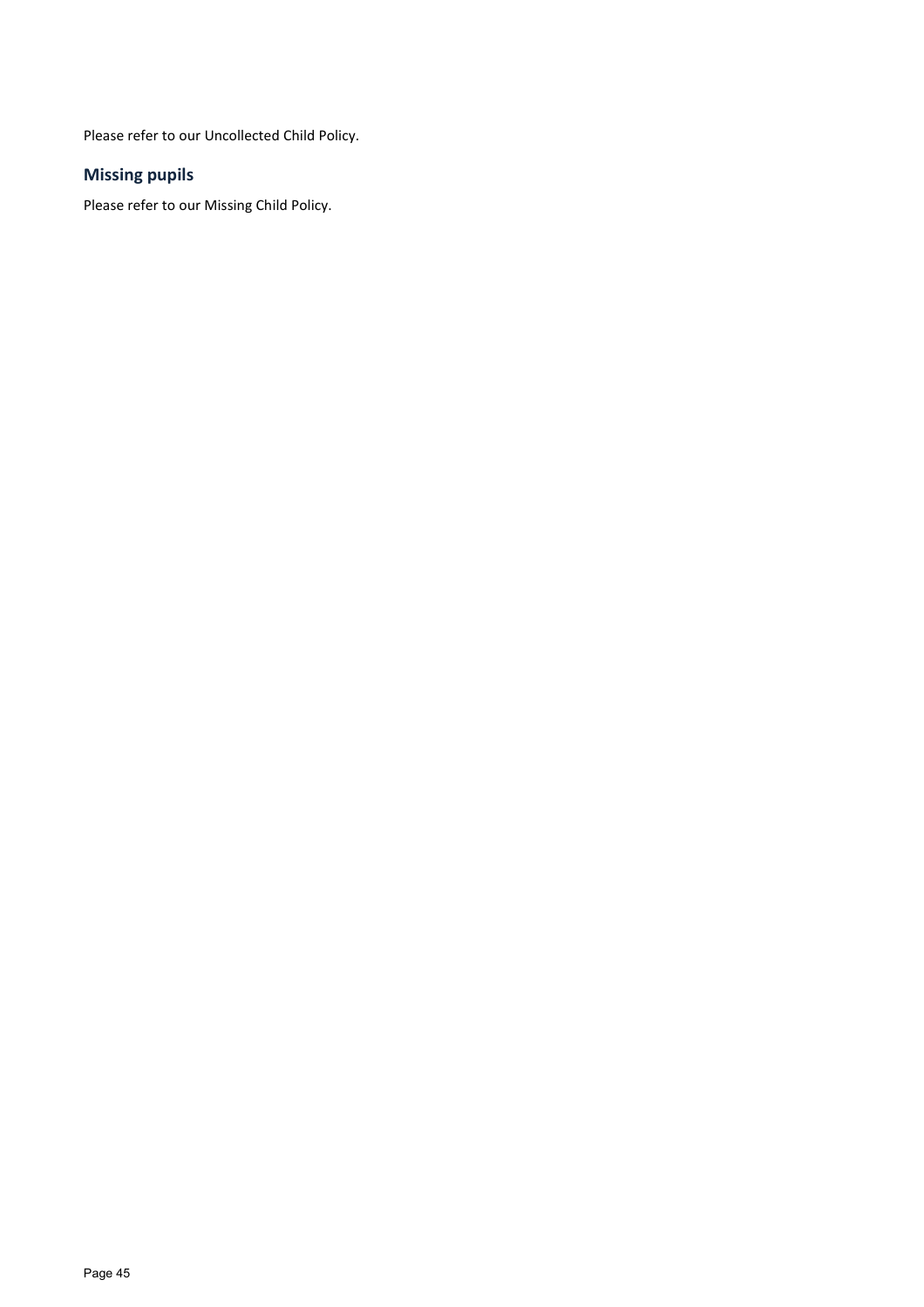Please refer to our Uncollected Child Policy.

## Missing pupils

Please refer to our Missing Child Policy.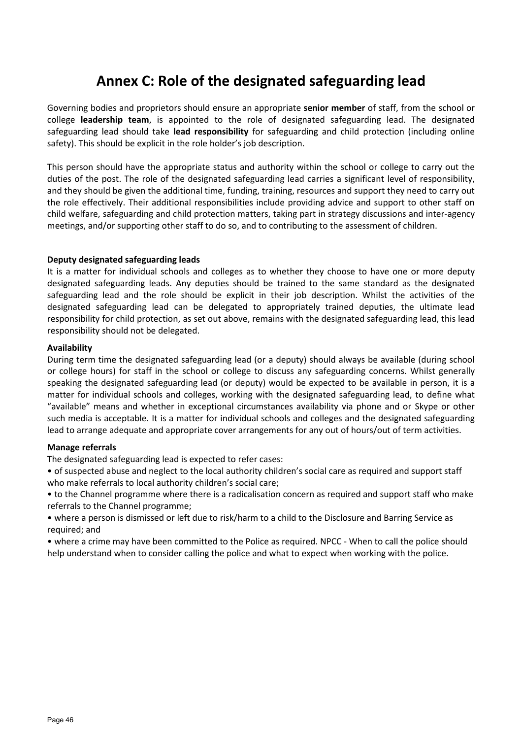# Annex C: Role of the designated safeguarding lead

Governing bodies and proprietors should ensure an appropriate **senior member** of staff, from the school or college **leadership team**, is appointed to the role of designated safeguarding lead. The designated safeguarding lead should take **lead responsibility** for safeguarding and child protection (including online safety). This should be explicit in the role holder's job description.

This person should have the appropriate status and authority within the school or college to carry out the duties of the post. The role of the designated safeguarding lead carries a significant level of responsibility, and they should be given the additional time, funding, training, resources and support they need to carry out the role effectively. Their additional responsibilities include providing advice and support to other staff on child welfare, safeguarding and child protection matters, taking part in strategy discussions and inter-agency meetings, and/or supporting other staff to do so, and to contributing to the assessment of children.

**Deputy designated safeguarding leads**

It is a matter for individual schools and colleges as to whether they choose to have one or more deputy designated safeguarding leads. Any deputies should be trained to the same standard as the designated safeguarding lead and the role should be explicit in their job description. Whilst the activities of the designated safeguarding lead can be delegated to appropriately trained deputies, the ultimate lead responsibility for child protection, as set out above, remains with the designated safeguarding lead, this lead responsibility should not be delegated.

**Availability**

During term time the designated safeguarding lead (or a deputy) should always be available (during school or college hours) for staff in the school or college to discuss any safeguarding concerns. Whilst generally speaking the designated safeguarding lead (or deputy) would be expected to be available in person, it is a matter for individual schools and colleges, working with the designated safeguarding lead, to define what "available" means and whether in exceptional circumstances availability via phone and or Skype or other such media is acceptable. It is a matter for individual schools and colleges and the designated safeguarding lead to arrange adequate and appropriate cover arrangements for any out of hours/out of term activities.

**Manage referrals**

The designated safeguarding lead is expected to refer cases:

- of suspected abuse and neglect to the local authority children's social care as required and support staff who make referrals to local authority children's social care;
- to the Channel programme where there is a radicalisation concern as required and support staff who make referrals to the Channel programme;
- where a person is dismissed or left due to risk/harm to a child to the Disclosure and Barring Service as required; and
- where a crime may have been committed to the Police as required. NPCC - When to call the police should help understand when to consider calling the police and what to expect when working with the police.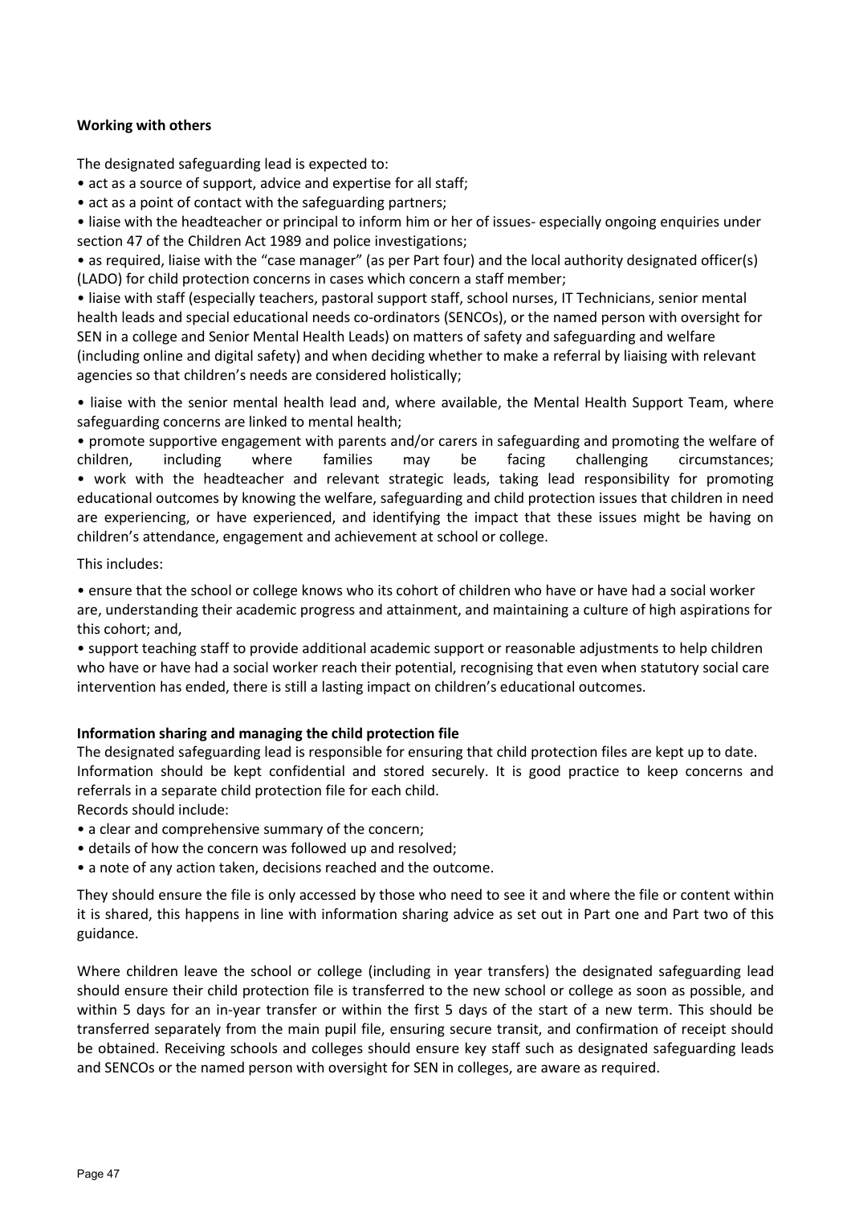**Working with others**

The designated safeguarding lead is expected to:

- act as a source of support, advice and expertise for all staff;
- act as a point of contact with the safeguarding partners;
- liaise with the headteacher or principal to inform him or her of issues- especially ongoing enquiries under section 47 of the Children Act 1989 and police investigations;
- as required, liaise with the "case manager" (as per Part four) and the local authority designated officer(s) (LADO) for child protection concerns in cases which concern a staff member;
- liaise with staff (especially teachers, pastoral support staff, school nurses, IT Technicians, senior mental health leads and special educational needs co-ordinators (SENCOs), or the named person with oversight for SEN in a college and Senior Mental Health Leads) on matters of safety and safeguarding and welfare (including online and digital safety) and when deciding whether to make a referral by liaising with relevant agencies so that children's needs are considered holistically;
- liaise with the senior mental health lead and, where available, the Mental Health Support Team, where safeguarding concerns are linked to mental health;
- promote supportive engagement with parents and/or carers in safeguarding and promoting the welfare of children, including where families may be facing challenging circumstances;
- work with the headteacher and relevant strategic leads, taking lead responsibility for promoting educational outcomes by knowing the welfare, safeguarding and child protection issues that children in need are experiencing, or have experienced, and identifying the impact that these issues might be having on children's attendance, engagement and achievement at school or college.

This includes:

- ensure that the school or college knows who its cohort of children who have or have had a social worker are, understanding their academic progress and attainment, and maintaining a culture of high aspirations for this cohort; and,
- support teaching staff to provide additional academic support or reasonable adjustments to help children who have or have had a social worker reach their potential, recognising that even when statutory social care intervention has ended, there is still a lasting impact on children's educational outcomes.

**Information sharing and managing the child protection file**

The designated safeguarding lead is responsible for ensuring that child protection files are kept up to date. Information should be kept confidential and stored securely. It is good practice to keep concerns and referrals in a separate child protection file for each child.

Records should include:

- a clear and comprehensive summary of the concern;
- details of how the concern was followed up and resolved;
- a note of any action taken, decisions reached and the outcome.

They should ensure the file is only accessed by those who need to see it and where the file or content within it is shared, this happens in line with information sharing advice as set out in Part one and Part two of this guidance.

Where children leave the school or college (including in year transfers) the designated safeguarding lead should ensure their child protection file is transferred to the new school or college as soon as possible, and within 5 days for an in-year transfer or within the first 5 days of the start of a new term. This should be transferred separately from the main pupil file, ensuring secure transit, and confirmation of receipt should be obtained. Receiving schools and colleges should ensure key staff such as designated safeguarding leads and SENCOs or the named person with oversight for SEN in colleges, are aware as required.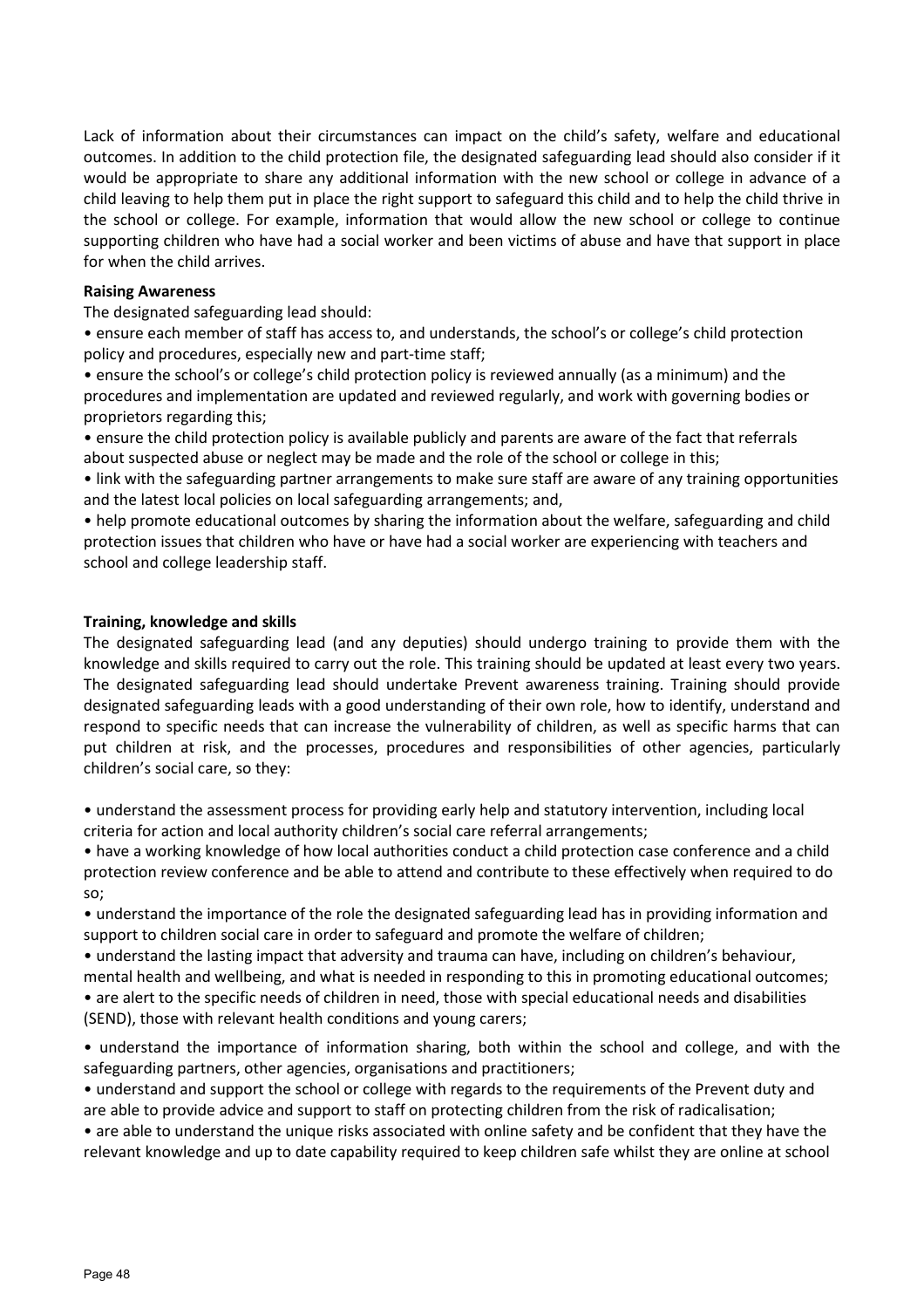Lack of information about their circumstances can impact on the child's safety, welfare and educational outcomes. In addition to the child protection file, the designated safeguarding lead should also consider if it would be appropriate to share any additional information with the new school or college in advance of a child leaving to help them put in place the right support to safeguard this child and to help the child thrive in the school or college. For example, information that would allow the new school or college to continue supporting children who have had a social worker and been victims of abuse and have that support in place for when the child arrives.

**Raising Awareness**

The designated safeguarding lead should:

- ensure each member of staff has access to, and understands, the school's or college's child protection policy and procedures, especially new and part-time staff;
- ensure the school's or college's child protection policy is reviewed annually (as a minimum) and the procedures and implementation are updated and reviewed regularly, and work with governing bodies or proprietors regarding this;
- ensure the child protection policy is available publicly and parents are aware of the fact that referrals about suspected abuse or neglect may be made and the role of the school or college in this;
- link with the safeguarding partner arrangements to make sure staff are aware of any training opportunities and the latest local policies on local safeguarding arrangements; and,
- help promote educational outcomes by sharing the information about the welfare, safeguarding and child protection issues that children who have or have had a social worker are experiencing with teachers and school and college leadership staff.

**Training, knowledge and skills**

The designated safeguarding lead (and any deputies) should undergo training to provide them with the knowledge and skills required to carry out the role. This training should be updated at least every two years. The designated safeguarding lead should undertake Prevent awareness training. Training should provide designated safeguarding leads with a good understanding of their own role, how to identify, understand and respond to specific needs that can increase the vulnerability of children, as well as specific harms that can put children at risk, and the processes, procedures and responsibilities of other agencies, particularly children's social care, so they:

- understand the assessment process for providing early help and statutory intervention, including local criteria for action and local authority children's social care referral arrangements;
- have a working knowledge of how local authorities conduct a child protection case conference and a child protection review conference and be able to attend and contribute to these effectively when required to do so;
- understand the importance of the role the designated safeguarding lead has in providing information and support to children social care in order to safeguard and promote the welfare of children;
- understand the lasting impact that adversity and trauma can have, including on children's behaviour, mental health and wellbeing, and what is needed in responding to this in promoting educational outcomes;
- are alert to the specific needs of children in need, those with special educational needs and disabilities (SEND), those with relevant health conditions and young carers;
- understand the importance of information sharing, both within the school and college, and with the safeguarding partners, other agencies, organisations and practitioners;
- understand and support the school or college with regards to the requirements of the Prevent duty and are able to provide advice and support to staff on protecting children from the risk of radicalisation;
- are able to understand the unique risks associated with online safety and be confident that they have the relevant knowledge and up to date capability required to keep children safe whilst they are online at school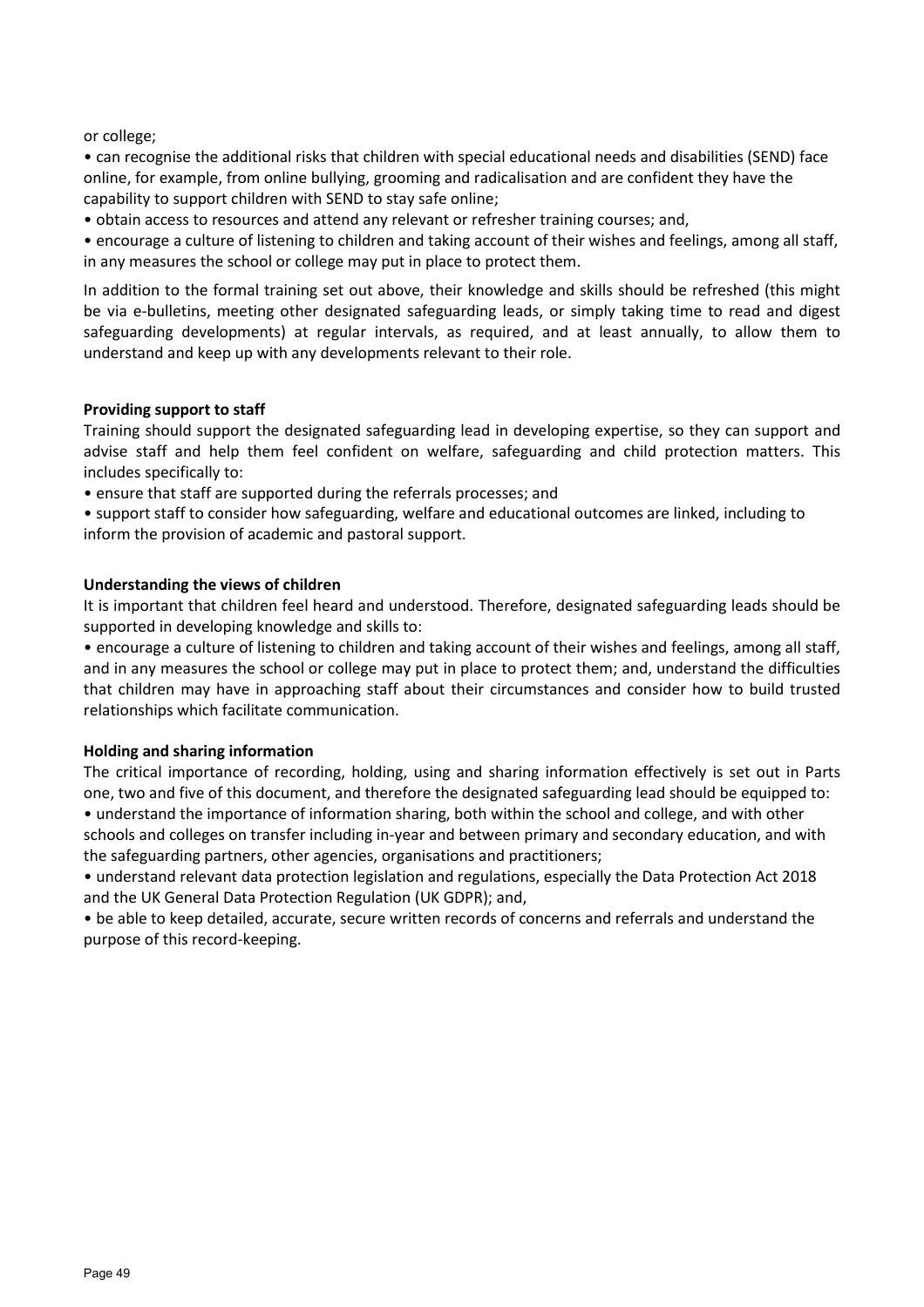or college;

- can recognise the additional risks that children with special educational needs and disabilities (SEND) face online, for example, from online bullying, grooming and radicalisation and are confident they have the capability to support children with SEND to stay safe online;
- obtain access to resources and attend any relevant or refresher training courses; and,
- encourage a culture of listening to children and taking account of their wishes and feelings, among all staff, in any measures the school or college may put in place to protect them.

In addition to the formal training set out above, their knowledge and skills should be refreshed (this might be via e-bulletins, meeting other designated safeguarding leads, or simply taking time to read and digest safeguarding developments) at regular intervals, as required, and at least annually, to allow them to understand and keep up with any developments relevant to their role.

**Providing support to staff**

Training should support the designated safeguarding lead in developing expertise, so they can support and advise staff and help them feel confident on welfare, safeguarding and child protection matters. This includes specifically to:

- ensure that staff are supported during the referrals processes; and
- support staff to consider how safeguarding, welfare and educational outcomes are linked, including to inform the provision of academic and pastoral support.

**Understanding the views of children**

It is important that children feel heard and understood. Therefore, designated safeguarding leads should be supported in developing knowledge and skills to:

- encourage a culture of listening to children and taking account of their wishes and feelings, among all staff, and in any measures the school or college may put in place to protect them; and, understand the difficulties that children may have in approaching staff about their circumstances and consider how to build trusted relationships which facilitate communication.

**Holding and sharing information**

The critical importance of recording, holding, using and sharing information effectively is set out in Parts one, two and five of this document, and therefore the designated safeguarding lead should be equipped to:

- understand the importance of information sharing, both within the school and college, and with other schools and colleges on transfer including in-year and between primary and secondary education, and with the safeguarding partners, other agencies, organisations and practitioners;
- understand relevant data protection legislation and regulations, especially the Data Protection Act 2018 and the UK General Data Protection Regulation (UK GDPR); and,
- be able to keep detailed, accurate, secure written records of concerns and referrals and understand the purpose of this record-keeping.